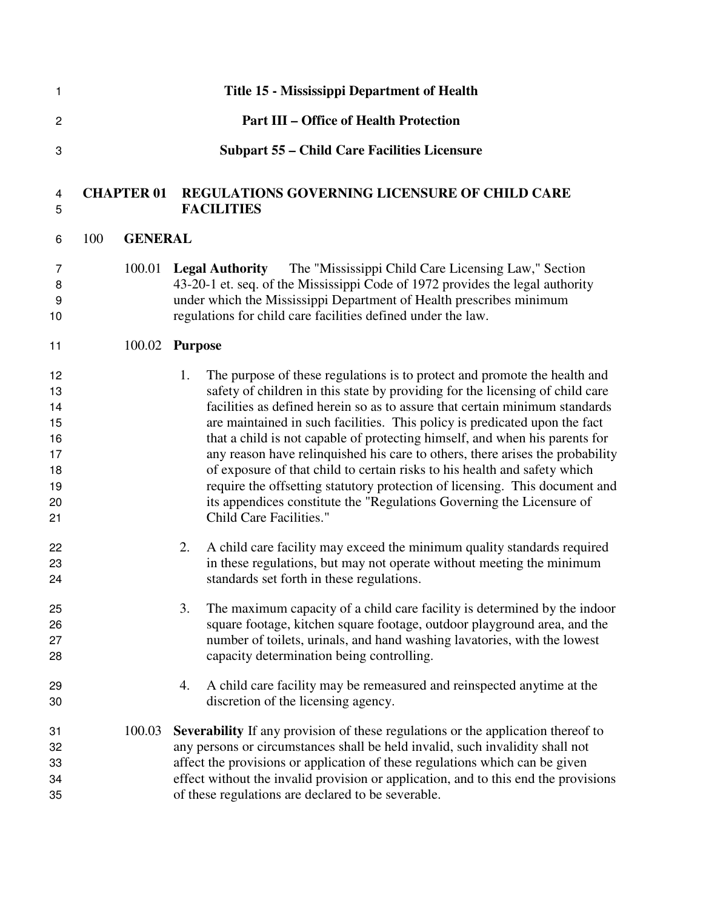# Title 15 - Mississippi Department of Health

## Part III – Office of Health Protection

## Subpart 55 – Child Care Facilities Licensure

## CHAPTER 01 REGULATIONS GOVERNING LICENSURE OF CHILD CARE FACILITIES

### 100 GENERAL

100.01 **Legal Authority** The "Mississippi Child Care Licensing Law," Section 43-20-1 et. seq. of the Mississippi Code of 1972 provides the legal authority under which the Mississippi Department of Health prescribes minimum regulations for child care facilities defined under the law.

100.02 **Purpose**

1. The purpose of these regulations is to protect and promote the health and safety of children in this state by providing for the licensing of child care facilities as defined herein so as to assure that certain minimum standards are maintained in such facilities. This policy is predicated upon the fact that a child is not capable of protecting himself, and when his parents for any reason have relinquished his care to others, there arises the probability of exposure of that child to certain risks to his health and safety which require the offsetting statutory protection of licensing. This document and its appendices constitute the "Regulations Governing the Licensure of Child Care Facilities."

2. A child care facility may exceed the minimum quality standards required in these regulations, but may not operate without meeting the minimum standards set forth in these regulations.

3. The maximum capacity of a child care facility is determined by the indoor square footage, kitchen square footage, outdoor playground area, and the number of toilets, urinals, and hand washing lavatories, with the lowest capacity determination being controlling.

4. A child care facility may be remeasured and reinspected anytime at the discretion of the licensing agency.

100.03 **Severability** If any provision of these regulations or the application thereof to any persons or circumstances shall be held invalid, such invalidity shall not affect the provisions or application of these regulations which can be given effect without the invalid provision or application, and to this end the provisions of these regulations are declared to be severable.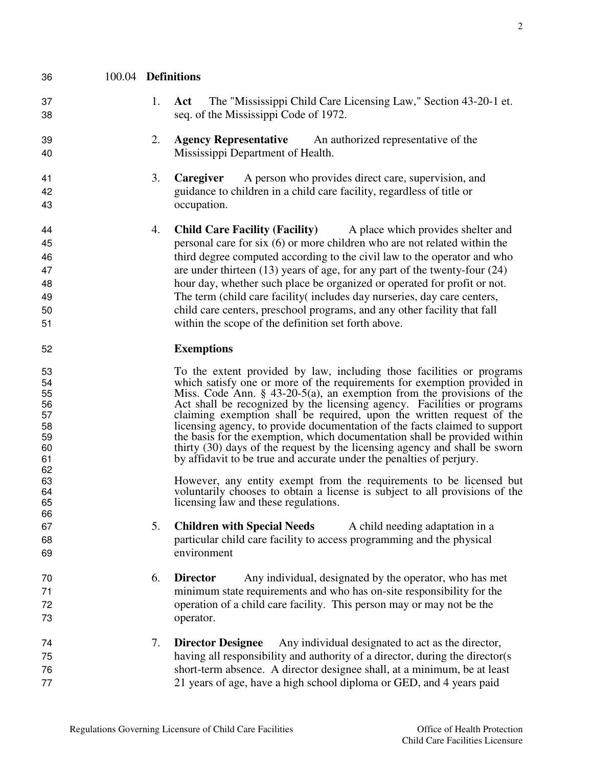### 100.04 **Definitions**

1. **Act** The "Mississippi Child Care Licensing Law," Section 43-20-1 et. seq. of the Mississippi Code of 1972.

2. **Agency Representative** An authorized representative of the Mississippi Department of Health.

3. **Caregiver** A person who provides direct care, supervision, and guidance to children in a child care facility, regardless of title or occupation.

4. **Child Care Facility (Facility)** A place which provides shelter and personal care for six (6) or more children who are not related within the third degree computed according to the civil law to the operator and who are under thirteen (13) years of age, for any part of the twenty-four (24) hour day, whether such place be organized or operated for profit or not. The term (child care facility( includes day nurseries, day care centers, child care centers, preschool programs, and any other facility that fall within the scope of the definition set forth above.

   **Exemptions**

   To the extent provided by law, including those facilities or programs which satisfy one or more of the requirements for exemption provided in Miss. Code Ann. § 43-20-5(a), an exemption from the provisions of the Act shall be recognized by the licensing agency. Facilities or programs claiming exemption shall be required, upon the written request of the licensing agency, to provide documentation of the facts claimed to support the basis for the exemption, which documentation shall be provided within thirty (30) days of the request by the licensing agency and shall be sworn by affidavit to be true and accurate under the penalties of perjury.

   However, any entity exempt from the requirements to be licensed but voluntarily chooses to obtain a license is subject to all provisions of the licensing law and these regulations.

5. **Children with Special Needs** A child needing adaptation in a particular child care facility to access programming and the physical environment

6. **Director** Any individual, designated by the operator, who has met minimum state requirements and who has on-site responsibility for the operation of a child care facility. This person may or may not be the operator.

7. **Director Designee** Any individual designated to act as the director, having all responsibility and authority of a director, during the director(s short-term absence. A director designee shall, at a minimum, be at least 21 years of age, have a high school diploma or GED, and 4 years paid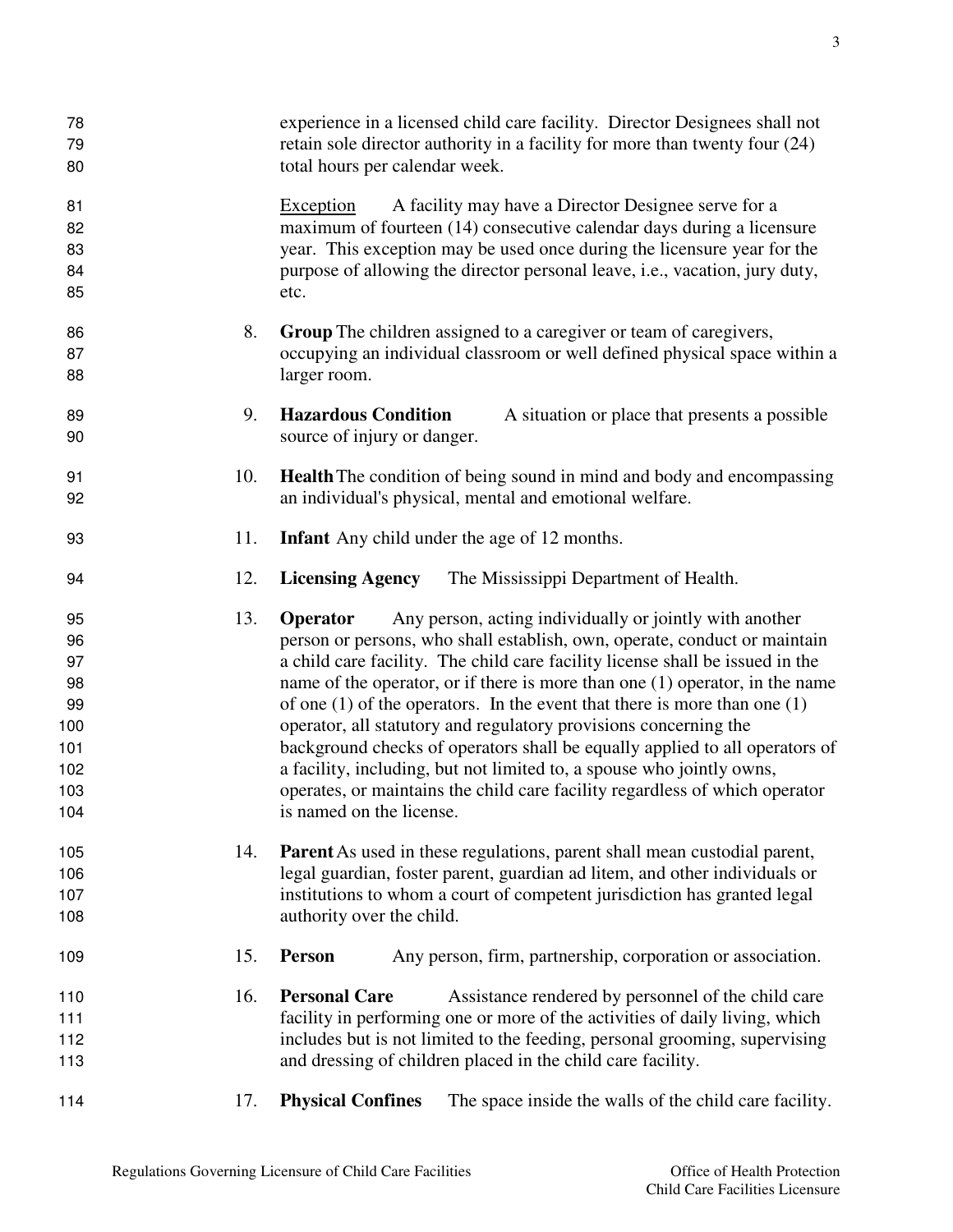experience in a licensed child care facility. Director Designees shall not retain sole director authority in a facility for more than twenty four (24) total hours per calendar week.

Exception A facility may have a Director Designee serve for a maximum of fourteen (14) consecutive calendar days during a licensure year. This exception may be used once during the licensure year for the purpose of allowing the director personal leave, i.e., vacation, jury duty, etc.

8. **Group** The children assigned to a caregiver or team of caregivers, occupying an individual classroom or well defined physical space within a larger room.

9. **Hazardous Condition** A situation or place that presents a possible source of injury or danger.

10. **Health** The condition of being sound in mind and body and encompassing an individual's physical, mental and emotional welfare.

11. **Infant** Any child under the age of 12 months.

12. **Licensing Agency** The Mississippi Department of Health.

13. **Operator** Any person, acting individually or jointly with another person or persons, who shall establish, own, operate, conduct or maintain a child care facility. The child care facility license shall be issued in the name of the operator, or if there is more than one (1) operator, in the name of one (1) of the operators. In the event that there is more than one (1) operator, all statutory and regulatory provisions concerning the background checks of operators shall be equally applied to all operators of a facility, including, but not limited to, a spouse who jointly owns, operates, or maintains the child care facility regardless of which operator is named on the license.

14. **Parent** As used in these regulations, parent shall mean custodial parent, legal guardian, foster parent, guardian ad litem, and other individuals or institutions to whom a court of competent jurisdiction has granted legal authority over the child.

15. **Person** Any person, firm, partnership, corporation or association.

16. **Personal Care** Assistance rendered by personnel of the child care facility in performing one or more of the activities of daily living, which includes but is not limited to the feeding, personal grooming, supervising and dressing of children placed in the child care facility.

17. **Physical Confines** The space inside the walls of the child care facility.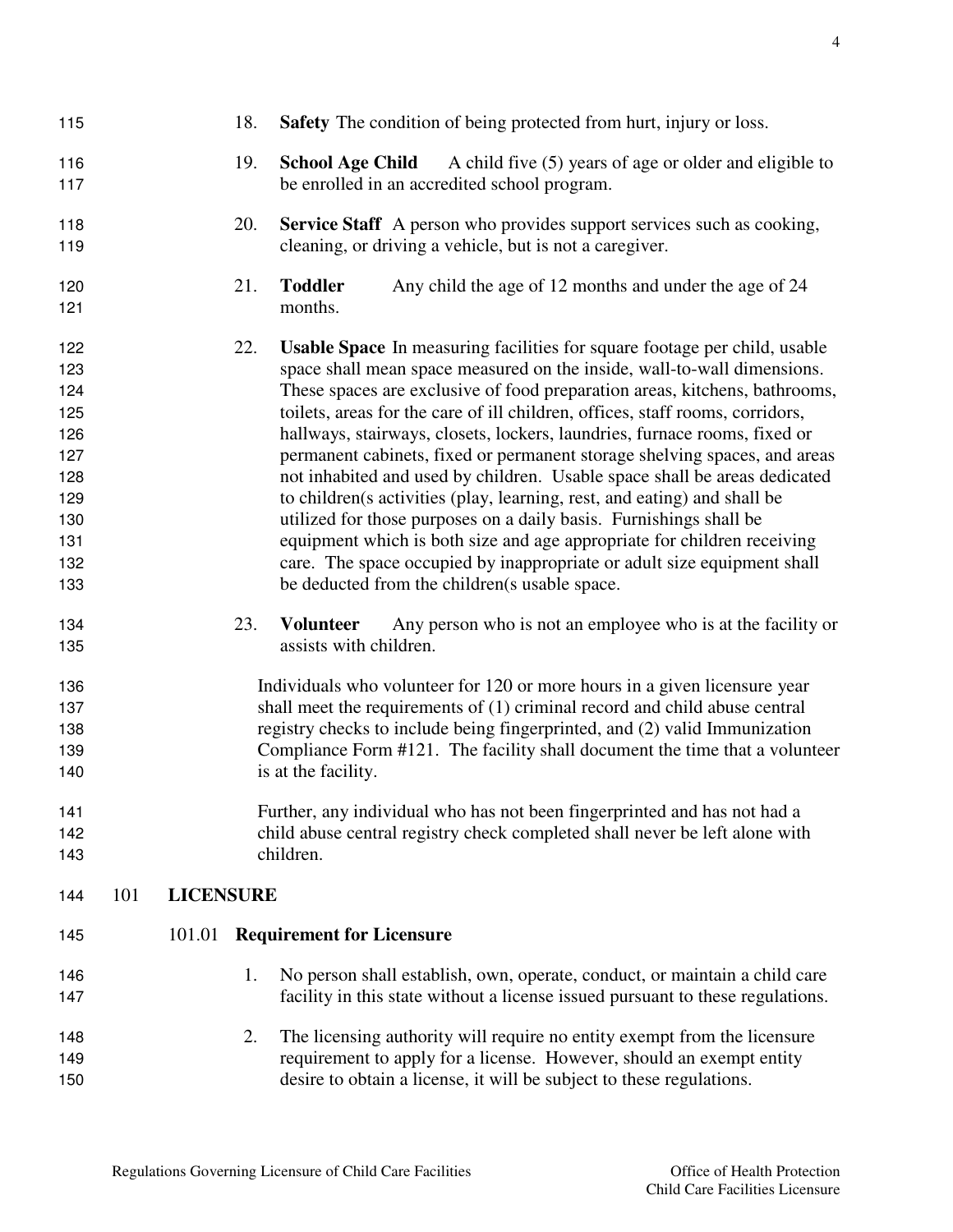18. **Safety** The condition of being protected from hurt, injury or loss.

19. **School Age Child** A child five (5) years of age or older and eligible to be enrolled in an accredited school program.

20. **Service Staff** A person who provides support services such as cooking, cleaning, or driving a vehicle, but is not a caregiver.

21. **Toddler** Any child the age of 12 months and under the age of 24 months.

22. **Usable Space** In measuring facilities for square footage per child, usable space shall mean space measured on the inside, wall-to-wall dimensions. These spaces are exclusive of food preparation areas, kitchens, bathrooms, toilets, areas for the care of ill children, offices, staff rooms, corridors, hallways, stairways, closets, lockers, laundries, furnace rooms, fixed or permanent cabinets, fixed or permanent storage shelving spaces, and areas not inhabited and used by children. Usable space shall be areas dedicated to children(s activities (play, learning, rest, and eating) and shall be utilized for those purposes on a daily basis. Furnishings shall be equipment which is both size and age appropriate for children receiving care. The space occupied by inappropriate or adult size equipment shall be deducted from the children(s usable space.

23. **Volunteer** Any person who is not an employee who is at the facility or assists with children.

    Individuals who volunteer for 120 or more hours in a given licensure year shall meet the requirements of (1) criminal record and child abuse central registry checks to include being fingerprinted, and (2) valid Immunization Compliance Form #121. The facility shall document the time that a volunteer is at the facility.

    Further, any individual who has not been fingerprinted and has not had a child abuse central registry check completed shall never be left alone with children.

## 101 LICENSURE

### 101.01 Requirement for Licensure

1. No person shall establish, own, operate, conduct, or maintain a child care facility in this state without a license issued pursuant to these regulations.

2. The licensing authority will require no entity exempt from the licensure requirement to apply for a license. However, should an exempt entity desire to obtain a license, it will be subject to these regulations.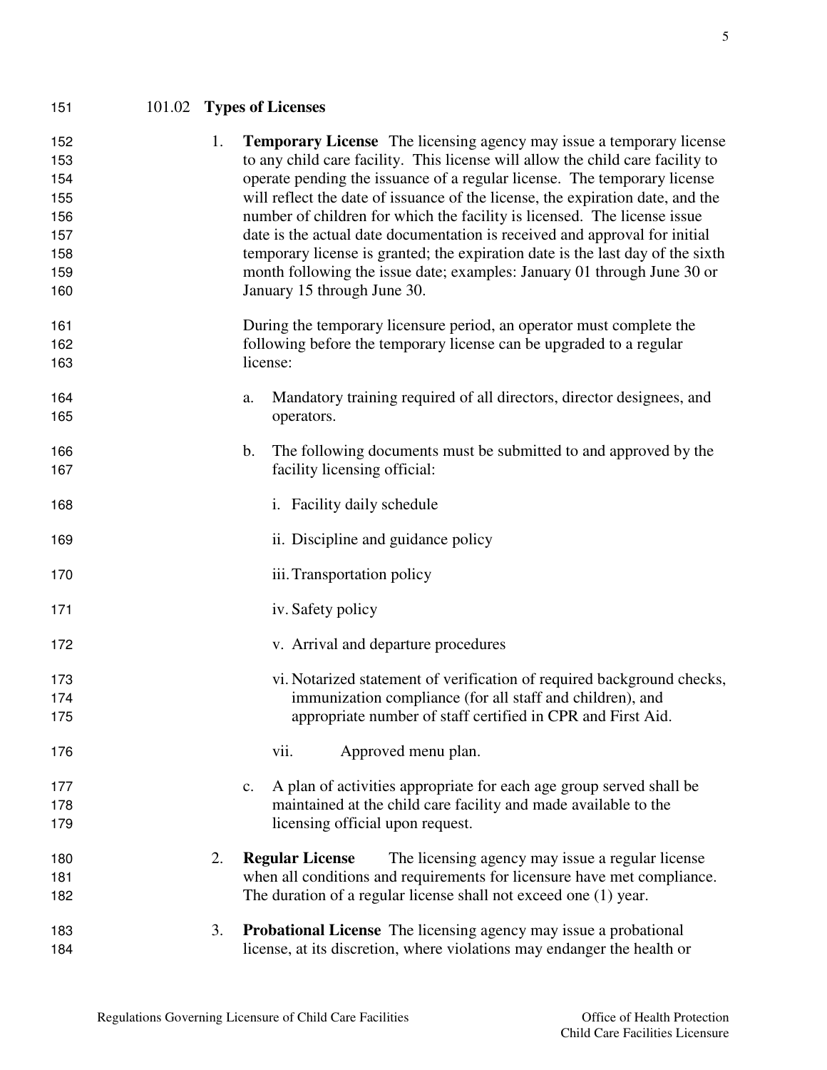### 101.02 **Types of Licenses**

1. **Temporary License** The licensing agency may issue a temporary license to any child care facility. This license will allow the child care facility to operate pending the issuance of a regular license. The temporary license will reflect the date of issuance of the license, the expiration date, and the number of children for which the facility is licensed. The license issue date is the actual date documentation is received and approval for initial temporary license is granted; the expiration date is the last day of the sixth month following the issue date; examples: January 01 through June 30 or January 15 through June 30.

   During the temporary licensure period, an operator must complete the following before the temporary license can be upgraded to a regular license:

   a. Mandatory training required of all directors, director designees, and operators.

   b. The following documents must be submitted to and approved by the facility licensing official:

      i. Facility daily schedule

      ii. Discipline and guidance policy

      iii. Transportation policy

      iv. Safety policy

      v. Arrival and departure procedures

      vi. Notarized statement of verification of required background checks, immunization compliance (for all staff and children), and appropriate number of staff certified in CPR and First Aid.

      vii. Approved menu plan.

   c. A plan of activities appropriate for each age group served shall be maintained at the child care facility and made available to the licensing official upon request.

2. **Regular License** The licensing agency may issue a regular license when all conditions and requirements for licensure have met compliance. The duration of a regular license shall not exceed one (1) year.

3. **Probational License** The licensing agency may issue a probational license, at its discretion, where violations may endanger the health or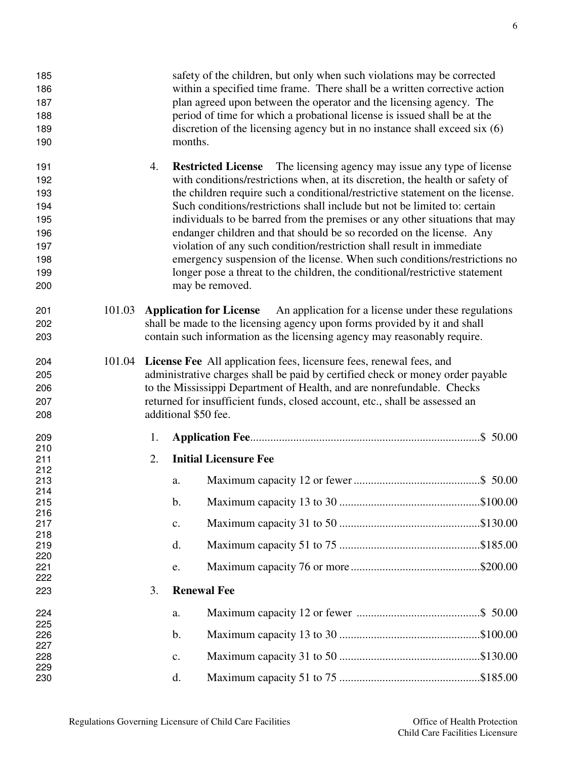safety of the children, but only when such violations may be corrected within a specified time frame. There shall be a written corrective action plan agreed upon between the operator and the licensing agency. The period of time for which a probational license is issued shall be at the discretion of the licensing agency but in no instance shall exceed six (6) months.

4. **Restricted License** The licensing agency may issue any type of license with conditions/restrictions when, at its discretion, the health or safety of the children require such a conditional/restrictive statement on the license. Such conditions/restrictions shall include but not be limited to: certain individuals to be barred from the premises or any other situations that may endanger children and that should be so recorded on the license. Any violation of any such condition/restriction shall result in immediate emergency suspension of the license. When such conditions/restrictions no longer pose a threat to the children, the conditional/restrictive statement may be removed.

101.03 **Application for License** An application for a license under these regulations shall be made to the licensing agency upon forms provided by it and shall contain such information as the licensing agency may reasonably require.

101.04 **License Fee** All application fees, licensure fees, renewal fees, and administrative charges shall be paid by certified check or money order payable to the Mississippi Department of Health, and are nonrefundable. Checks returned for insufficient funds, closed account, etc., shall be assessed an additional $50 fee.

1. **Application Fee**...............................................................................$ 50.00

2. **Initial Licensure Fee**

   a. Maximum capacity 12 or fewer ...........................................$ 50.00

   b. Maximum capacity 13 to 30 ................................................$100.00

   c. Maximum capacity 31 to 50 ................................................$130.00

   d. Maximum capacity 51 to 75 ................................................$185.00

   e. Maximum capacity 76 or more ............................................$200.00

3. **Renewal Fee**

   a. Maximum capacity 12 or fewer ..........................................$ 50.00

   b. Maximum capacity 13 to 30 ................................................$100.00

   c. Maximum capacity 31 to 50 ................................................$130.00

   d. Maximum capacity 51 to 75 ................................................$185.00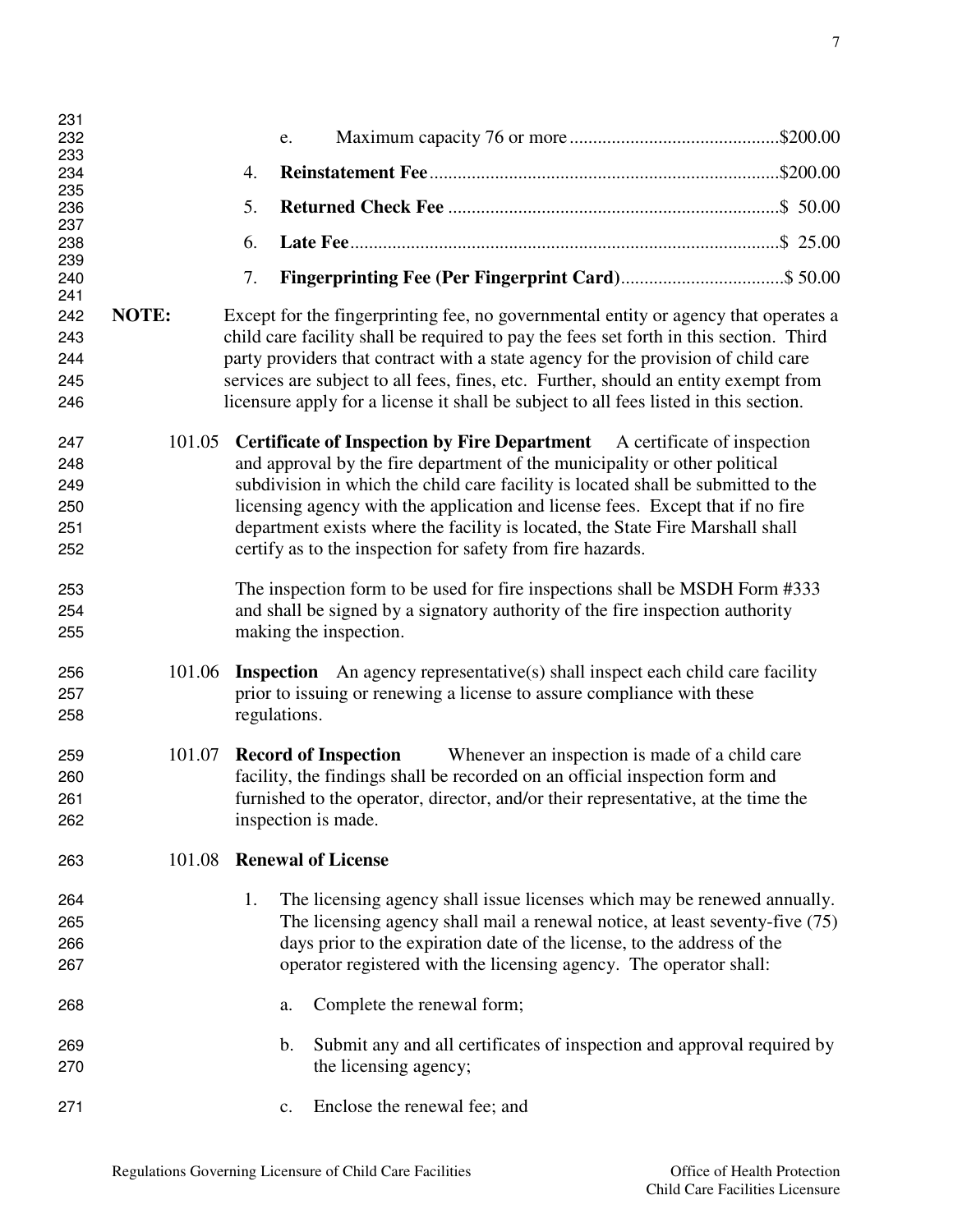e. Maximum capacity 76 or more............................................$200.00

4. **Reinstatement Fee**..........................................................................$200.00

5. **Returned Check Fee** ......................................................................$ 50.00

6. **Late Fee**...........................................................................................$ 25.00

7. **Fingerprinting Fee (Per Fingerprint Card)**...................................$ 50.00

**NOTE:** Except for the fingerprinting fee, no governmental entity or agency that operates a child care facility shall be required to pay the fees set forth in this section. Third party providers that contract with a state agency for the provision of child care services are subject to all fees, fines, etc. Further, should an entity exempt from licensure apply for a license it shall be subject to all fees listed in this section.

101.05 **Certificate of Inspection by Fire Department** A certificate of inspection and approval by the fire department of the municipality or other political subdivision in which the child care facility is located shall be submitted to the licensing agency with the application and license fees. Except that if no fire department exists where the facility is located, the State Fire Marshall shall certify as to the inspection for safety from fire hazards.

The inspection form to be used for fire inspections shall be MSDH Form #333 and shall be signed by a signatory authority of the fire inspection authority making the inspection.

101.06 **Inspection** An agency representative(s) shall inspect each child care facility prior to issuing or renewing a license to assure compliance with these regulations.

101.07 **Record of Inspection** Whenever an inspection is made of a child care facility, the findings shall be recorded on an official inspection form and furnished to the operator, director, and/or their representative, at the time the inspection is made.

101.08 **Renewal of License**

1. The licensing agency shall issue licenses which may be renewed annually. The licensing agency shall mail a renewal notice, at least seventy-five (75) days prior to the expiration date of the license, to the address of the operator registered with the licensing agency. The operator shall:

   a. Complete the renewal form;

   b. Submit any and all certificates of inspection and approval required by the licensing agency;

   c. Enclose the renewal fee; and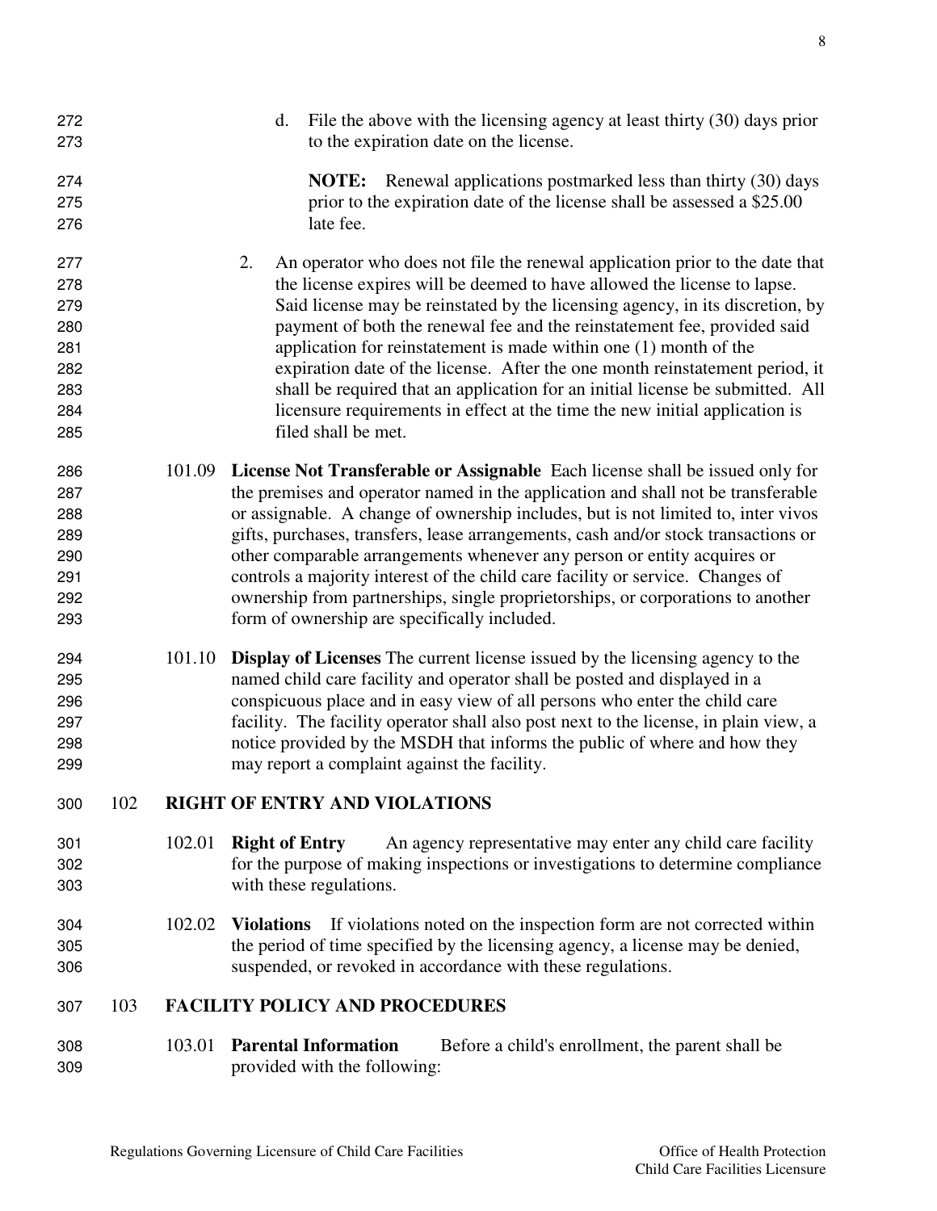d. File the above with the licensing agency at least thirty (30) days prior to the expiration date on the license.

**NOTE:** Renewal applications postmarked less than thirty (30) days prior to the expiration date of the license shall be assessed a $25.00 late fee.

2. An operator who does not file the renewal application prior to the date that the license expires will be deemed to have allowed the license to lapse. Said license may be reinstated by the licensing agency, in its discretion, by payment of both the renewal fee and the reinstatement fee, provided said application for reinstatement is made within one (1) month of the expiration date of the license. After the one month reinstatement period, it shall be required that an application for an initial license be submitted. All licensure requirements in effect at the time the new initial application is filed shall be met.

101.09 **License Not Transferable or Assignable** Each license shall be issued only for the premises and operator named in the application and shall not be transferable or assignable. A change of ownership includes, but is not limited to, inter vivos gifts, purchases, transfers, lease arrangements, cash and/or stock transactions or other comparable arrangements whenever any person or entity acquires or controls a majority interest of the child care facility or service. Changes of ownership from partnerships, single proprietorships, or corporations to another form of ownership are specifically included.

101.10 **Display of Licenses** The current license issued by the licensing agency to the named child care facility and operator shall be posted and displayed in a conspicuous place and in easy view of all persons who enter the child care facility. The facility operator shall also post next to the license, in plain view, a notice provided by the MSDH that informs the public of where and how they may report a complaint against the facility.

## 102 RIGHT OF ENTRY AND VIOLATIONS

102.01 **Right of Entry** An agency representative may enter any child care facility for the purpose of making inspections or investigations to determine compliance with these regulations.

102.02 **Violations** If violations noted on the inspection form are not corrected within the period of time specified by the licensing agency, a license may be denied, suspended, or revoked in accordance with these regulations.

## 103 FACILITY POLICY AND PROCEDURES

103.01 **Parental Information** Before a child's enrollment, the parent shall be provided with the following: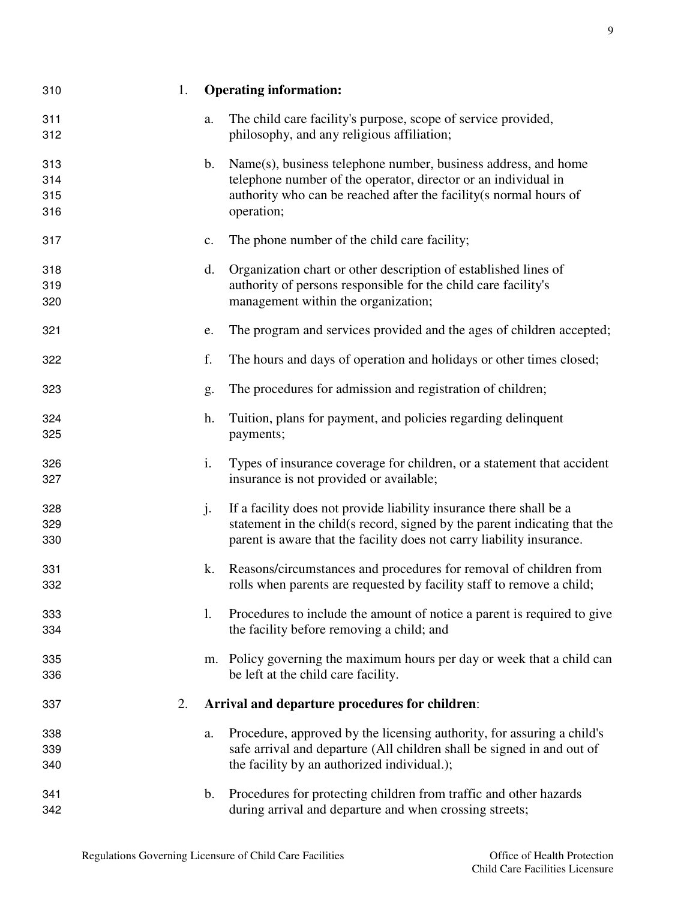1. **Operating information:**

    a. The child care facility's purpose, scope of service provided, philosophy, and any religious affiliation;

    b. Name(s), business telephone number, business address, and home telephone number of the operator, director or an individual in authority who can be reached after the facility(s normal hours of operation;

    c. The phone number of the child care facility;

    d. Organization chart or other description of established lines of authority of persons responsible for the child care facility's management within the organization;

    e. The program and services provided and the ages of children accepted;

    f. The hours and days of operation and holidays or other times closed;

    g. The procedures for admission and registration of children;

    h. Tuition, plans for payment, and policies regarding delinquent payments;

    i. Types of insurance coverage for children, or a statement that accident insurance is not provided or available;

    j. If a facility does not provide liability insurance there shall be a statement in the child(s record, signed by the parent indicating that the parent is aware that the facility does not carry liability insurance.

    k. Reasons/circumstances and procedures for removal of children from rolls when parents are requested by facility staff to remove a child;

    l. Procedures to include the amount of notice a parent is required to give the facility before removing a child; and

    m. Policy governing the maximum hours per day or week that a child can be left at the child care facility.

2. **Arrival and departure procedures for children**:

    a. Procedure, approved by the licensing authority, for assuring a child's safe arrival and departure (All children shall be signed in and out of the facility by an authorized individual.);

    b. Procedures for protecting children from traffic and other hazards during arrival and departure and when crossing streets;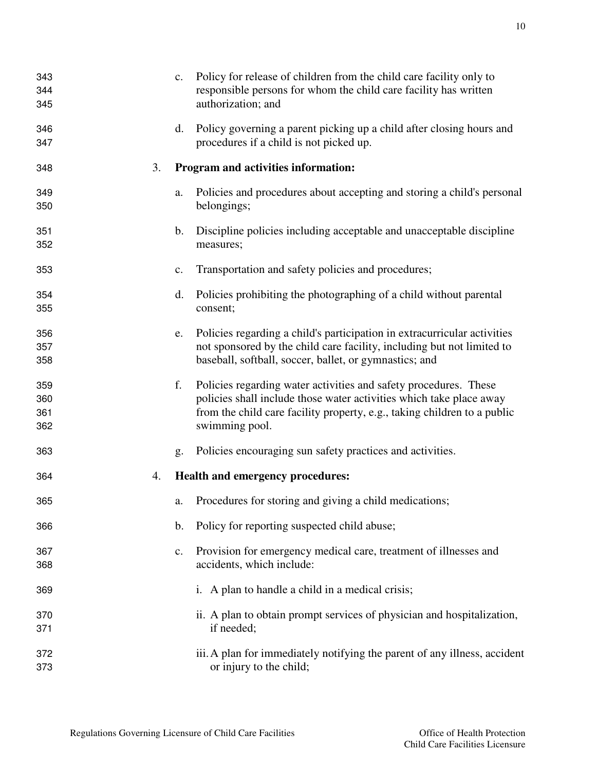c. Policy for release of children from the child care facility only to responsible persons for whom the child care facility has written authorization; and

d. Policy governing a parent picking up a child after closing hours and procedures if a child is not picked up.

3. **Program and activities information:**

   a. Policies and procedures about accepting and storing a child's personal belongings;

   b. Discipline policies including acceptable and unacceptable discipline measures;

   c. Transportation and safety policies and procedures;

   d. Policies prohibiting the photographing of a child without parental consent;

   e. Policies regarding a child's participation in extracurricular activities not sponsored by the child care facility, including but not limited to baseball, softball, soccer, ballet, or gymnastics; and

   f. Policies regarding water activities and safety procedures. These policies shall include those water activities which take place away from the child care facility property, e.g., taking children to a public swimming pool.

   g. Policies encouraging sun safety practices and activities.

4. **Health and emergency procedures:**

   a. Procedures for storing and giving a child medications;

   b. Policy for reporting suspected child abuse;

   c. Provision for emergency medical care, treatment of illnesses and accidents, which include:

      i. A plan to handle a child in a medical crisis;

      ii. A plan to obtain prompt services of physician and hospitalization, if needed;

      iii. A plan for immediately notifying the parent of any illness, accident or injury to the child;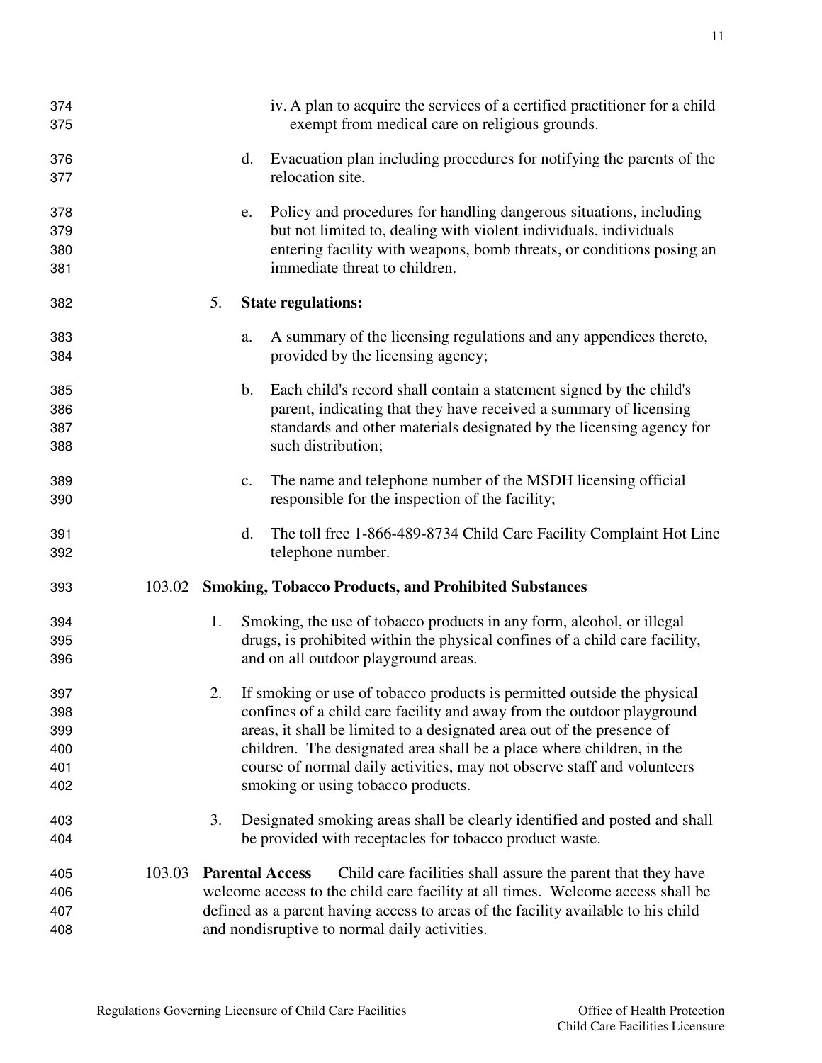iv. A plan to acquire the services of a certified practitioner for a child exempt from medical care on religious grounds.

d. Evacuation plan including procedures for notifying the parents of the relocation site.

e. Policy and procedures for handling dangerous situations, including but not limited to, dealing with violent individuals, individuals entering facility with weapons, bomb threats, or conditions posing an immediate threat to children.

5. **State regulations:**

a. A summary of the licensing regulations and any appendices thereto, provided by the licensing agency;

b. Each child's record shall contain a statement signed by the child's parent, indicating that they have received a summary of licensing standards and other materials designated by the licensing agency for such distribution;

c. The name and telephone number of the MSDH licensing official responsible for the inspection of the facility;

d. The toll free 1-866-489-8734 Child Care Facility Complaint Hot Line telephone number.

### 103.02 Smoking, Tobacco Products, and Prohibited Substances

1. Smoking, the use of tobacco products in any form, alcohol, or illegal drugs, is prohibited within the physical confines of a child care facility, and on all outdoor playground areas.

2. If smoking or use of tobacco products is permitted outside the physical confines of a child care facility and away from the outdoor playground areas, it shall be limited to a designated area out of the presence of children. The designated area shall be a place where children, in the course of normal daily activities, may not observe staff and volunteers smoking or using tobacco products.

3. Designated smoking areas shall be clearly identified and posted and shall be provided with receptacles for tobacco product waste.

103.03 **Parental Access** Child care facilities shall assure the parent that they have welcome access to the child care facility at all times. Welcome access shall be defined as a parent having access to areas of the facility available to his child and nondisruptive to normal daily activities.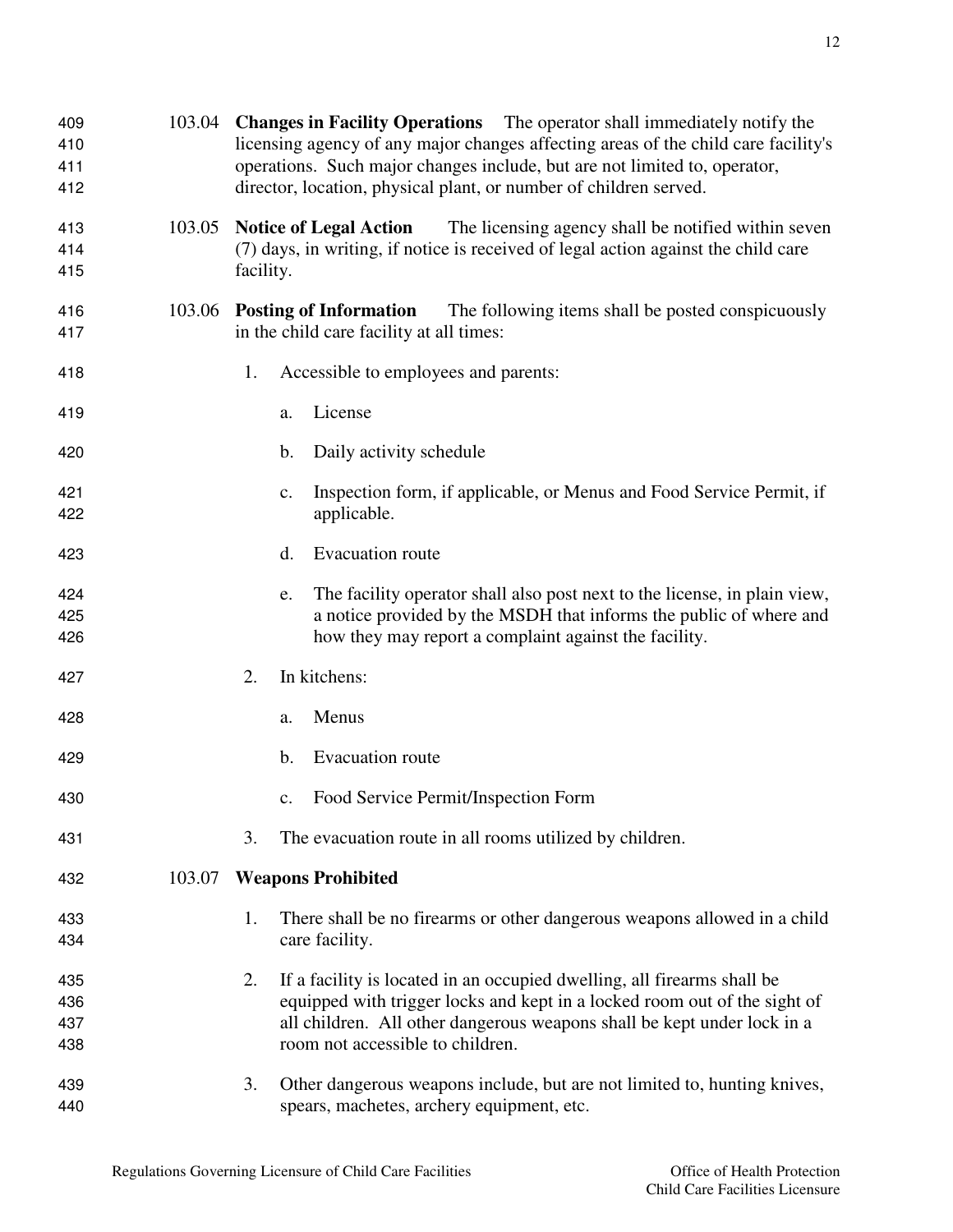103.04 **Changes in Facility Operations** The operator shall immediately notify the licensing agency of any major changes affecting areas of the child care facility's operations. Such major changes include, but are not limited to, operator, director, location, physical plant, or number of children served.

103.05 **Notice of Legal Action** The licensing agency shall be notified within seven (7) days, in writing, if notice is received of legal action against the child care facility.

103.06 **Posting of Information** The following items shall be posted conspicuously in the child care facility at all times:

1. Accessible to employees and parents:
   a. License
   b. Daily activity schedule
   c. Inspection form, if applicable, or Menus and Food Service Permit, if applicable.
   d. Evacuation route
   e. The facility operator shall also post next to the license, in plain view, a notice provided by the MSDH that informs the public of where and how they may report a complaint against the facility.
2. In kitchens:
   a. Menus
   b. Evacuation route
   c. Food Service Permit/Inspection Form
3. The evacuation route in all rooms utilized by children.

103.07 **Weapons Prohibited**

1. There shall be no firearms or other dangerous weapons allowed in a child care facility.
2. If a facility is located in an occupied dwelling, all firearms shall be equipped with trigger locks and kept in a locked room out of the sight of all children. All other dangerous weapons shall be kept under lock in a room not accessible to children.
3. Other dangerous weapons include, but are not limited to, hunting knives, spears, machetes, archery equipment, etc.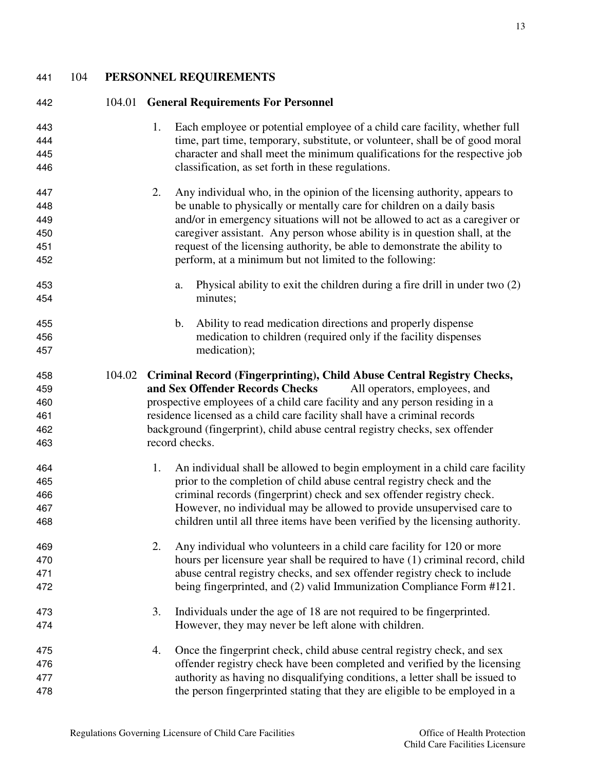## 104 PERSONNEL REQUIREMENTS

### 104.01 General Requirements For Personnel

1. Each employee or potential employee of a child care facility, whether full time, part time, temporary, substitute, or volunteer, shall be of good moral character and shall meet the minimum qualifications for the respective job classification, as set forth in these regulations.

2. Any individual who, in the opinion of the licensing authority, appears to be unable to physically or mentally care for children on a daily basis and/or in emergency situations will not be allowed to act as a caregiver or caregiver assistant. Any person whose ability is in question shall, at the request of the licensing authority, be able to demonstrate the ability to perform, at a minimum but not limited to the following:

   a. Physical ability to exit the children during a fire drill in under two (2) minutes;

   b. Ability to read medication directions and properly dispense medication to children (required only if the facility dispenses medication);

### 104.02 Criminal Record (Fingerprinting), Child Abuse Central Registry Checks, and Sex Offender Records Checks

All operators, employees, and prospective employees of a child care facility and any person residing in a residence licensed as a child care facility shall have a criminal records background (fingerprint), child abuse central registry checks, sex offender record checks.

1. An individual shall be allowed to begin employment in a child care facility prior to the completion of child abuse central registry check and the criminal records (fingerprint) check and sex offender registry check. However, no individual may be allowed to provide unsupervised care to children until all three items have been verified by the licensing authority.

2. Any individual who volunteers in a child care facility for 120 or more hours per licensure year shall be required to have (1) criminal record, child abuse central registry checks, and sex offender registry check to include being fingerprinted, and (2) valid Immunization Compliance Form #121.

3. Individuals under the age of 18 are not required to be fingerprinted. However, they may never be left alone with children.

4. Once the fingerprint check, child abuse central registry check, and sex offender registry check have been completed and verified by the licensing authority as having no disqualifying conditions, a letter shall be issued to the person fingerprinted stating that they are eligible to be employed in a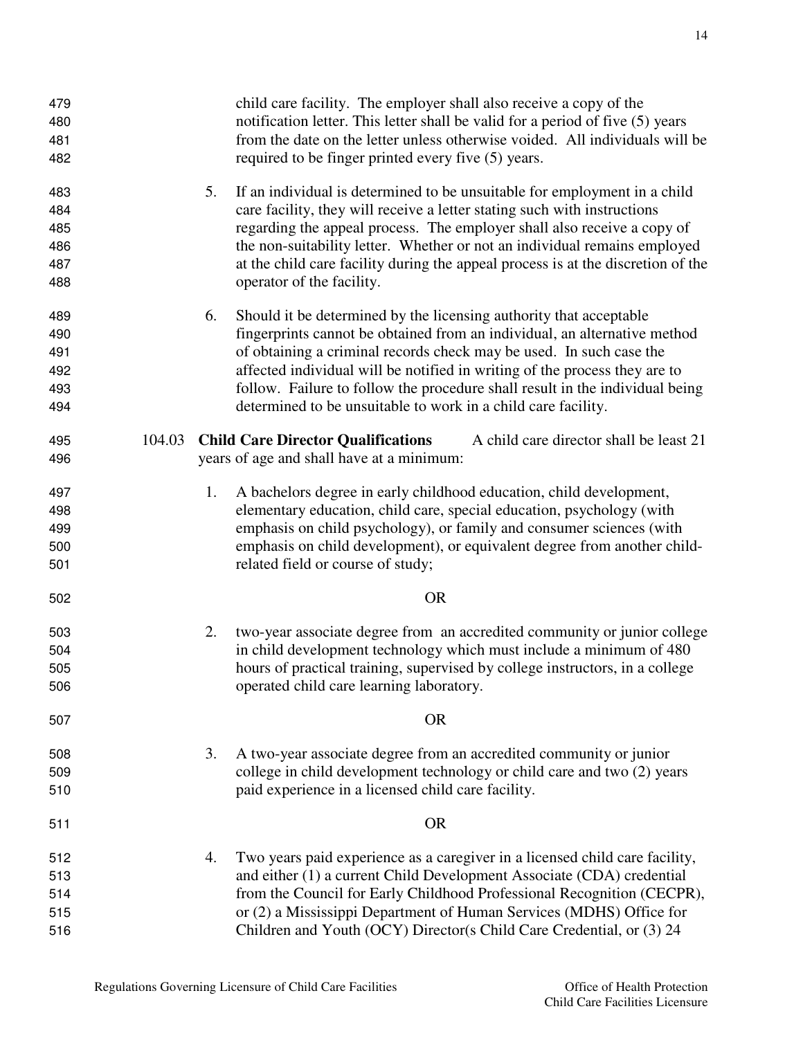child care facility. The employer shall also receive a copy of the notification letter. This letter shall be valid for a period of five (5) years from the date on the letter unless otherwise voided. All individuals will be required to be finger printed every five (5) years.

5. If an individual is determined to be unsuitable for employment in a child care facility, they will receive a letter stating such with instructions regarding the appeal process. The employer shall also receive a copy of the non-suitability letter. Whether or not an individual remains employed at the child care facility during the appeal process is at the discretion of the operator of the facility.

6. Should it be determined by the licensing authority that acceptable fingerprints cannot be obtained from an individual, an alternative method of obtaining a criminal records check may be used. In such case the affected individual will be notified in writing of the process they are to follow. Failure to follow the procedure shall result in the individual being determined to be unsuitable to work in a child care facility.

104.03 **Child Care Director Qualifications** A child care director shall be least 21 years of age and shall have at a minimum:

1. A bachelors degree in early childhood education, child development, elementary education, child care, special education, psychology (with emphasis on child psychology), or family and consumer sciences (with emphasis on child development), or equivalent degree from another child-related field or course of study;

OR

2. two-year associate degree from an accredited community or junior college in child development technology which must include a minimum of 480 hours of practical training, supervised by college instructors, in a college operated child care learning laboratory.

OR

3. A two-year associate degree from an accredited community or junior college in child development technology or child care and two (2) years paid experience in a licensed child care facility.

OR

4. Two years paid experience as a caregiver in a licensed child care facility, and either (1) a current Child Development Associate (CDA) credential from the Council for Early Childhood Professional Recognition (CECPR), or (2) a Mississippi Department of Human Services (MDHS) Office for Children and Youth (OCY) Director(s Child Care Credential, or (3) 24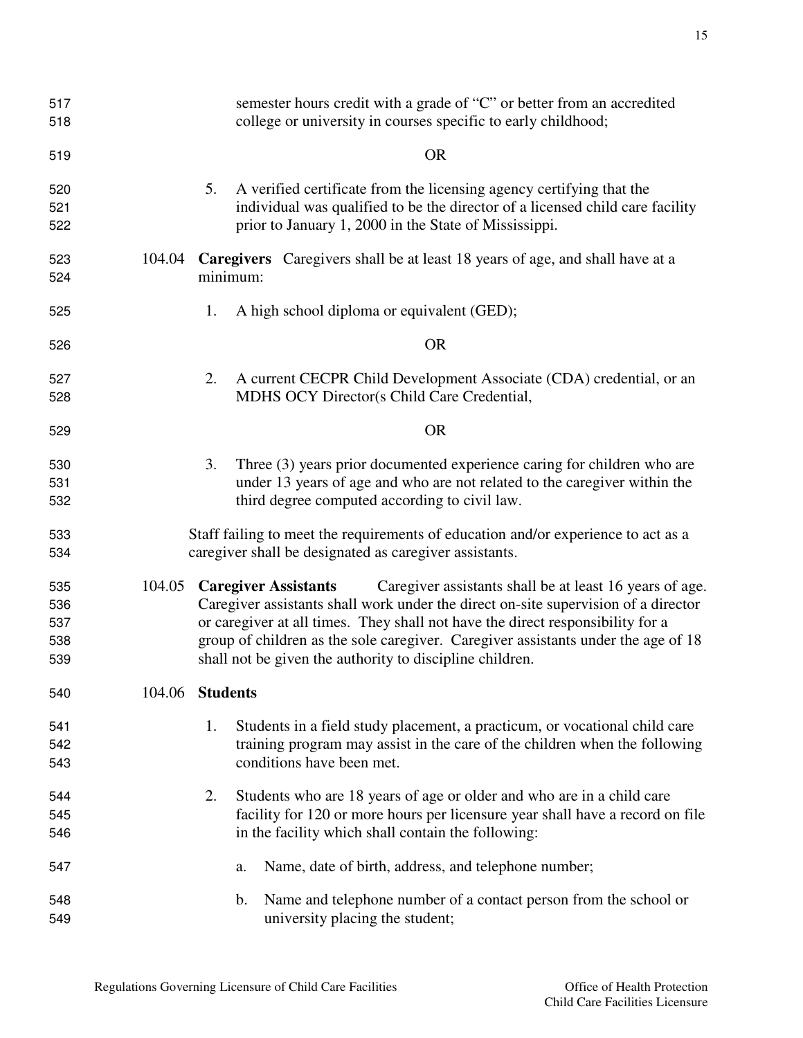semester hours credit with a grade of "C" or better from an accredited college or university in courses specific to early childhood;

OR

5. A verified certificate from the licensing agency certifying that the individual was qualified to be the director of a licensed child care facility prior to January 1, 2000 in the State of Mississippi.

104.04 **Caregivers** Caregivers shall be at least 18 years of age, and shall have at a minimum:

1. A high school diploma or equivalent (GED);

OR

2. A current CECPR Child Development Associate (CDA) credential, or an MDHS OCY Director(s Child Care Credential,

OR

3. Three (3) years prior documented experience caring for children who are under 13 years of age and who are not related to the caregiver within the third degree computed according to civil law.

Staff failing to meet the requirements of education and/or experience to act as a caregiver shall be designated as caregiver assistants.

104.05 **Caregiver Assistants** Caregiver assistants shall be at least 16 years of age. Caregiver assistants shall work under the direct on-site supervision of a director or caregiver at all times. They shall not have the direct responsibility for a group of children as the sole caregiver. Caregiver assistants under the age of 18 shall not be given the authority to discipline children.

104.06 **Students**

1. Students in a field study placement, a practicum, or vocational child care training program may assist in the care of the children when the following conditions have been met.

2. Students who are 18 years of age or older and who are in a child care facility for 120 or more hours per licensure year shall have a record on file in the facility which shall contain the following:

   a. Name, date of birth, address, and telephone number;

   b. Name and telephone number of a contact person from the school or university placing the student;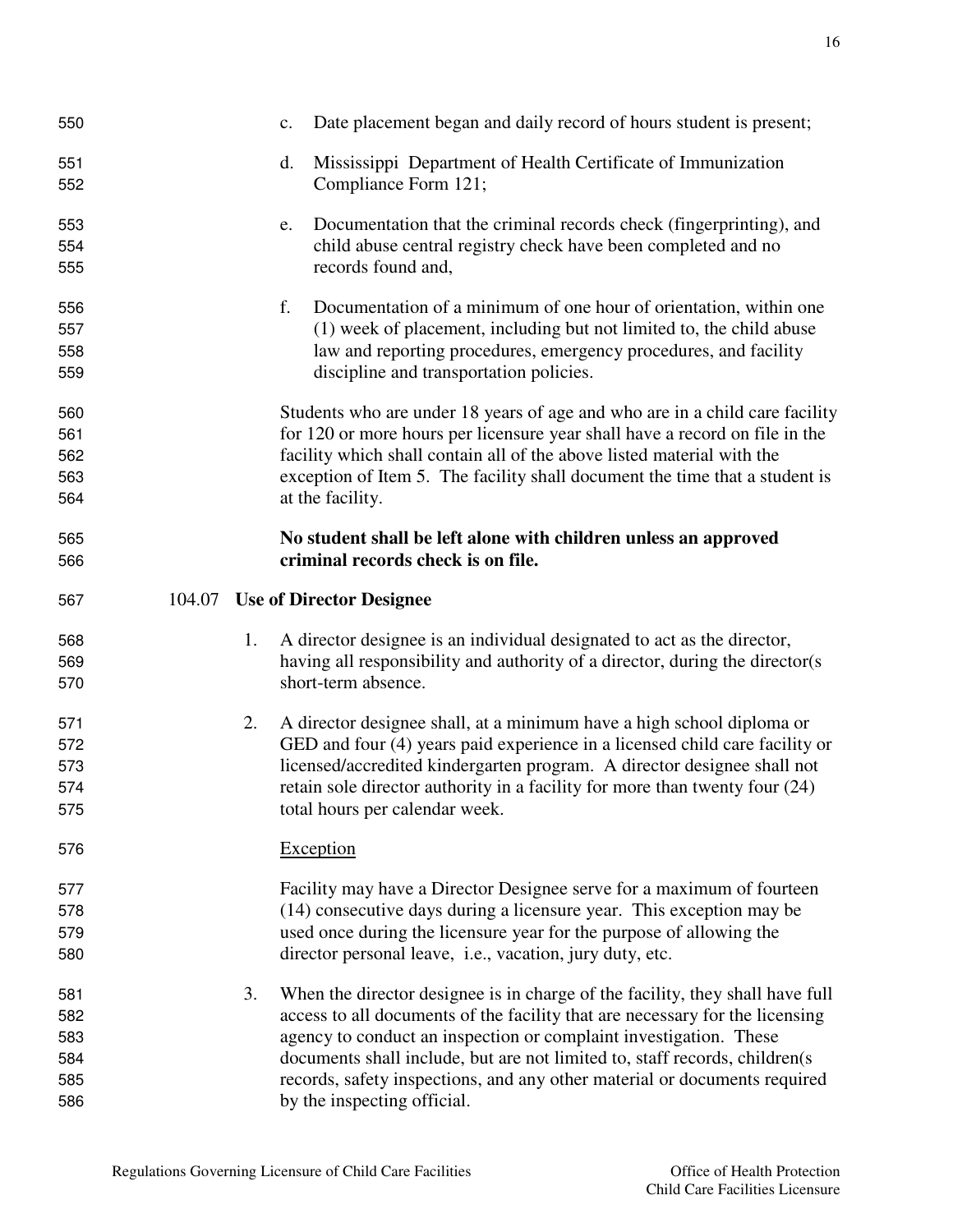c. Date placement began and daily record of hours student is present;

d. Mississippi Department of Health Certificate of Immunization Compliance Form 121;

e. Documentation that the criminal records check (fingerprinting), and child abuse central registry check have been completed and no records found and,

f. Documentation of a minimum of one hour of orientation, within one (1) week of placement, including but not limited to, the child abuse law and reporting procedures, emergency procedures, and facility discipline and transportation policies.

Students who are under 18 years of age and who are in a child care facility for 120 or more hours per licensure year shall have a record on file in the facility which shall contain all of the above listed material with the exception of Item 5. The facility shall document the time that a student is at the facility.

**No student shall be left alone with children unless an approved criminal records check is on file.**

**104.07 Use of Director Designee**

1. A director designee is an individual designated to act as the director, having all responsibility and authority of a director, during the director(s short-term absence.

2. A director designee shall, at a minimum have a high school diploma or GED and four (4) years paid experience in a licensed child care facility or licensed/accredited kindergarten program. A director designee shall not retain sole director authority in a facility for more than twenty four (24) total hours per calendar week.

   Exception

   Facility may have a Director Designee serve for a maximum of fourteen (14) consecutive days during a licensure year. This exception may be used once during the licensure year for the purpose of allowing the director personal leave, i.e., vacation, jury duty, etc.

3. When the director designee is in charge of the facility, they shall have full access to all documents of the facility that are necessary for the licensing agency to conduct an inspection or complaint investigation. These documents shall include, but are not limited to, staff records, children(s records, safety inspections, and any other material or documents required by the inspecting official.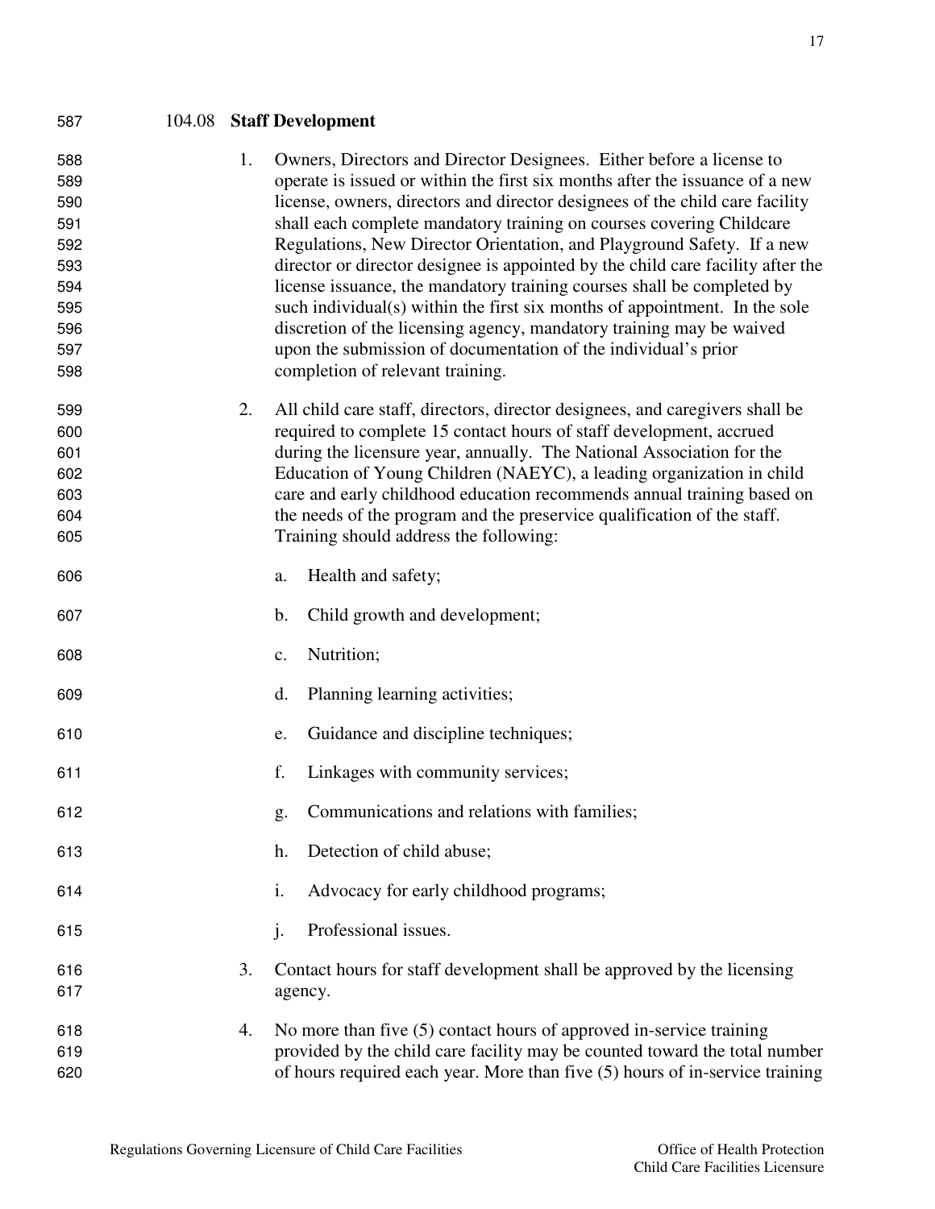## 104.08 Staff Development

1. Owners, Directors and Director Designees. Either before a license to operate is issued or within the first six months after the issuance of a new license, owners, directors and director designees of the child care facility shall each complete mandatory training on courses covering Childcare Regulations, New Director Orientation, and Playground Safety. If a new director or director designee is appointed by the child care facility after the license issuance, the mandatory training courses shall be completed by such individual(s) within the first six months of appointment. In the sole discretion of the licensing agency, mandatory training may be waived upon the submission of documentation of the individual's prior completion of relevant training.

2. All child care staff, directors, director designees, and caregivers shall be required to complete 15 contact hours of staff development, accrued during the licensure year, annually. The National Association for the Education of Young Children (NAEYC), a leading organization in child care and early childhood education recommends annual training based on the needs of the program and the preservice qualification of the staff. Training should address the following:

   a. Health and safety;

   b. Child growth and development;

   c. Nutrition;

   d. Planning learning activities;

   e. Guidance and discipline techniques;

   f. Linkages with community services;

   g. Communications and relations with families;

   h. Detection of child abuse;

   i. Advocacy for early childhood programs;

   j. Professional issues.

3. Contact hours for staff development shall be approved by the licensing agency.

4. No more than five (5) contact hours of approved in-service training provided by the child care facility may be counted toward the total number of hours required each year. More than five (5) hours of in-service training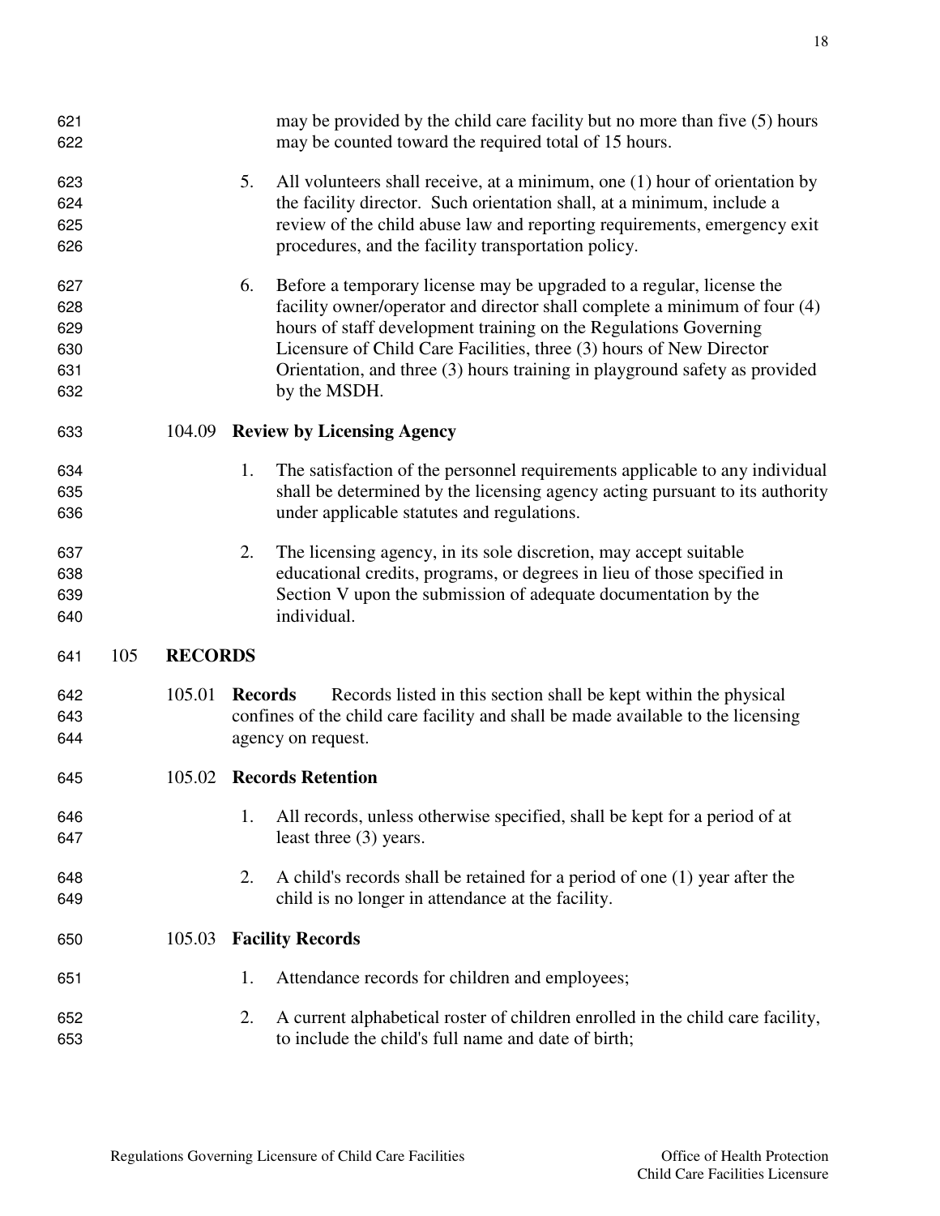may be provided by the child care facility but no more than five (5) hours may be counted toward the required total of 15 hours.

5. All volunteers shall receive, at a minimum, one (1) hour of orientation by the facility director. Such orientation shall, at a minimum, include a review of the child abuse law and reporting requirements, emergency exit procedures, and the facility transportation policy.

6. Before a temporary license may be upgraded to a regular, license the facility owner/operator and director shall complete a minimum of four (4) hours of staff development training on the Regulations Governing Licensure of Child Care Facilities, three (3) hours of New Director Orientation, and three (3) hours training in playground safety as provided by the MSDH.

### 104.09 Review by Licensing Agency

1. The satisfaction of the personnel requirements applicable to any individual shall be determined by the licensing agency acting pursuant to its authority under applicable statutes and regulations.

2. The licensing agency, in its sole discretion, may accept suitable educational credits, programs, or degrees in lieu of those specified in Section V upon the submission of adequate documentation by the individual.

## 105 RECORDS

### 105.01 Records

Records listed in this section shall be kept within the physical confines of the child care facility and shall be made available to the licensing agency on request.

### 105.02 Records Retention

1. All records, unless otherwise specified, shall be kept for a period of at least three (3) years.

2. A child's records shall be retained for a period of one (1) year after the child is no longer in attendance at the facility.

### 105.03 Facility Records

1. Attendance records for children and employees;

2. A current alphabetical roster of children enrolled in the child care facility, to include the child's full name and date of birth;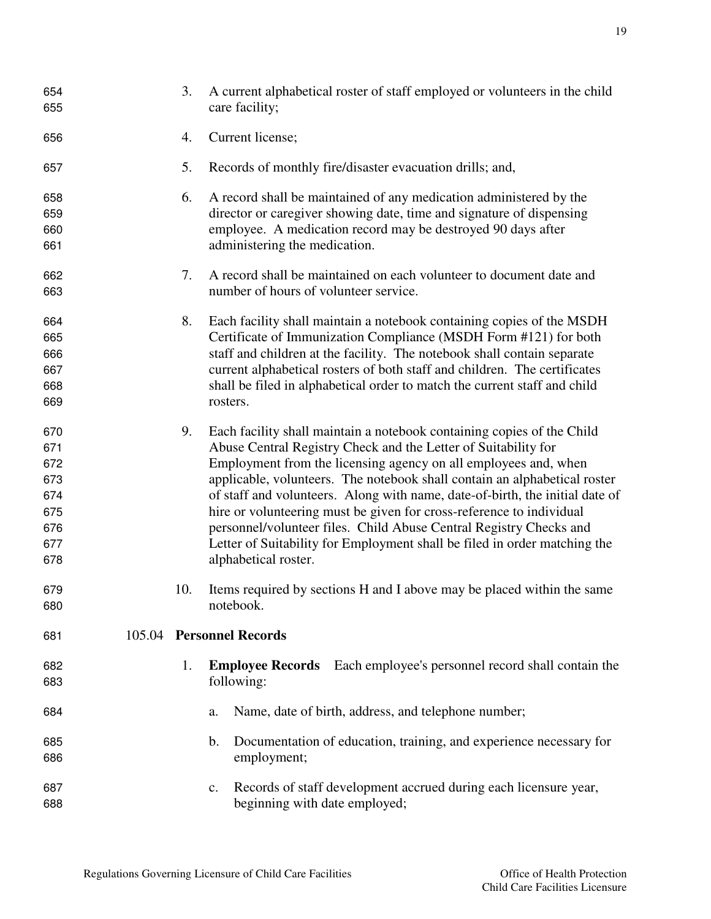3. A current alphabetical roster of staff employed or volunteers in the child care facility;

4. Current license;

5. Records of monthly fire/disaster evacuation drills; and,

6. A record shall be maintained of any medication administered by the director or caregiver showing date, time and signature of dispensing employee. A medication record may be destroyed 90 days after administering the medication.

7. A record shall be maintained on each volunteer to document date and number of hours of volunteer service.

8. Each facility shall maintain a notebook containing copies of the MSDH Certificate of Immunization Compliance (MSDH Form #121) for both staff and children at the facility. The notebook shall contain separate current alphabetical rosters of both staff and children. The certificates shall be filed in alphabetical order to match the current staff and child rosters.

9. Each facility shall maintain a notebook containing copies of the Child Abuse Central Registry Check and the Letter of Suitability for Employment from the licensing agency on all employees and, when applicable, volunteers. The notebook shall contain an alphabetical roster of staff and volunteers. Along with name, date-of-birth, the initial date of hire or volunteering must be given for cross-reference to individual personnel/volunteer files. Child Abuse Central Registry Checks and Letter of Suitability for Employment shall be filed in order matching the alphabetical roster.

10. Items required by sections H and I above may be placed within the same notebook.

### 105.04 Personnel Records

1. **Employee Records** Each employee's personnel record shall contain the following:

   a. Name, date of birth, address, and telephone number;

   b. Documentation of education, training, and experience necessary for employment;

   c. Records of staff development accrued during each licensure year, beginning with date employed;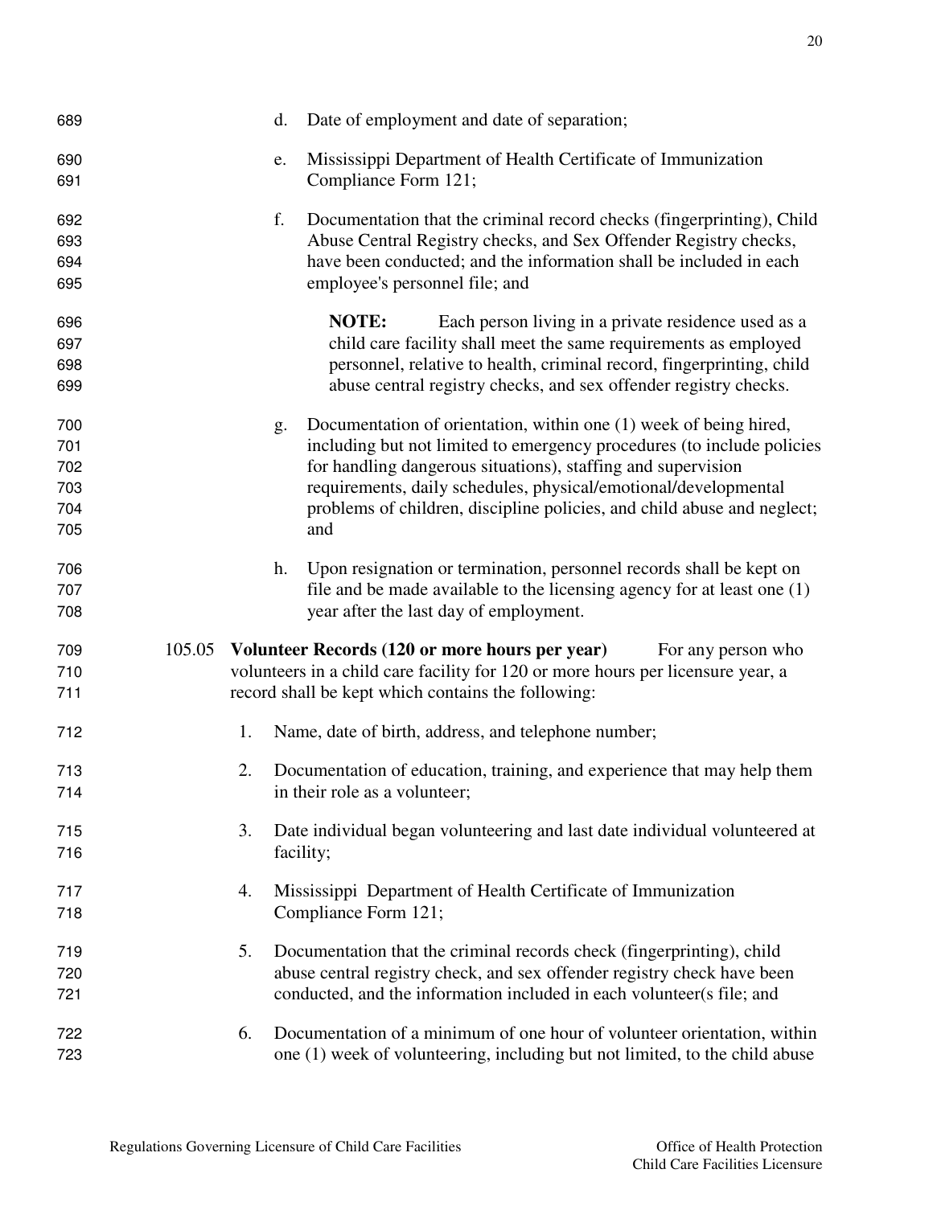d. Date of employment and date of separation;

e. Mississippi Department of Health Certificate of Immunization Compliance Form 121;

f. Documentation that the criminal record checks (fingerprinting), Child Abuse Central Registry checks, and Sex Offender Registry checks, have been conducted; and the information shall be included in each employee's personnel file; and

> **NOTE:** Each person living in a private residence used as a child care facility shall meet the same requirements as employed personnel, relative to health, criminal record, fingerprinting, child abuse central registry checks, and sex offender registry checks.

g. Documentation of orientation, within one (1) week of being hired, including but not limited to emergency procedures (to include policies for handling dangerous situations), staffing and supervision requirements, daily schedules, physical/emotional/developmental problems of children, discipline policies, and child abuse and neglect; and

h. Upon resignation or termination, personnel records shall be kept on file and be made available to the licensing agency for at least one (1) year after the last day of employment.

105.05 **Volunteer Records (120 or more hours per year)** For any person who volunteers in a child care facility for 120 or more hours per licensure year, a record shall be kept which contains the following:

1. Name, date of birth, address, and telephone number;

2. Documentation of education, training, and experience that may help them in their role as a volunteer;

3. Date individual began volunteering and last date individual volunteered at facility;

4. Mississippi Department of Health Certificate of Immunization Compliance Form 121;

5. Documentation that the criminal records check (fingerprinting), child abuse central registry check, and sex offender registry check have been conducted, and the information included in each volunteer(s file; and

6. Documentation of a minimum of one hour of volunteer orientation, within one (1) week of volunteering, including but not limited, to the child abuse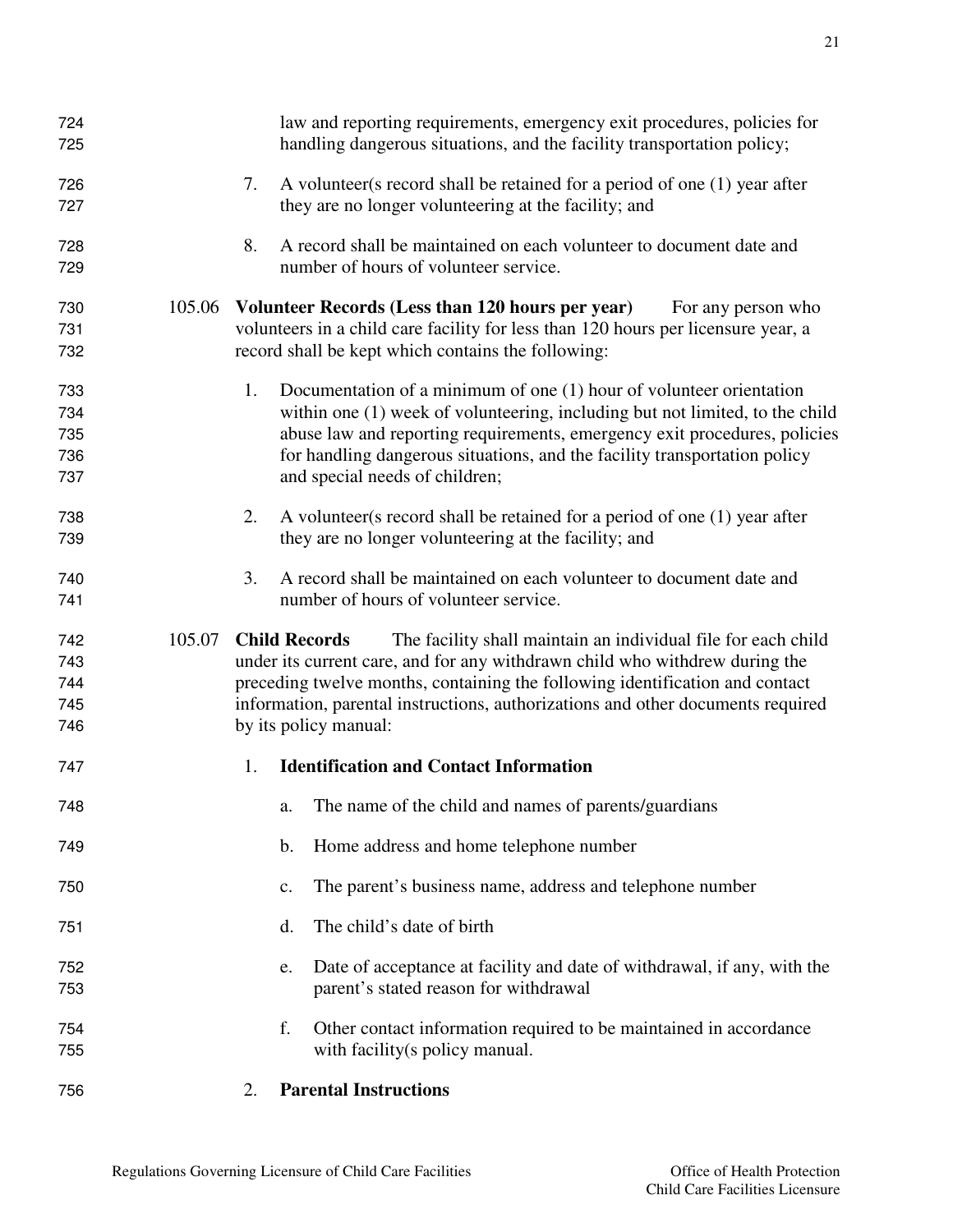law and reporting requirements, emergency exit procedures, policies for handling dangerous situations, and the facility transportation policy;

7. A volunteer(s record shall be retained for a period of one (1) year after they are no longer volunteering at the facility; and

8. A record shall be maintained on each volunteer to document date and number of hours of volunteer service.

105.06 **Volunteer Records (Less than 120 hours per year)** For any person who volunteers in a child care facility for less than 120 hours per licensure year, a record shall be kept which contains the following:

1. Documentation of a minimum of one (1) hour of volunteer orientation within one (1) week of volunteering, including but not limited, to the child abuse law and reporting requirements, emergency exit procedures, policies for handling dangerous situations, and the facility transportation policy and special needs of children;

2. A volunteer(s record shall be retained for a period of one (1) year after they are no longer volunteering at the facility; and

3. A record shall be maintained on each volunteer to document date and number of hours of volunteer service.

105.07 **Child Records** The facility shall maintain an individual file for each child under its current care, and for any withdrawn child who withdrew during the preceding twelve months, containing the following identification and contact information, parental instructions, authorizations and other documents required by its policy manual:

1. **Identification and Contact Information**

   a. The name of the child and names of parents/guardians

   b. Home address and home telephone number

   c. The parent's business name, address and telephone number

   d. The child's date of birth

   e. Date of acceptance at facility and date of withdrawal, if any, with the parent's stated reason for withdrawal

   f. Other contact information required to be maintained in accordance with facility(s policy manual.

2. **Parental Instructions**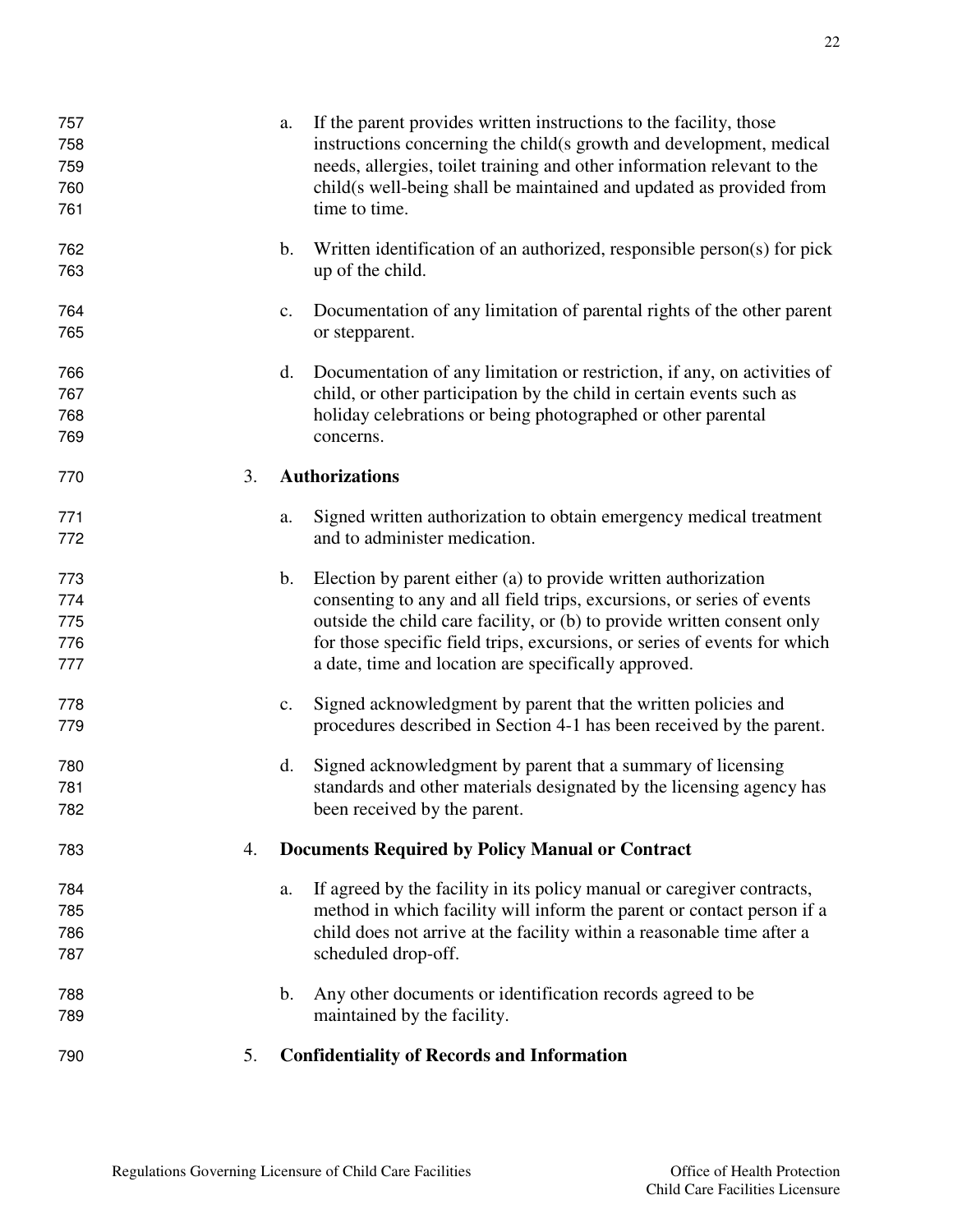a. If the parent provides written instructions to the facility, those instructions concerning the child(s growth and development, medical needs, allergies, toilet training and other information relevant to the child(s well-being shall be maintained and updated as provided from time to time.

b. Written identification of an authorized, responsible person(s) for pick up of the child.

c. Documentation of any limitation of parental rights of the other parent or stepparent.

d. Documentation of any limitation or restriction, if any, on activities of child, or other participation by the child in certain events such as holiday celebrations or being photographed or other parental concerns.

3. **Authorizations**

a. Signed written authorization to obtain emergency medical treatment and to administer medication.

b. Election by parent either (a) to provide written authorization consenting to any and all field trips, excursions, or series of events outside the child care facility, or (b) to provide written consent only for those specific field trips, excursions, or series of events for which a date, time and location are specifically approved.

c. Signed acknowledgment by parent that the written policies and procedures described in Section 4-1 has been received by the parent.

d. Signed acknowledgment by parent that a summary of licensing standards and other materials designated by the licensing agency has been received by the parent.

4. **Documents Required by Policy Manual or Contract**

a. If agreed by the facility in its policy manual or caregiver contracts, method in which facility will inform the parent or contact person if a child does not arrive at the facility within a reasonable time after a scheduled drop-off.

b. Any other documents or identification records agreed to be maintained by the facility.

5. **Confidentiality of Records and Information**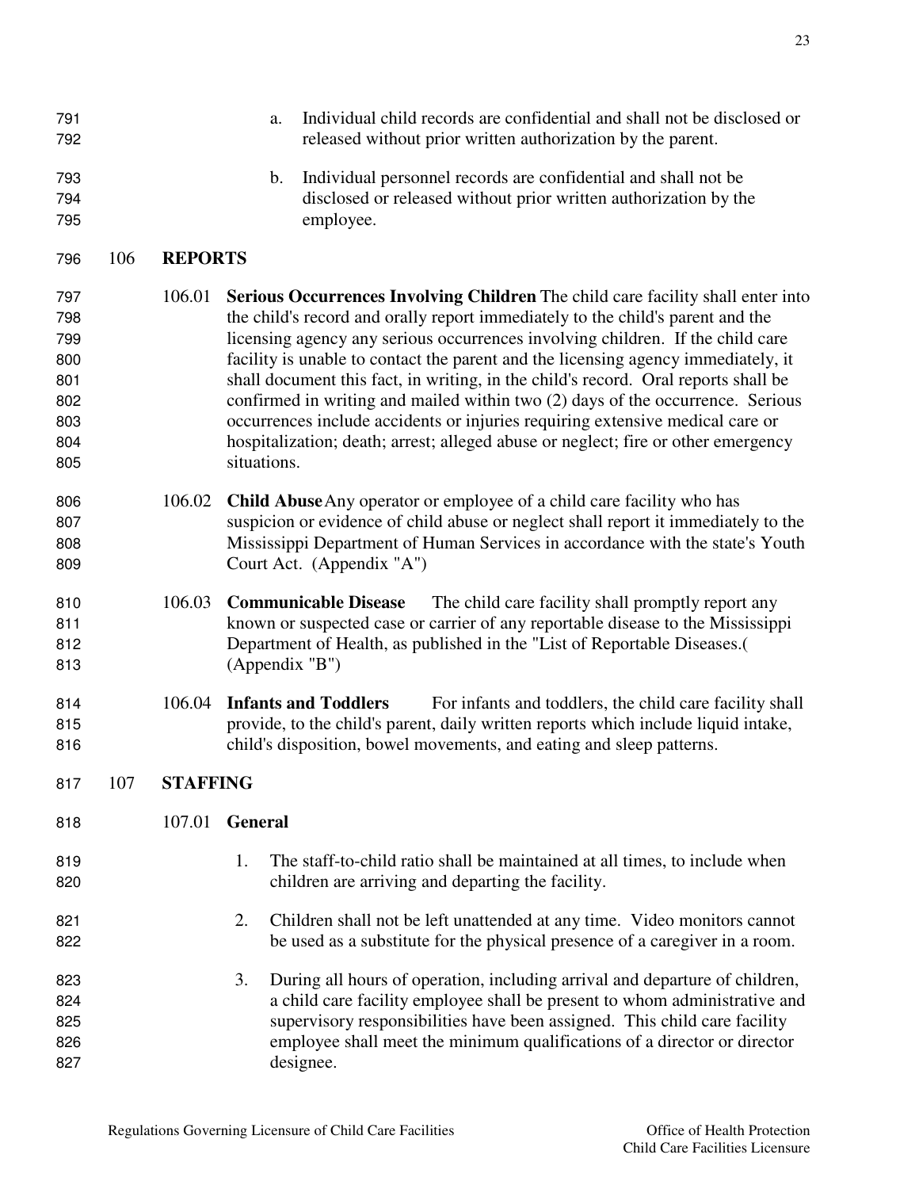a. Individual child records are confidential and shall not be disclosed or released without prior written authorization by the parent.

b. Individual personnel records are confidential and shall not be disclosed or released without prior written authorization by the employee.

## 106 REPORTS

106.01 **Serious Occurrences Involving Children** The child care facility shall enter into the child's record and orally report immediately to the child's parent and the licensing agency any serious occurrences involving children. If the child care facility is unable to contact the parent and the licensing agency immediately, it shall document this fact, in writing, in the child's record. Oral reports shall be confirmed in writing and mailed within two (2) days of the occurrence. Serious occurrences include accidents or injuries requiring extensive medical care or hospitalization; death; arrest; alleged abuse or neglect; fire or other emergency situations.

106.02 **Child Abuse** Any operator or employee of a child care facility who has suspicion or evidence of child abuse or neglect shall report it immediately to the Mississippi Department of Human Services in accordance with the state's Youth Court Act. (Appendix "A")

106.03 **Communicable Disease** The child care facility shall promptly report any known or suspected case or carrier of any reportable disease to the Mississippi Department of Health, as published in the "List of Reportable Diseases.( (Appendix "B")

106.04 **Infants and Toddlers** For infants and toddlers, the child care facility shall provide, to the child's parent, daily written reports which include liquid intake, child's disposition, bowel movements, and eating and sleep patterns.

## 107 STAFFING

107.01 **General**

1. The staff-to-child ratio shall be maintained at all times, to include when children are arriving and departing the facility.

2. Children shall not be left unattended at any time. Video monitors cannot be used as a substitute for the physical presence of a caregiver in a room.

3. During all hours of operation, including arrival and departure of children, a child care facility employee shall be present to whom administrative and supervisory responsibilities have been assigned. This child care facility employee shall meet the minimum qualifications of a director or director designee.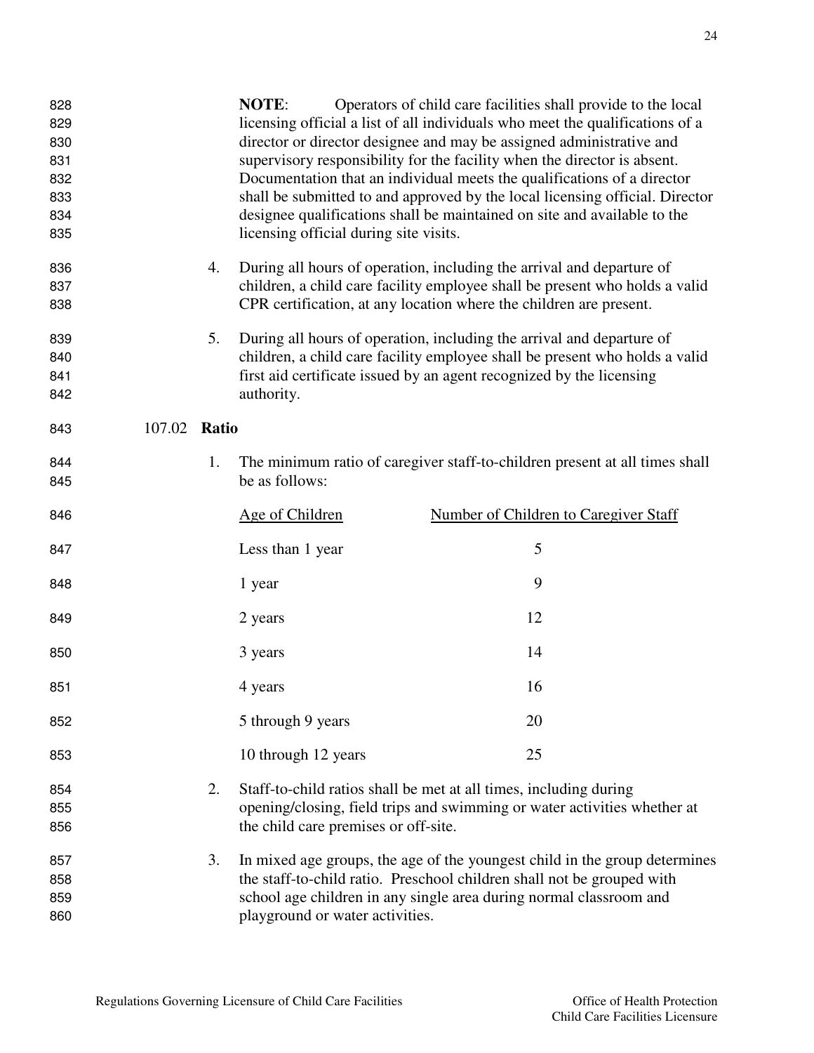**NOTE**: Operators of child care facilities shall provide to the local licensing official a list of all individuals who meet the qualifications of a director or director designee and may be assigned administrative and supervisory responsibility for the facility when the director is absent. Documentation that an individual meets the qualifications of a director shall be submitted to and approved by the local licensing official. Director designee qualifications shall be maintained on site and available to the licensing official during site visits.

4. During all hours of operation, including the arrival and departure of children, a child care facility employee shall be present who holds a valid CPR certification, at any location where the children are present.

5. During all hours of operation, including the arrival and departure of children, a child care facility employee shall be present who holds a valid first aid certificate issued by an agent recognized by the licensing authority.

107.02 **Ratio**

1. The minimum ratio of caregiver staff-to-children present at all times shall be as follows:

| Age of Children | Number of Children to Caregiver Staff |
|---|---|
| Less than 1 year | 5 |
| 1 year | 9 |
| 2 years | 12 |
| 3 years | 14 |
| 4 years | 16 |
| 5 through 9 years | 20 |
| 10 through 12 years | 25 |

2. Staff-to-child ratios shall be met at all times, including during opening/closing, field trips and swimming or water activities whether at the child care premises or off-site.

3. In mixed age groups, the age of the youngest child in the group determines the staff-to-child ratio. Preschool children shall not be grouped with school age children in any single area during normal classroom and playground or water activities.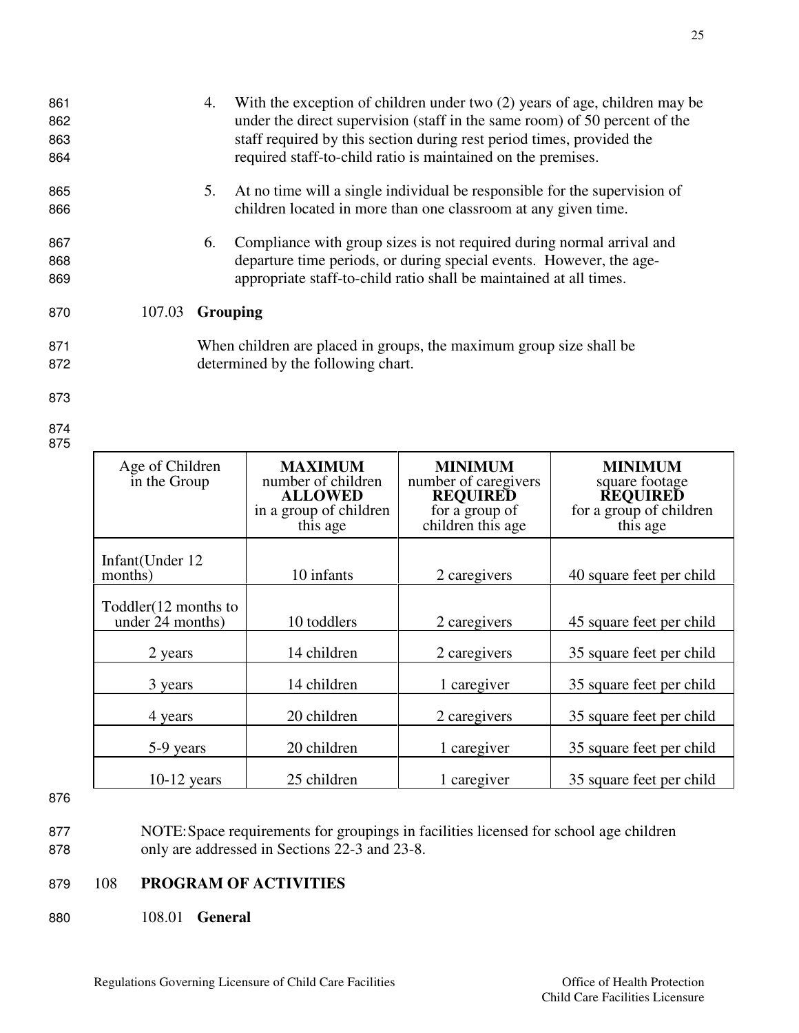4. With the exception of children under two (2) years of age, children may be under the direct supervision (staff in the same room) of 50 percent of the staff required by this section during rest period times, provided the required staff-to-child ratio is maintained on the premises.

5. At no time will a single individual be responsible for the supervision of children located in more than one classroom at any given time.

6. Compliance with group sizes is not required during normal arrival and departure time periods, or during special events. However, the age-appropriate staff-to-child ratio shall be maintained at all times.

107.03 **Grouping**

When children are placed in groups, the maximum group size shall be determined by the following chart.

| Age of Children in the Group | **MAXIMUM** number of children **ALLOWED** in a group of children this age | **MINIMUM** number of caregivers **REQUIRED** for a group of children this age | **MINIMUM** square footage **REQUIRED** for a group of children this age |
|---|---|---|---|
| Infant(Under 12 months) | 10 infants | 2 caregivers | 40 square feet per child |
| Toddler(12 months to under 24 months) | 10 toddlers | 2 caregivers | 45 square feet per child |
| 2 years | 14 children | 2 caregivers | 35 square feet per child |
| 3 years | 14 children | 1 caregiver | 35 square feet per child |
| 4 years | 20 children | 2 caregivers | 35 square feet per child |
| 5-9 years | 20 children | 1 caregiver | 35 square feet per child |
| 10-12 years | 25 children | 1 caregiver | 35 square feet per child |

NOTE: Space requirements for groupings in facilities licensed for school age children only are addressed in Sections 22-3 and 23-8.

## 108 PROGRAM OF ACTIVITIES

108.01 **General**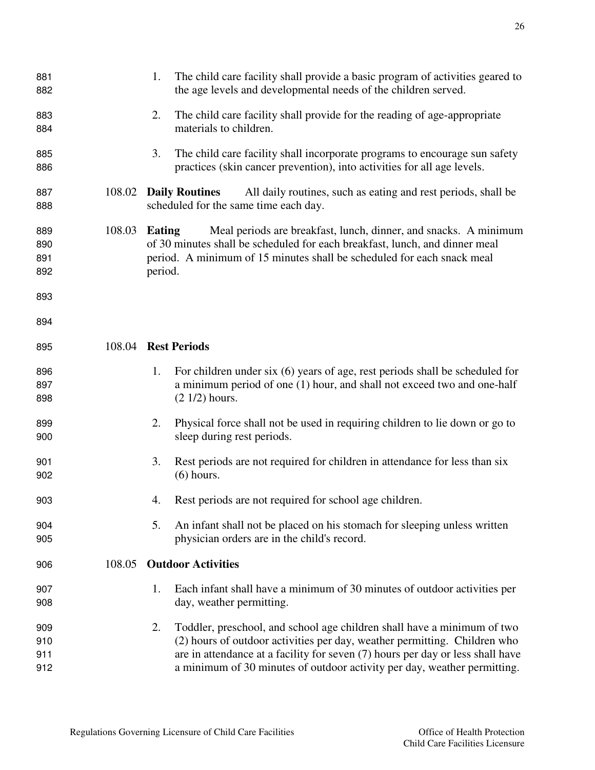1. The child care facility shall provide a basic program of activities geared to the age levels and developmental needs of the children served.

2. The child care facility shall provide for the reading of age-appropriate materials to children.

3. The child care facility shall incorporate programs to encourage sun safety practices (skin cancer prevention), into activities for all age levels.

108.02 **Daily Routines** All daily routines, such as eating and rest periods, shall be scheduled for the same time each day.

108.03 **Eating** Meal periods are breakfast, lunch, dinner, and snacks. A minimum of 30 minutes shall be scheduled for each breakfast, lunch, and dinner meal period. A minimum of 15 minutes shall be scheduled for each snack meal period.

108.04 **Rest Periods**

1. For children under six (6) years of age, rest periods shall be scheduled for a minimum period of one (1) hour, and shall not exceed two and one-half (2 1/2) hours.

2. Physical force shall not be used in requiring children to lie down or go to sleep during rest periods.

3. Rest periods are not required for children in attendance for less than six (6) hours.

4. Rest periods are not required for school age children.

5. An infant shall not be placed on his stomach for sleeping unless written physician orders are in the child's record.

108.05 **Outdoor Activities**

1. Each infant shall have a minimum of 30 minutes of outdoor activities per day, weather permitting.

2. Toddler, preschool, and school age children shall have a minimum of two (2) hours of outdoor activities per day, weather permitting. Children who are in attendance at a facility for seven (7) hours per day or less shall have a minimum of 30 minutes of outdoor activity per day, weather permitting.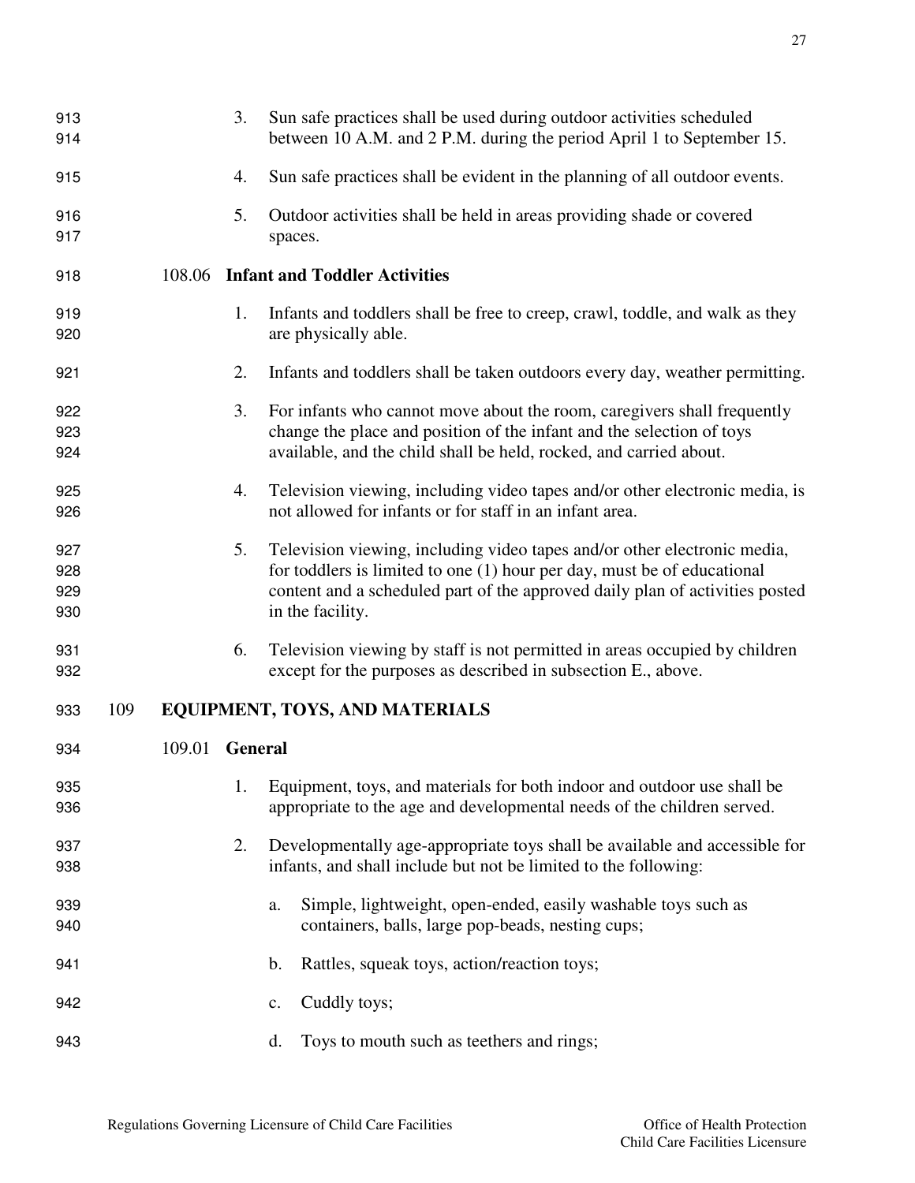3. Sun safe practices shall be used during outdoor activities scheduled between 10 A.M. and 2 P.M. during the period April 1 to September 15.

4. Sun safe practices shall be evident in the planning of all outdoor events.

5. Outdoor activities shall be held in areas providing shade or covered spaces.

### 108.06 Infant and Toddler Activities

1. Infants and toddlers shall be free to creep, crawl, toddle, and walk as they are physically able.

2. Infants and toddlers shall be taken outdoors every day, weather permitting.

3. For infants who cannot move about the room, caregivers shall frequently change the place and position of the infant and the selection of toys available, and the child shall be held, rocked, and carried about.

4. Television viewing, including video tapes and/or other electronic media, is not allowed for infants or for staff in an infant area.

5. Television viewing, including video tapes and/or other electronic media, for toddlers is limited to one (1) hour per day, must be of educational content and a scheduled part of the approved daily plan of activities posted in the facility.

6. Television viewing by staff is not permitted in areas occupied by children except for the purposes as described in subsection E., above.

## 109 EQUIPMENT, TOYS, AND MATERIALS

### 109.01 General

1. Equipment, toys, and materials for both indoor and outdoor use shall be appropriate to the age and developmental needs of the children served.

2. Developmentally age-appropriate toys shall be available and accessible for infants, and shall include but not be limited to the following:

   a. Simple, lightweight, open-ended, easily washable toys such as containers, balls, large pop-beads, nesting cups;

   b. Rattles, squeak toys, action/reaction toys;

   c. Cuddly toys;

   d. Toys to mouth such as teethers and rings;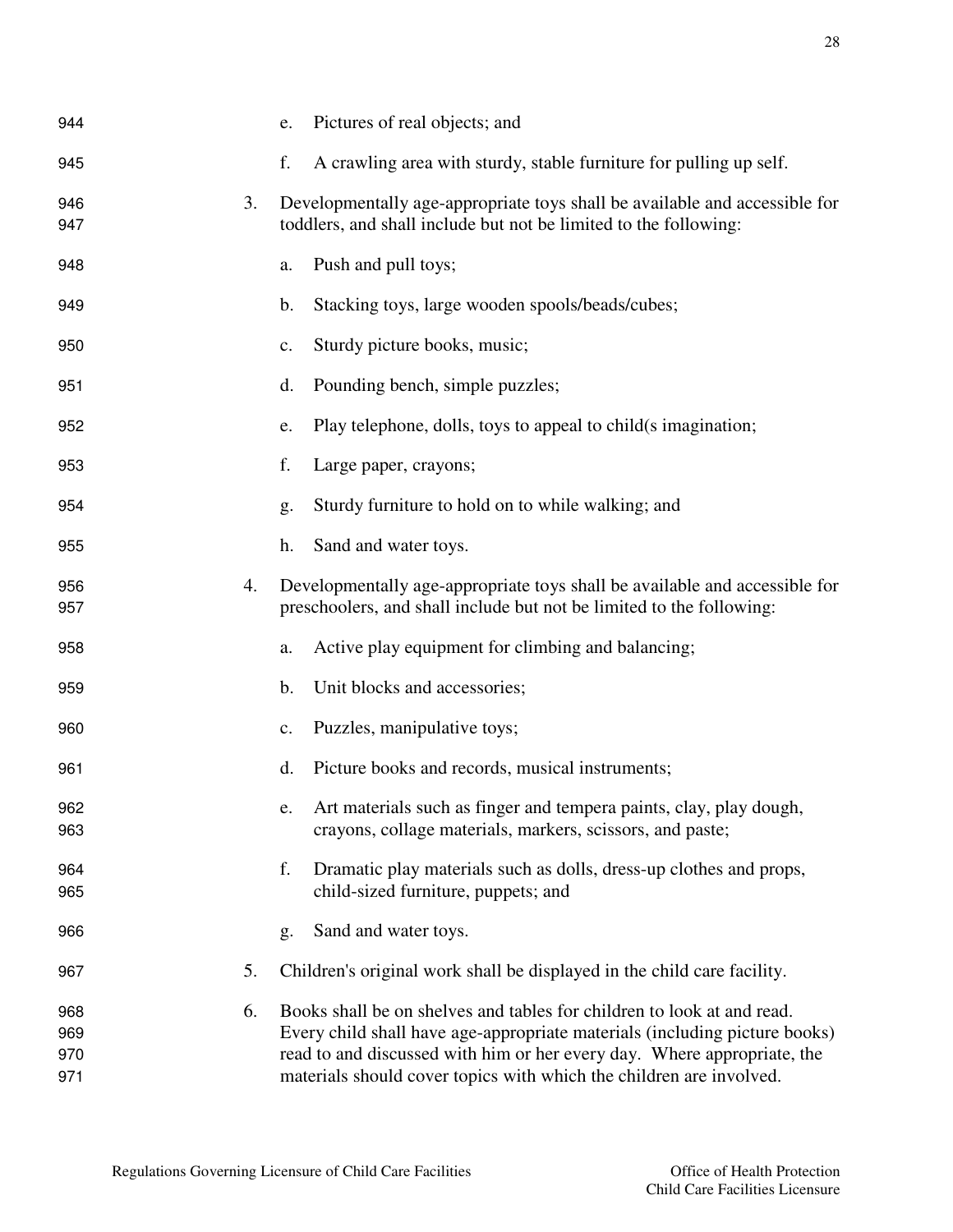e. Pictures of real objects; and

f. A crawling area with sturdy, stable furniture for pulling up self.

3. Developmentally age-appropriate toys shall be available and accessible for toddlers, and shall include but not be limited to the following:

   a. Push and pull toys;

   b. Stacking toys, large wooden spools/beads/cubes;

   c. Sturdy picture books, music;

   d. Pounding bench, simple puzzles;

   e. Play telephone, dolls, toys to appeal to child(s imagination;

   f. Large paper, crayons;

   g. Sturdy furniture to hold on to while walking; and

   h. Sand and water toys.

4. Developmentally age-appropriate toys shall be available and accessible for preschoolers, and shall include but not be limited to the following:

   a. Active play equipment for climbing and balancing;

   b. Unit blocks and accessories;

   c. Puzzles, manipulative toys;

   d. Picture books and records, musical instruments;

   e. Art materials such as finger and tempera paints, clay, play dough, crayons, collage materials, markers, scissors, and paste;

   f. Dramatic play materials such as dolls, dress-up clothes and props, child-sized furniture, puppets; and

   g. Sand and water toys.

5. Children's original work shall be displayed in the child care facility.

6. Books shall be on shelves and tables for children to look at and read. Every child shall have age-appropriate materials (including picture books) read to and discussed with him or her every day. Where appropriate, the materials should cover topics with which the children are involved.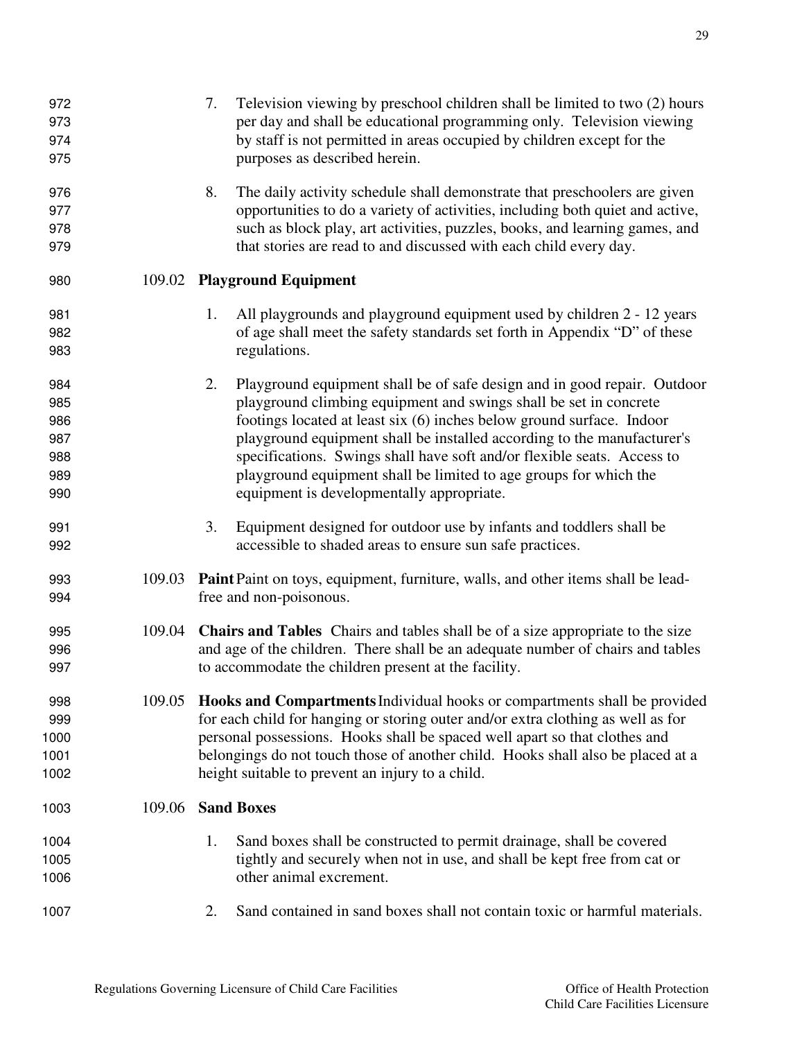7. Television viewing by preschool children shall be limited to two (2) hours per day and shall be educational programming only. Television viewing by staff is not permitted in areas occupied by children except for the purposes as described herein.

8. The daily activity schedule shall demonstrate that preschoolers are given opportunities to do a variety of activities, including both quiet and active, such as block play, art activities, puzzles, books, and learning games, and that stories are read to and discussed with each child every day.

109.02 **Playground Equipment**

1. All playgrounds and playground equipment used by children 2 - 12 years of age shall meet the safety standards set forth in Appendix "D" of these regulations.

2. Playground equipment shall be of safe design and in good repair. Outdoor playground climbing equipment and swings shall be set in concrete footings located at least six (6) inches below ground surface. Indoor playground equipment shall be installed according to the manufacturer's specifications. Swings shall have soft and/or flexible seats. Access to playground equipment shall be limited to age groups for which the equipment is developmentally appropriate.

3. Equipment designed for outdoor use by infants and toddlers shall be accessible to shaded areas to ensure sun safe practices.

109.03 **Paint** Paint on toys, equipment, furniture, walls, and other items shall be lead-free and non-poisonous.

109.04 **Chairs and Tables** Chairs and tables shall be of a size appropriate to the size and age of the children. There shall be an adequate number of chairs and tables to accommodate the children present at the facility.

109.05 **Hooks and Compartments** Individual hooks or compartments shall be provided for each child for hanging or storing outer and/or extra clothing as well as for personal possessions. Hooks shall be spaced well apart so that clothes and belongings do not touch those of another child. Hooks shall also be placed at a height suitable to prevent an injury to a child.

109.06 **Sand Boxes**

1. Sand boxes shall be constructed to permit drainage, shall be covered tightly and securely when not in use, and shall be kept free from cat or other animal excrement.

2. Sand contained in sand boxes shall not contain toxic or harmful materials.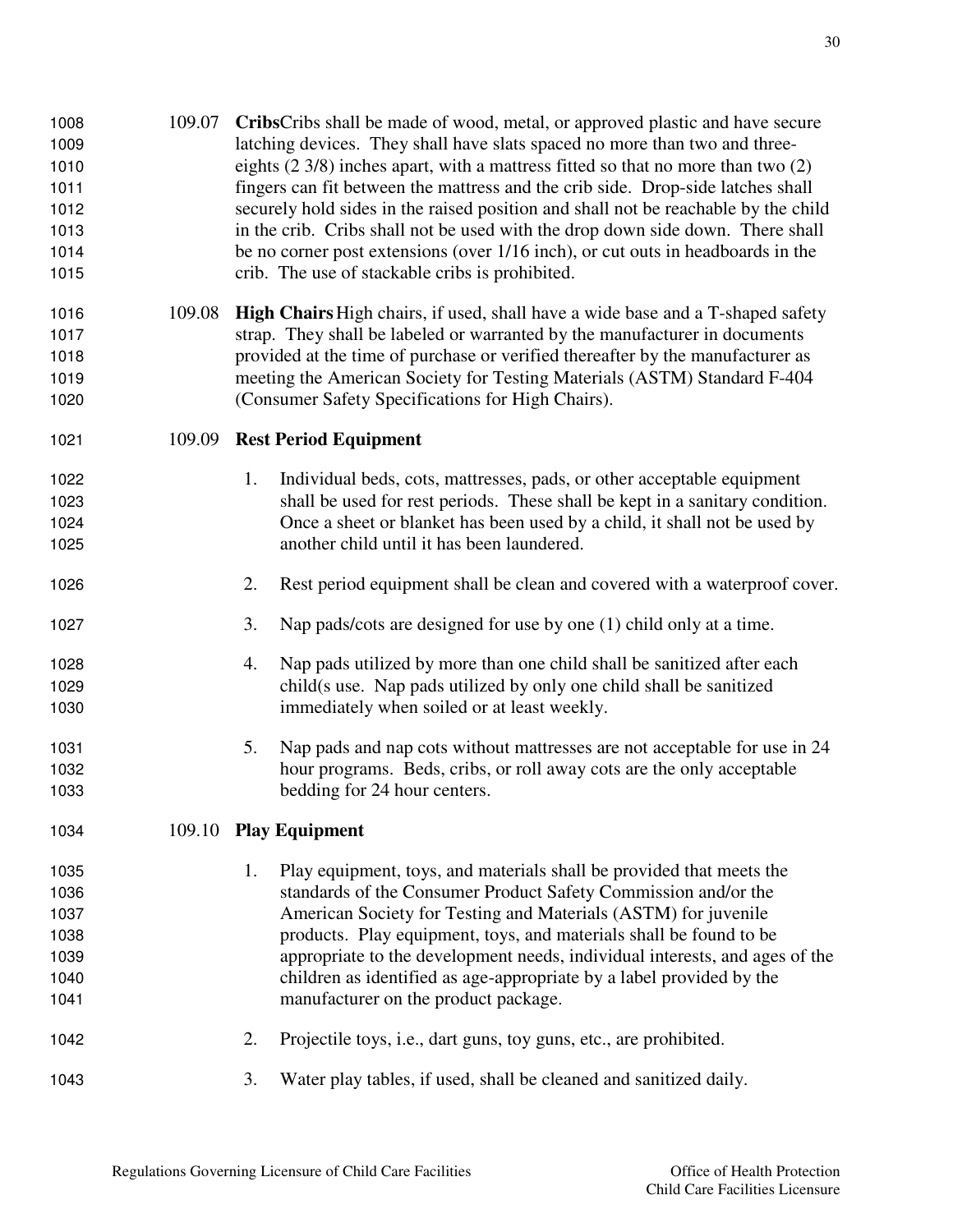109.07 **Cribs**Cribs shall be made of wood, metal, or approved plastic and have secure latching devices. They shall have slats spaced no more than two and three-eights (2 3/8) inches apart, with a mattress fitted so that no more than two (2) fingers can fit between the mattress and the crib side. Drop-side latches shall securely hold sides in the raised position and shall not be reachable by the child in the crib. Cribs shall not be used with the drop down side down. There shall be no corner post extensions (over 1/16 inch), or cut outs in headboards in the crib. The use of stackable cribs is prohibited.

109.08 **High Chairs** High chairs, if used, shall have a wide base and a T-shaped safety strap. They shall be labeled or warranted by the manufacturer in documents provided at the time of purchase or verified thereafter by the manufacturer as meeting the American Society for Testing Materials (ASTM) Standard F-404 (Consumer Safety Specifications for High Chairs).

109.09 **Rest Period Equipment**

1. Individual beds, cots, mattresses, pads, or other acceptable equipment shall be used for rest periods. These shall be kept in a sanitary condition. Once a sheet or blanket has been used by a child, it shall not be used by another child until it has been laundered.
2. Rest period equipment shall be clean and covered with a waterproof cover.
3. Nap pads/cots are designed for use by one (1) child only at a time.
4. Nap pads utilized by more than one child shall be sanitized after each child(s use. Nap pads utilized by only one child shall be sanitized immediately when soiled or at least weekly.
5. Nap pads and nap cots without mattresses are not acceptable for use in 24 hour programs. Beds, cribs, or roll away cots are the only acceptable bedding for 24 hour centers.

109.10 **Play Equipment**

1. Play equipment, toys, and materials shall be provided that meets the standards of the Consumer Product Safety Commission and/or the American Society for Testing and Materials (ASTM) for juvenile products. Play equipment, toys, and materials shall be found to be appropriate to the development needs, individual interests, and ages of the children as identified as age-appropriate by a label provided by the manufacturer on the product package.
2. Projectile toys, i.e., dart guns, toy guns, etc., are prohibited.
3. Water play tables, if used, shall be cleaned and sanitized daily.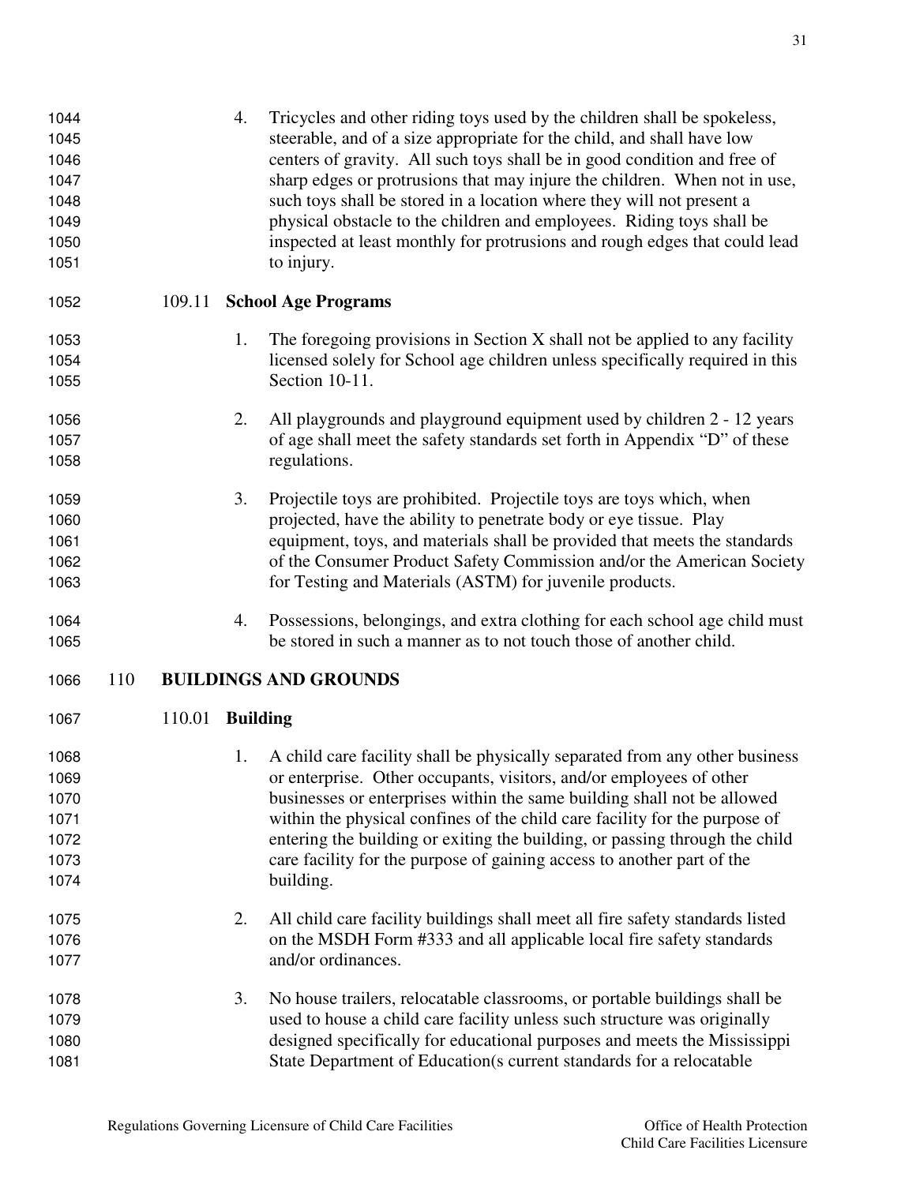4. Tricycles and other riding toys used by the children shall be spokeless, steerable, and of a size appropriate for the child, and shall have low centers of gravity. All such toys shall be in good condition and free of sharp edges or protrusions that may injure the children. When not in use, such toys shall be stored in a location where they will not present a physical obstacle to the children and employees. Riding toys shall be inspected at least monthly for protrusions and rough edges that could lead to injury.

### 109.11 School Age Programs

1. The foregoing provisions in Section X shall not be applied to any facility licensed solely for School age children unless specifically required in this Section 10-11.

2. All playgrounds and playground equipment used by children 2 - 12 years of age shall meet the safety standards set forth in Appendix "D" of these regulations.

3. Projectile toys are prohibited. Projectile toys are toys which, when projected, have the ability to penetrate body or eye tissue. Play equipment, toys, and materials shall be provided that meets the standards of the Consumer Product Safety Commission and/or the American Society for Testing and Materials (ASTM) for juvenile products.

4. Possessions, belongings, and extra clothing for each school age child must be stored in such a manner as to not touch those of another child.

## 110 BUILDINGS AND GROUNDS

### 110.01 Building

1. A child care facility shall be physically separated from any other business or enterprise. Other occupants, visitors, and/or employees of other businesses or enterprises within the same building shall not be allowed within the physical confines of the child care facility for the purpose of entering the building or exiting the building, or passing through the child care facility for the purpose of gaining access to another part of the building.

2. All child care facility buildings shall meet all fire safety standards listed on the MSDH Form #333 and all applicable local fire safety standards and/or ordinances.

3. No house trailers, relocatable classrooms, or portable buildings shall be used to house a child care facility unless such structure was originally designed specifically for educational purposes and meets the Mississippi State Department of Education(s current standards for a relocatable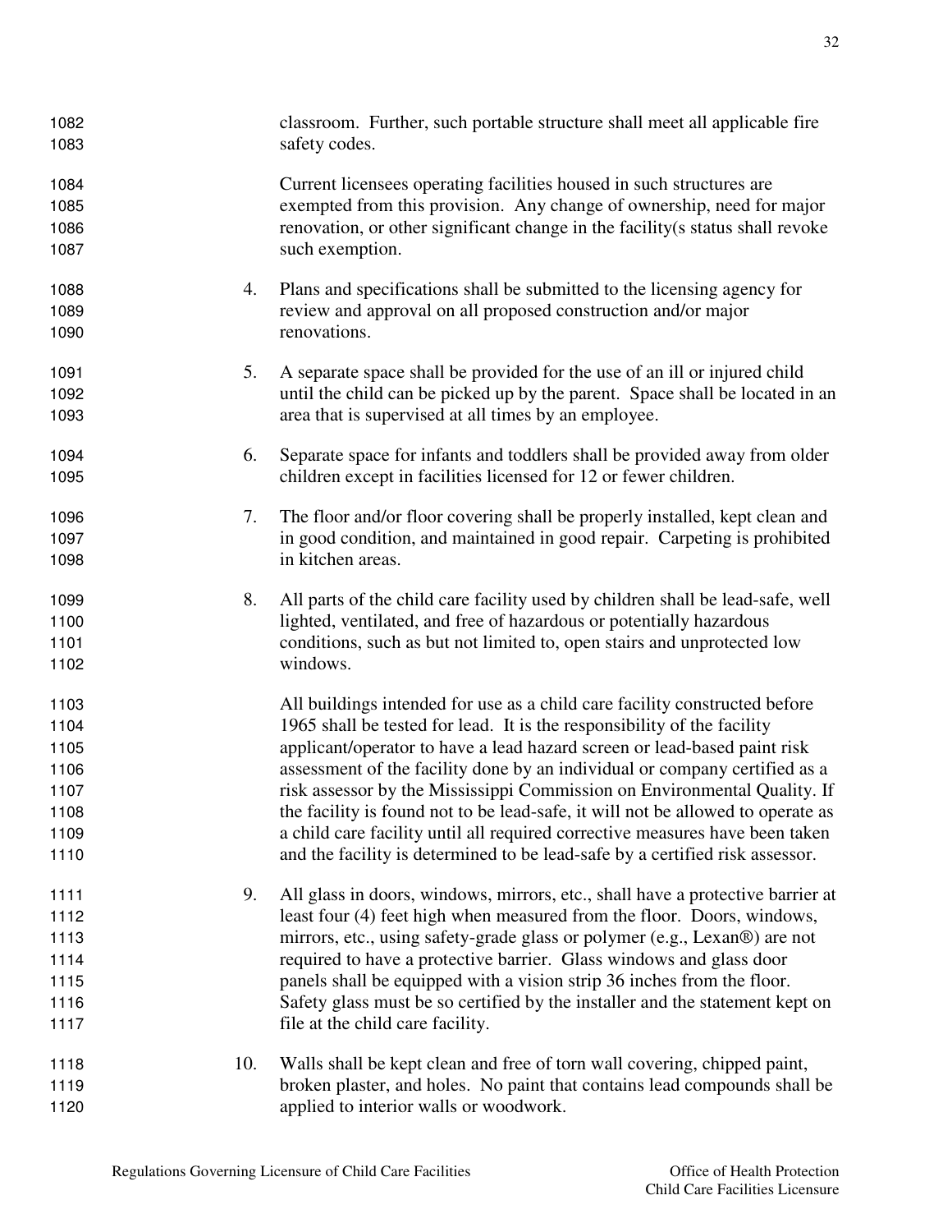classroom. Further, such portable structure shall meet all applicable fire safety codes.

Current licensees operating facilities housed in such structures are exempted from this provision. Any change of ownership, need for major renovation, or other significant change in the facility(s status shall revoke such exemption.

4. Plans and specifications shall be submitted to the licensing agency for review and approval on all proposed construction and/or major renovations.

5. A separate space shall be provided for the use of an ill or injured child until the child can be picked up by the parent. Space shall be located in an area that is supervised at all times by an employee.

6. Separate space for infants and toddlers shall be provided away from older children except in facilities licensed for 12 or fewer children.

7. The floor and/or floor covering shall be properly installed, kept clean and in good condition, and maintained in good repair. Carpeting is prohibited in kitchen areas.

8. All parts of the child care facility used by children shall be lead-safe, well lighted, ventilated, and free of hazardous or potentially hazardous conditions, such as but not limited to, open stairs and unprotected low windows.

   All buildings intended for use as a child care facility constructed before 1965 shall be tested for lead. It is the responsibility of the facility applicant/operator to have a lead hazard screen or lead-based paint risk assessment of the facility done by an individual or company certified as a risk assessor by the Mississippi Commission on Environmental Quality. If the facility is found not to be lead-safe, it will not be allowed to operate as a child care facility until all required corrective measures have been taken and the facility is determined to be lead-safe by a certified risk assessor.

9. All glass in doors, windows, mirrors, etc., shall have a protective barrier at least four (4) feet high when measured from the floor. Doors, windows, mirrors, etc., using safety-grade glass or polymer (e.g., Lexan®) are not required to have a protective barrier. Glass windows and glass door panels shall be equipped with a vision strip 36 inches from the floor. Safety glass must be so certified by the installer and the statement kept on file at the child care facility.

10. Walls shall be kept clean and free of torn wall covering, chipped paint, broken plaster, and holes. No paint that contains lead compounds shall be applied to interior walls or woodwork.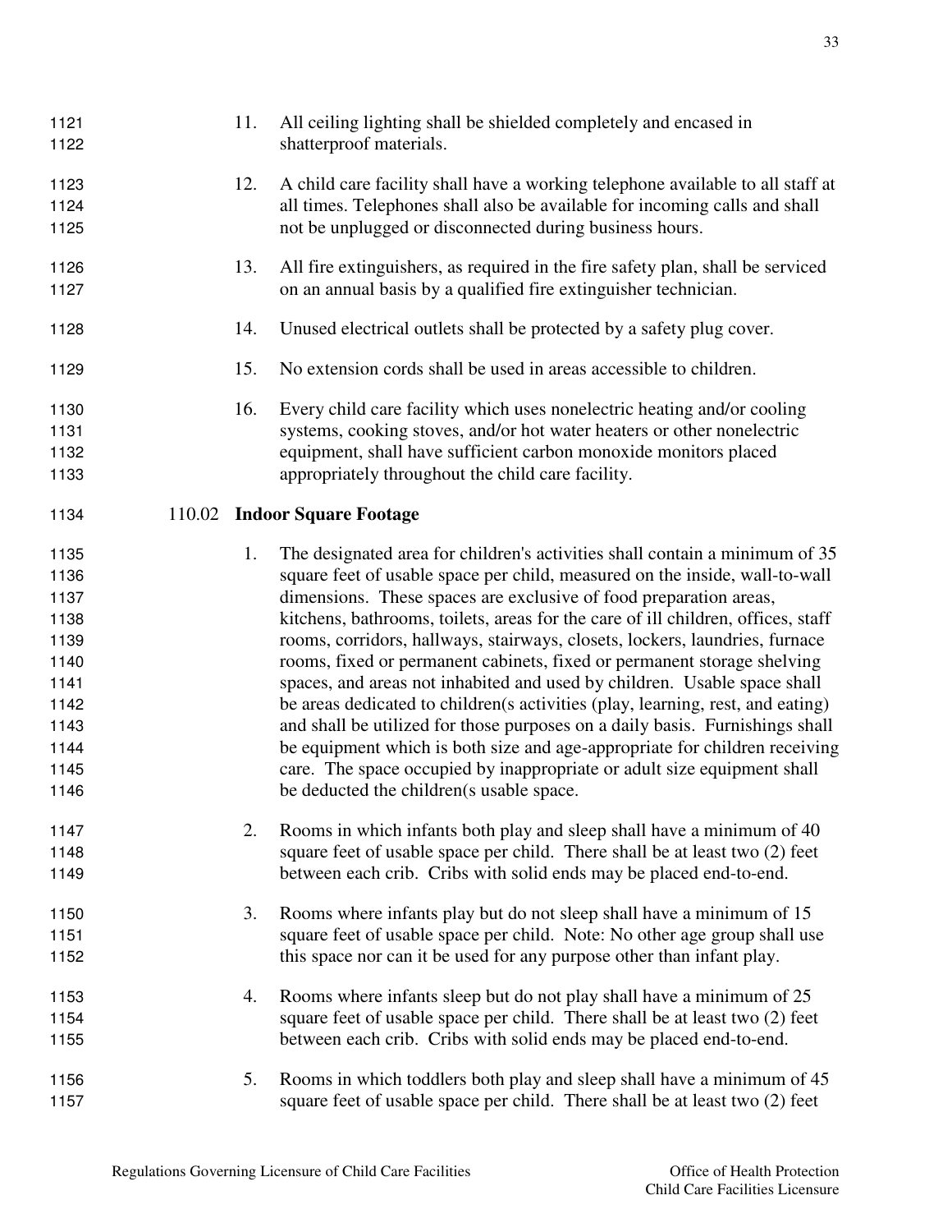11. All ceiling lighting shall be shielded completely and encased in shatterproof materials.

12. A child care facility shall have a working telephone available to all staff at all times. Telephones shall also be available for incoming calls and shall not be unplugged or disconnected during business hours.

13. All fire extinguishers, as required in the fire safety plan, shall be serviced on an annual basis by a qualified fire extinguisher technician.

14. Unused electrical outlets shall be protected by a safety plug cover.

15. No extension cords shall be used in areas accessible to children.

16. Every child care facility which uses nonelectric heating and/or cooling systems, cooking stoves, and/or hot water heaters or other nonelectric equipment, shall have sufficient carbon monoxide monitors placed appropriately throughout the child care facility.

110.02 **Indoor Square Footage**

1. The designated area for children's activities shall contain a minimum of 35 square feet of usable space per child, measured on the inside, wall-to-wall dimensions. These spaces are exclusive of food preparation areas, kitchens, bathrooms, toilets, areas for the care of ill children, offices, staff rooms, corridors, hallways, stairways, closets, lockers, laundries, furnace rooms, fixed or permanent cabinets, fixed or permanent storage shelving spaces, and areas not inhabited and used by children. Usable space shall be areas dedicated to children(s activities (play, learning, rest, and eating) and shall be utilized for those purposes on a daily basis. Furnishings shall be equipment which is both size and age-appropriate for children receiving care. The space occupied by inappropriate or adult size equipment shall be deducted the children(s usable space.

2. Rooms in which infants both play and sleep shall have a minimum of 40 square feet of usable space per child. There shall be at least two (2) feet between each crib. Cribs with solid ends may be placed end-to-end.

3. Rooms where infants play but do not sleep shall have a minimum of 15 square feet of usable space per child. Note: No other age group shall use this space nor can it be used for any purpose other than infant play.

4. Rooms where infants sleep but do not play shall have a minimum of 25 square feet of usable space per child. There shall be at least two (2) feet between each crib. Cribs with solid ends may be placed end-to-end.

5. Rooms in which toddlers both play and sleep shall have a minimum of 45 square feet of usable space per child. There shall be at least two (2) feet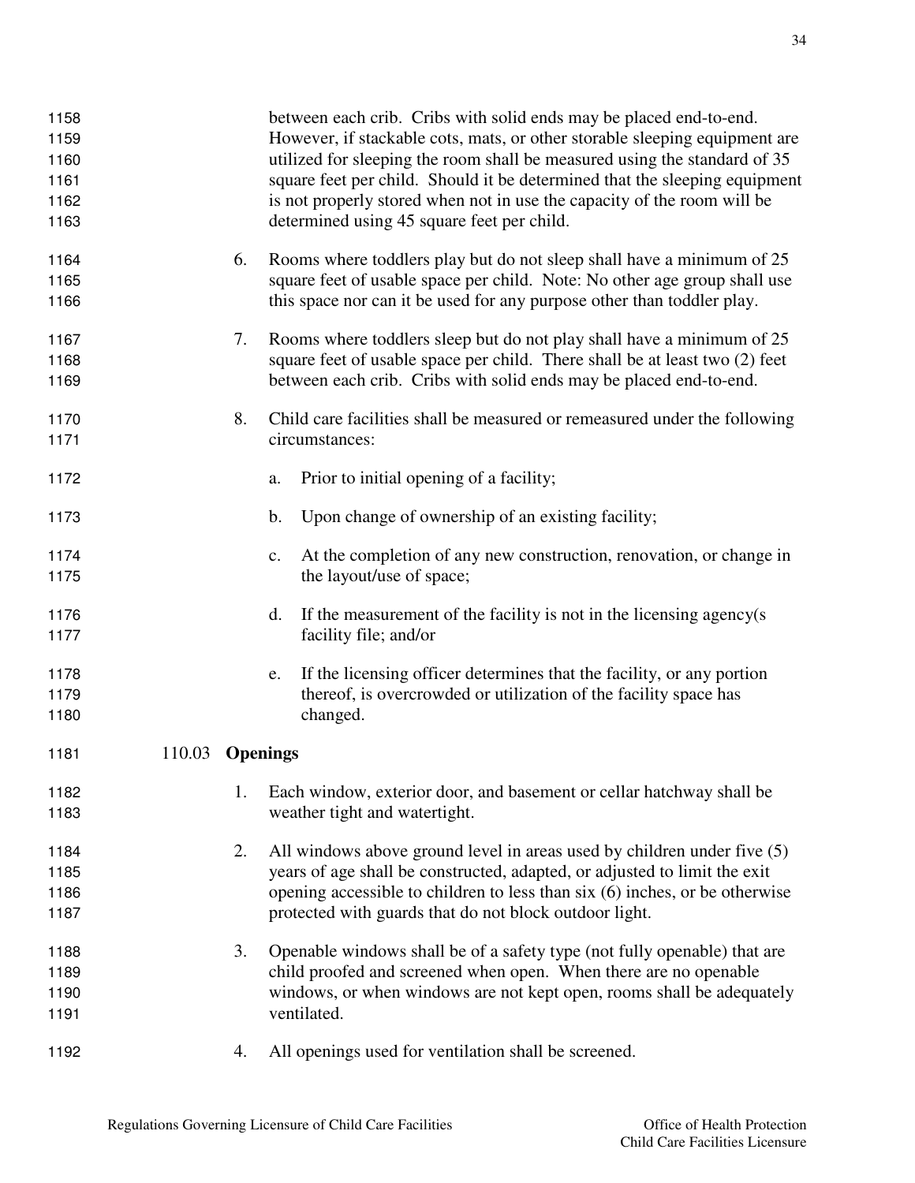between each crib. Cribs with solid ends may be placed end-to-end. However, if stackable cots, mats, or other storable sleeping equipment are utilized for sleeping the room shall be measured using the standard of 35 square feet per child. Should it be determined that the sleeping equipment is not properly stored when not in use the capacity of the room will be determined using 45 square feet per child.

6. Rooms where toddlers play but do not sleep shall have a minimum of 25 square feet of usable space per child. Note: No other age group shall use this space nor can it be used for any purpose other than toddler play.

7. Rooms where toddlers sleep but do not play shall have a minimum of 25 square feet of usable space per child. There shall be at least two (2) feet between each crib. Cribs with solid ends may be placed end-to-end.

8. Child care facilities shall be measured or remeasured under the following circumstances:

   a. Prior to initial opening of a facility;

   b. Upon change of ownership of an existing facility;

   c. At the completion of any new construction, renovation, or change in the layout/use of space;

   d. If the measurement of the facility is not in the licensing agency(s facility file; and/or

   e. If the licensing officer determines that the facility, or any portion thereof, is overcrowded or utilization of the facility space has changed.

110.03 **Openings**

1. Each window, exterior door, and basement or cellar hatchway shall be weather tight and watertight.

2. All windows above ground level in areas used by children under five (5) years of age shall be constructed, adapted, or adjusted to limit the exit opening accessible to children to less than six (6) inches, or be otherwise protected with guards that do not block outdoor light.

3. Openable windows shall be of a safety type (not fully openable) that are child proofed and screened when open. When there are no openable windows, or when windows are not kept open, rooms shall be adequately ventilated.

4. All openings used for ventilation shall be screened.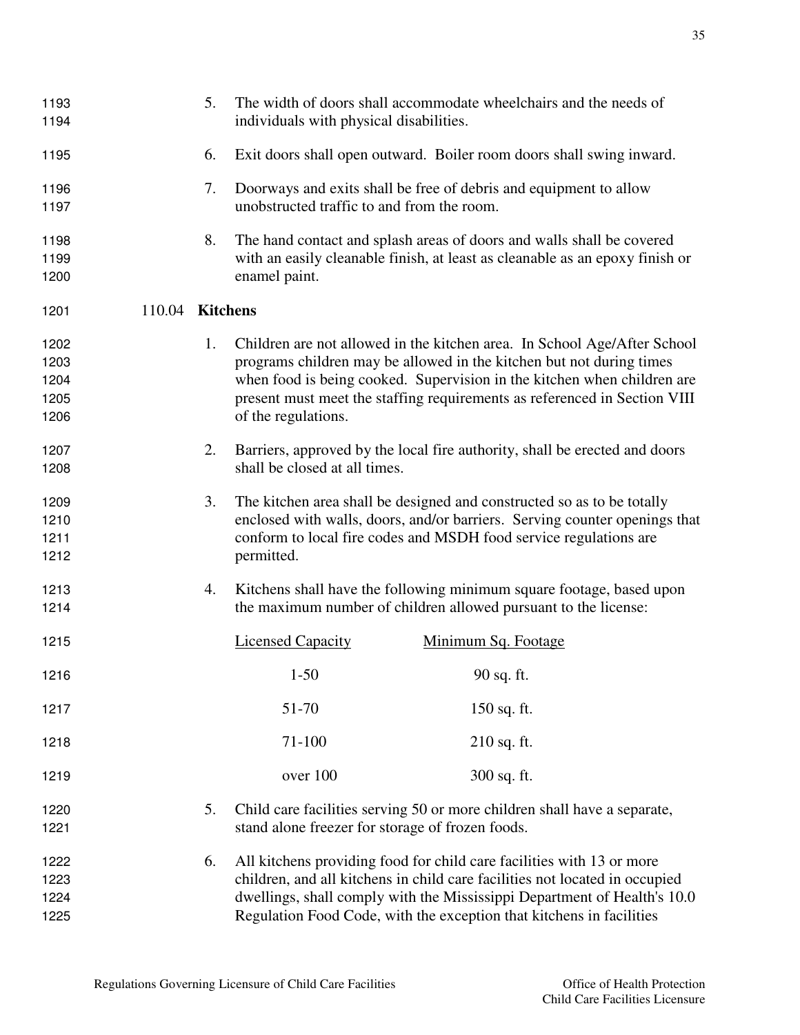5. The width of doors shall accommodate wheelchairs and the needs of individuals with physical disabilities.

6. Exit doors shall open outward. Boiler room doors shall swing inward.

7. Doorways and exits shall be free of debris and equipment to allow unobstructed traffic to and from the room.

8. The hand contact and splash areas of doors and walls shall be covered with an easily cleanable finish, at least as cleanable as an epoxy finish or enamel paint.

### 110.04 **Kitchens**

1. Children are not allowed in the kitchen area. In School Age/After School programs children may be allowed in the kitchen but not during times when food is being cooked. Supervision in the kitchen when children are present must meet the staffing requirements as referenced in Section VIII of the regulations.

2. Barriers, approved by the local fire authority, shall be erected and doors shall be closed at all times.

3. The kitchen area shall be designed and constructed so as to be totally enclosed with walls, doors, and/or barriers. Serving counter openings that conform to local fire codes and MSDH food service regulations are permitted.

4. Kitchens shall have the following minimum square footage, based upon the maximum number of children allowed pursuant to the license:

| Licensed Capacity | Minimum Sq. Footage |
|---|---|
| 1-50 | 90 sq. ft. |
| 51-70 | 150 sq. ft. |
| 71-100 | 210 sq. ft. |
| over 100 | 300 sq. ft. |

5. Child care facilities serving 50 or more children shall have a separate, stand alone freezer for storage of frozen foods.

6. All kitchens providing food for child care facilities with 13 or more children, and all kitchens in child care facilities not located in occupied dwellings, shall comply with the Mississippi Department of Health's 10.0 Regulation Food Code, with the exception that kitchens in facilities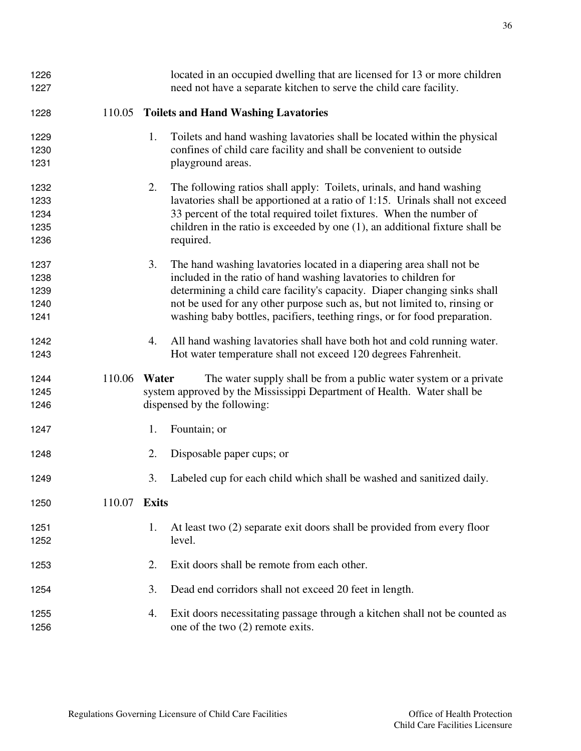located in an occupied dwelling that are licensed for 13 or more children need not have a separate kitchen to serve the child care facility.

110.05 **Toilets and Hand Washing Lavatories**

1. Toilets and hand washing lavatories shall be located within the physical confines of child care facility and shall be convenient to outside playground areas.

2. The following ratios shall apply: Toilets, urinals, and hand washing lavatories shall be apportioned at a ratio of 1:15. Urinals shall not exceed 33 percent of the total required toilet fixtures. When the number of children in the ratio is exceeded by one (1), an additional fixture shall be required.

3. The hand washing lavatories located in a diapering area shall not be included in the ratio of hand washing lavatories to children for determining a child care facility's capacity. Diaper changing sinks shall not be used for any other purpose such as, but not limited to, rinsing or washing baby bottles, pacifiers, teething rings, or for food preparation.

4. All hand washing lavatories shall have both hot and cold running water. Hot water temperature shall not exceed 120 degrees Fahrenheit.

110.06 **Water** The water supply shall be from a public water system or a private system approved by the Mississippi Department of Health. Water shall be dispensed by the following:

1. Fountain; or

2. Disposable paper cups; or

3. Labeled cup for each child which shall be washed and sanitized daily.

110.07 **Exits**

1. At least two (2) separate exit doors shall be provided from every floor level.

2. Exit doors shall be remote from each other.

3. Dead end corridors shall not exceed 20 feet in length.

4. Exit doors necessitating passage through a kitchen shall not be counted as one of the two (2) remote exits.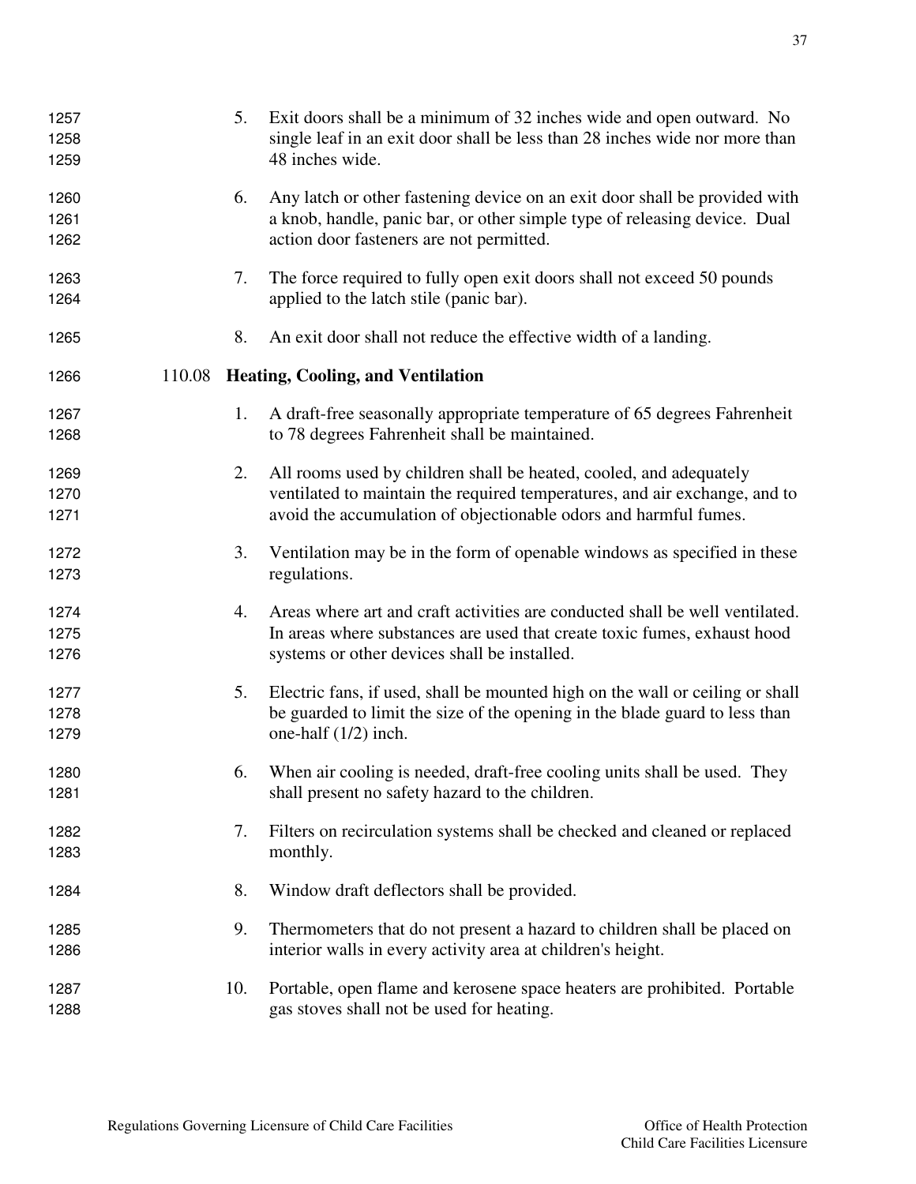5. Exit doors shall be a minimum of 32 inches wide and open outward. No single leaf in an exit door shall be less than 28 inches wide nor more than 48 inches wide.

6. Any latch or other fastening device on an exit door shall be provided with a knob, handle, panic bar, or other simple type of releasing device. Dual action door fasteners are not permitted.

7. The force required to fully open exit doors shall not exceed 50 pounds applied to the latch stile (panic bar).

8. An exit door shall not reduce the effective width of a landing.

### 110.08 Heating, Cooling, and Ventilation

1. A draft-free seasonally appropriate temperature of 65 degrees Fahrenheit to 78 degrees Fahrenheit shall be maintained.

2. All rooms used by children shall be heated, cooled, and adequately ventilated to maintain the required temperatures, and air exchange, and to avoid the accumulation of objectionable odors and harmful fumes.

3. Ventilation may be in the form of openable windows as specified in these regulations.

4. Areas where art and craft activities are conducted shall be well ventilated. In areas where substances are used that create toxic fumes, exhaust hood systems or other devices shall be installed.

5. Electric fans, if used, shall be mounted high on the wall or ceiling or shall be guarded to limit the size of the opening in the blade guard to less than one-half (1/2) inch.

6. When air cooling is needed, draft-free cooling units shall be used. They shall present no safety hazard to the children.

7. Filters on recirculation systems shall be checked and cleaned or replaced monthly.

8. Window draft deflectors shall be provided.

9. Thermometers that do not present a hazard to children shall be placed on interior walls in every activity area at children's height.

10. Portable, open flame and kerosene space heaters are prohibited. Portable gas stoves shall not be used for heating.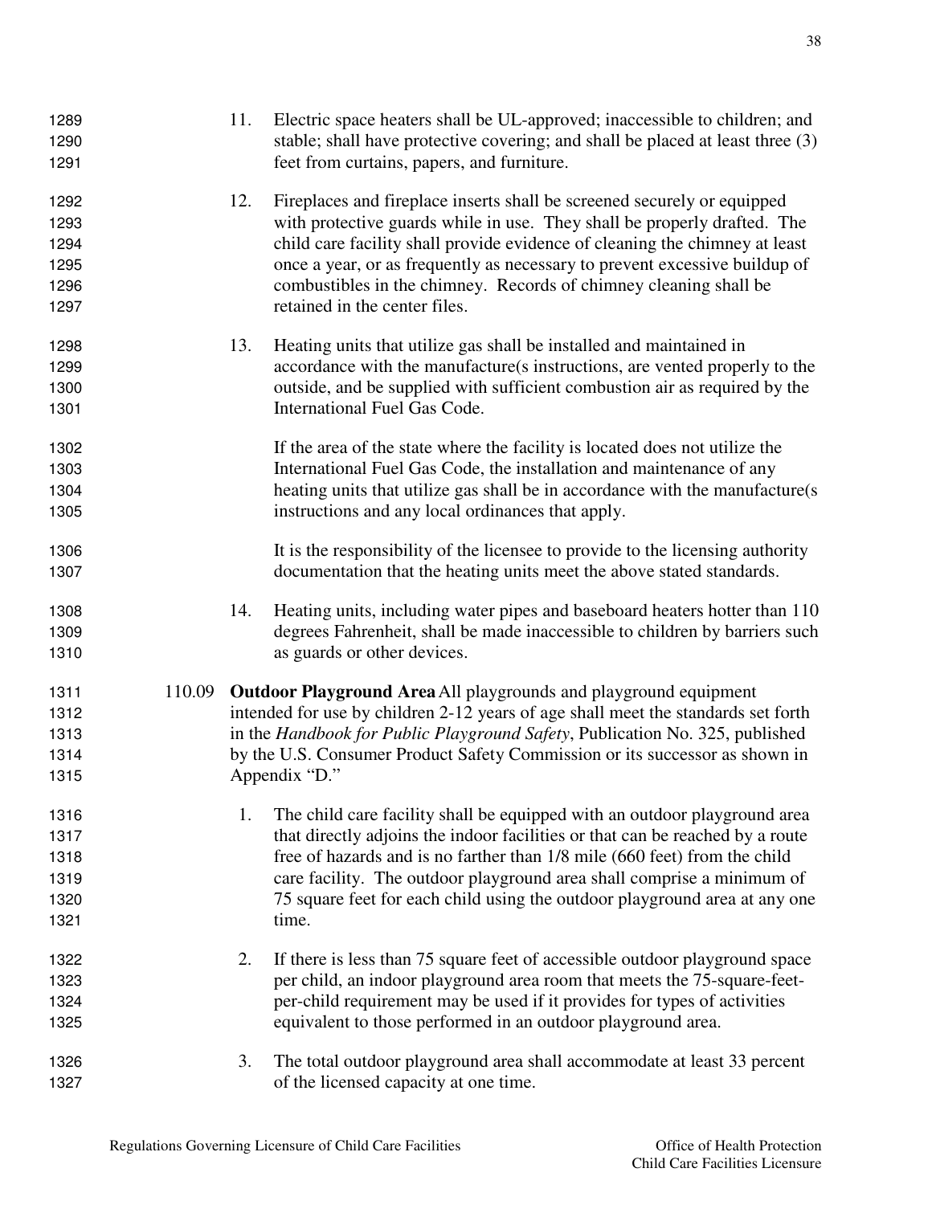11. Electric space heaters shall be UL-approved; inaccessible to children; and stable; shall have protective covering; and shall be placed at least three (3) feet from curtains, papers, and furniture.

12. Fireplaces and fireplace inserts shall be screened securely or equipped with protective guards while in use. They shall be properly drafted. The child care facility shall provide evidence of cleaning the chimney at least once a year, or as frequently as necessary to prevent excessive buildup of combustibles in the chimney. Records of chimney cleaning shall be retained in the center files.

13. Heating units that utilize gas shall be installed and maintained in accordance with the manufacture(s instructions, are vented properly to the outside, and be supplied with sufficient combustion air as required by the International Fuel Gas Code.

    If the area of the state where the facility is located does not utilize the International Fuel Gas Code, the installation and maintenance of any heating units that utilize gas shall be in accordance with the manufacture(s instructions and any local ordinances that apply.

    It is the responsibility of the licensee to provide to the licensing authority documentation that the heating units meet the above stated standards.

14. Heating units, including water pipes and baseboard heaters hotter than 110 degrees Fahrenheit, shall be made inaccessible to children by barriers such as guards or other devices.

110.09 **Outdoor Playground Area** All playgrounds and playground equipment intended for use by children 2-12 years of age shall meet the standards set forth in the *Handbook for Public Playground Safety*, Publication No. 325, published by the U.S. Consumer Product Safety Commission or its successor as shown in Appendix "D."

1. The child care facility shall be equipped with an outdoor playground area that directly adjoins the indoor facilities or that can be reached by a route free of hazards and is no farther than 1/8 mile (660 feet) from the child care facility. The outdoor playground area shall comprise a minimum of 75 square feet for each child using the outdoor playground area at any one time.

2. If there is less than 75 square feet of accessible outdoor playground space per child, an indoor playground area room that meets the 75-square-feet-per-child requirement may be used if it provides for types of activities equivalent to those performed in an outdoor playground area.

3. The total outdoor playground area shall accommodate at least 33 percent of the licensed capacity at one time.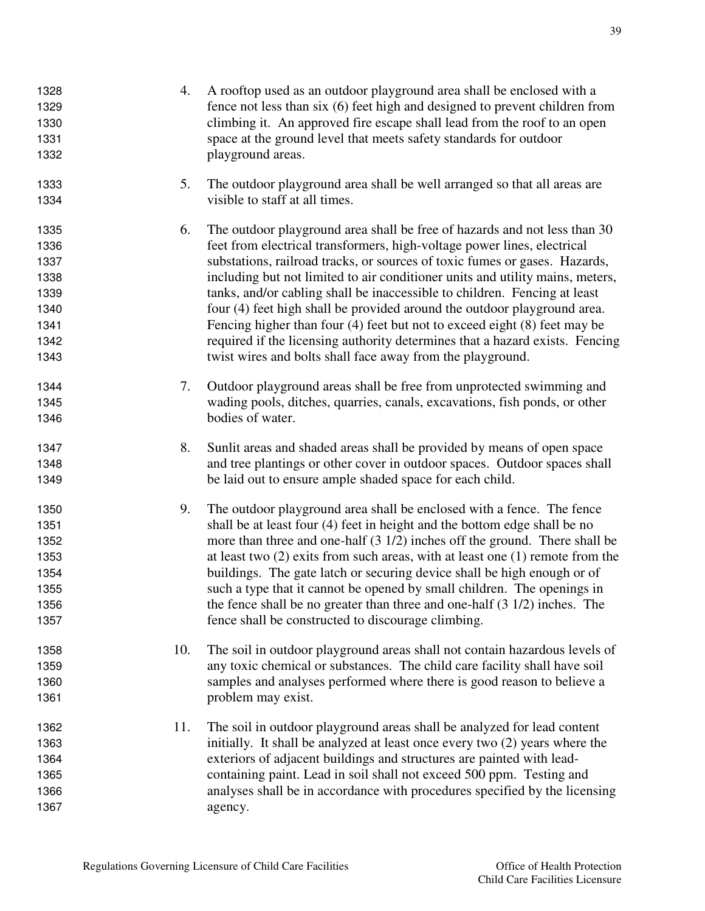4. A rooftop used as an outdoor playground area shall be enclosed with a fence not less than six (6) feet high and designed to prevent children from climbing it. An approved fire escape shall lead from the roof to an open space at the ground level that meets safety standards for outdoor playground areas.

5. The outdoor playground area shall be well arranged so that all areas are visible to staff at all times.

6. The outdoor playground area shall be free of hazards and not less than 30 feet from electrical transformers, high-voltage power lines, electrical substations, railroad tracks, or sources of toxic fumes or gases. Hazards, including but not limited to air conditioner units and utility mains, meters, tanks, and/or cabling shall be inaccessible to children. Fencing at least four (4) feet high shall be provided around the outdoor playground area. Fencing higher than four (4) feet but not to exceed eight (8) feet may be required if the licensing authority determines that a hazard exists. Fencing twist wires and bolts shall face away from the playground.

7. Outdoor playground areas shall be free from unprotected swimming and wading pools, ditches, quarries, canals, excavations, fish ponds, or other bodies of water.

8. Sunlit areas and shaded areas shall be provided by means of open space and tree plantings or other cover in outdoor spaces. Outdoor spaces shall be laid out to ensure ample shaded space for each child.

9. The outdoor playground area shall be enclosed with a fence. The fence shall be at least four (4) feet in height and the bottom edge shall be no more than three and one-half (3 1/2) inches off the ground. There shall be at least two (2) exits from such areas, with at least one (1) remote from the buildings. The gate latch or securing device shall be high enough or of such a type that it cannot be opened by small children. The openings in the fence shall be no greater than three and one-half (3 1/2) inches. The fence shall be constructed to discourage climbing.

10. The soil in outdoor playground areas shall not contain hazardous levels of any toxic chemical or substances. The child care facility shall have soil samples and analyses performed where there is good reason to believe a problem may exist.

11. The soil in outdoor playground areas shall be analyzed for lead content initially. It shall be analyzed at least once every two (2) years where the exteriors of adjacent buildings and structures are painted with lead-containing paint. Lead in soil shall not exceed 500 ppm. Testing and analyses shall be in accordance with procedures specified by the licensing agency.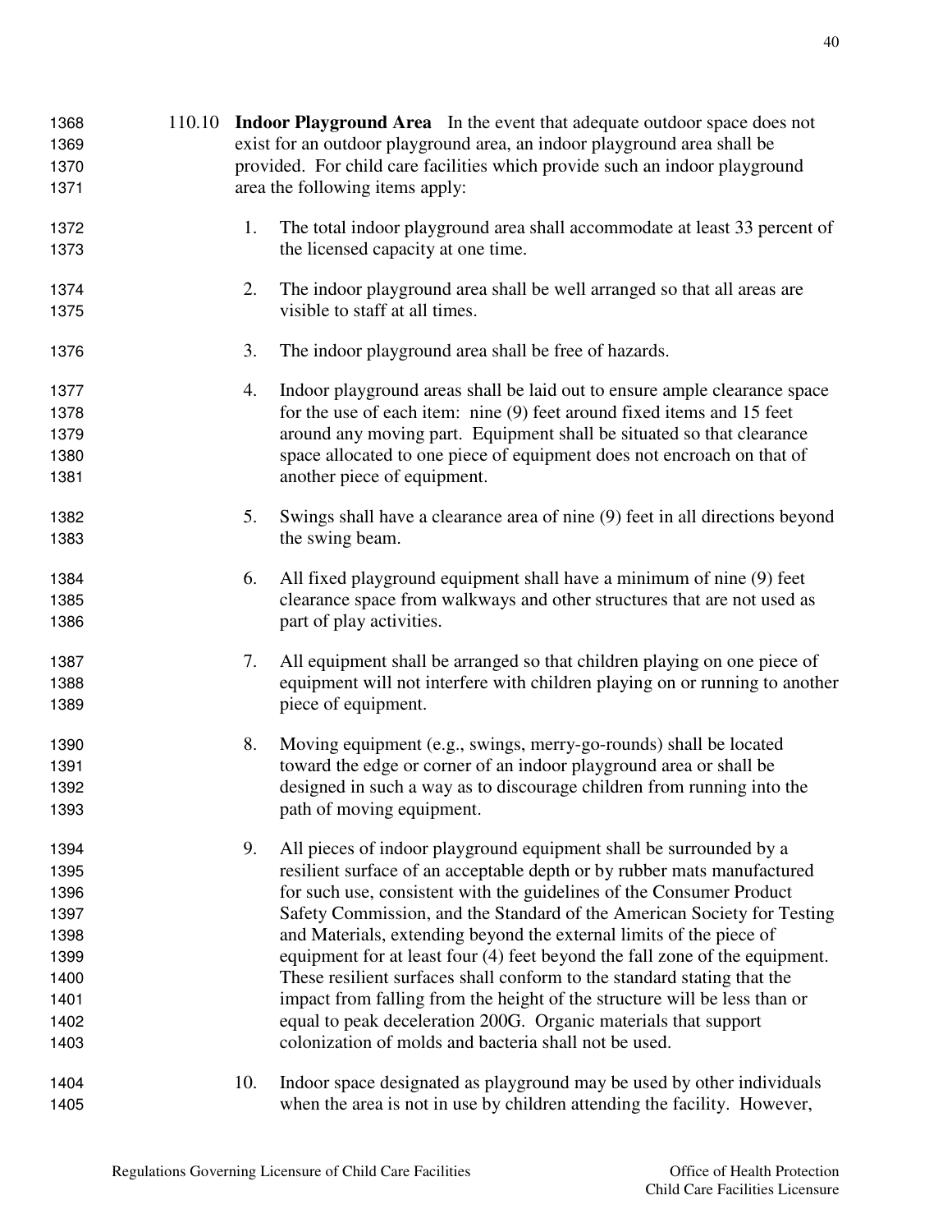110.10 **Indoor Playground Area** In the event that adequate outdoor space does not exist for an outdoor playground area, an indoor playground area shall be provided. For child care facilities which provide such an indoor playground area the following items apply:

1. The total indoor playground area shall accommodate at least 33 percent of the licensed capacity at one time.

2. The indoor playground area shall be well arranged so that all areas are visible to staff at all times.

3. The indoor playground area shall be free of hazards.

4. Indoor playground areas shall be laid out to ensure ample clearance space for the use of each item: nine (9) feet around fixed items and 15 feet around any moving part. Equipment shall be situated so that clearance space allocated to one piece of equipment does not encroach on that of another piece of equipment.

5. Swings shall have a clearance area of nine (9) feet in all directions beyond the swing beam.

6. All fixed playground equipment shall have a minimum of nine (9) feet clearance space from walkways and other structures that are not used as part of play activities.

7. All equipment shall be arranged so that children playing on one piece of equipment will not interfere with children playing on or running to another piece of equipment.

8. Moving equipment (e.g., swings, merry-go-rounds) shall be located toward the edge or corner of an indoor playground area or shall be designed in such a way as to discourage children from running into the path of moving equipment.

9. All pieces of indoor playground equipment shall be surrounded by a resilient surface of an acceptable depth or by rubber mats manufactured for such use, consistent with the guidelines of the Consumer Product Safety Commission, and the Standard of the American Society for Testing and Materials, extending beyond the external limits of the piece of equipment for at least four (4) feet beyond the fall zone of the equipment. These resilient surfaces shall conform to the standard stating that the impact from falling from the height of the structure will be less than or equal to peak deceleration 200G. Organic materials that support colonization of molds and bacteria shall not be used.

10. Indoor space designated as playground may be used by other individuals when the area is not in use by children attending the facility. However,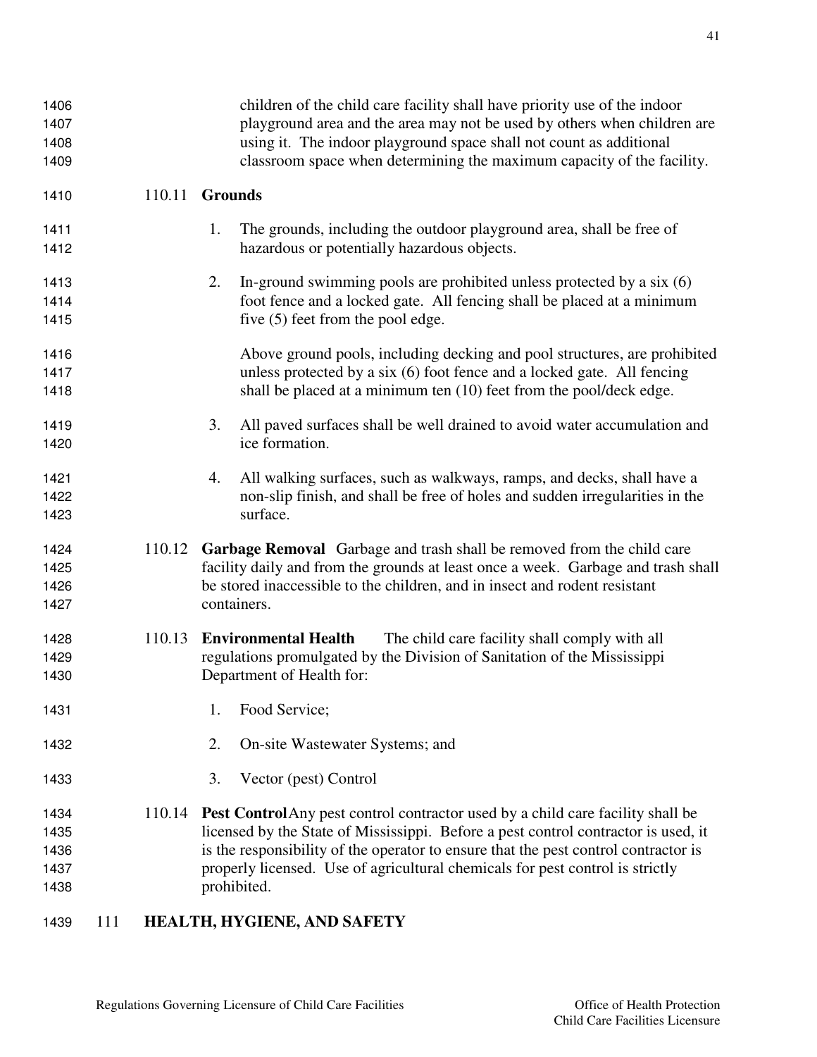children of the child care facility shall have priority use of the indoor playground area and the area may not be used by others when children are using it. The indoor playground space shall not count as additional classroom space when determining the maximum capacity of the facility.

110.11 **Grounds**

1. The grounds, including the outdoor playground area, shall be free of hazardous or potentially hazardous objects.

2. In-ground swimming pools are prohibited unless protected by a six (6) foot fence and a locked gate. All fencing shall be placed at a minimum five (5) feet from the pool edge.

   Above ground pools, including decking and pool structures, are prohibited unless protected by a six (6) foot fence and a locked gate. All fencing shall be placed at a minimum ten (10) feet from the pool/deck edge.

3. All paved surfaces shall be well drained to avoid water accumulation and ice formation.

4. All walking surfaces, such as walkways, ramps, and decks, shall have a non-slip finish, and shall be free of holes and sudden irregularities in the surface.

110.12 **Garbage Removal** Garbage and trash shall be removed from the child care facility daily and from the grounds at least once a week. Garbage and trash shall be stored inaccessible to the children, and in insect and rodent resistant containers.

110.13 **Environmental Health** The child care facility shall comply with all regulations promulgated by the Division of Sanitation of the Mississippi Department of Health for:

1. Food Service;

2. On-site Wastewater Systems; and

3. Vector (pest) Control

110.14 **Pest Control** Any pest control contractor used by a child care facility shall be licensed by the State of Mississippi. Before a pest control contractor is used, it is the responsibility of the operator to ensure that the pest control contractor is properly licensed. Use of agricultural chemicals for pest control is strictly prohibited.

## 111 HEALTH, HYGIENE, AND SAFETY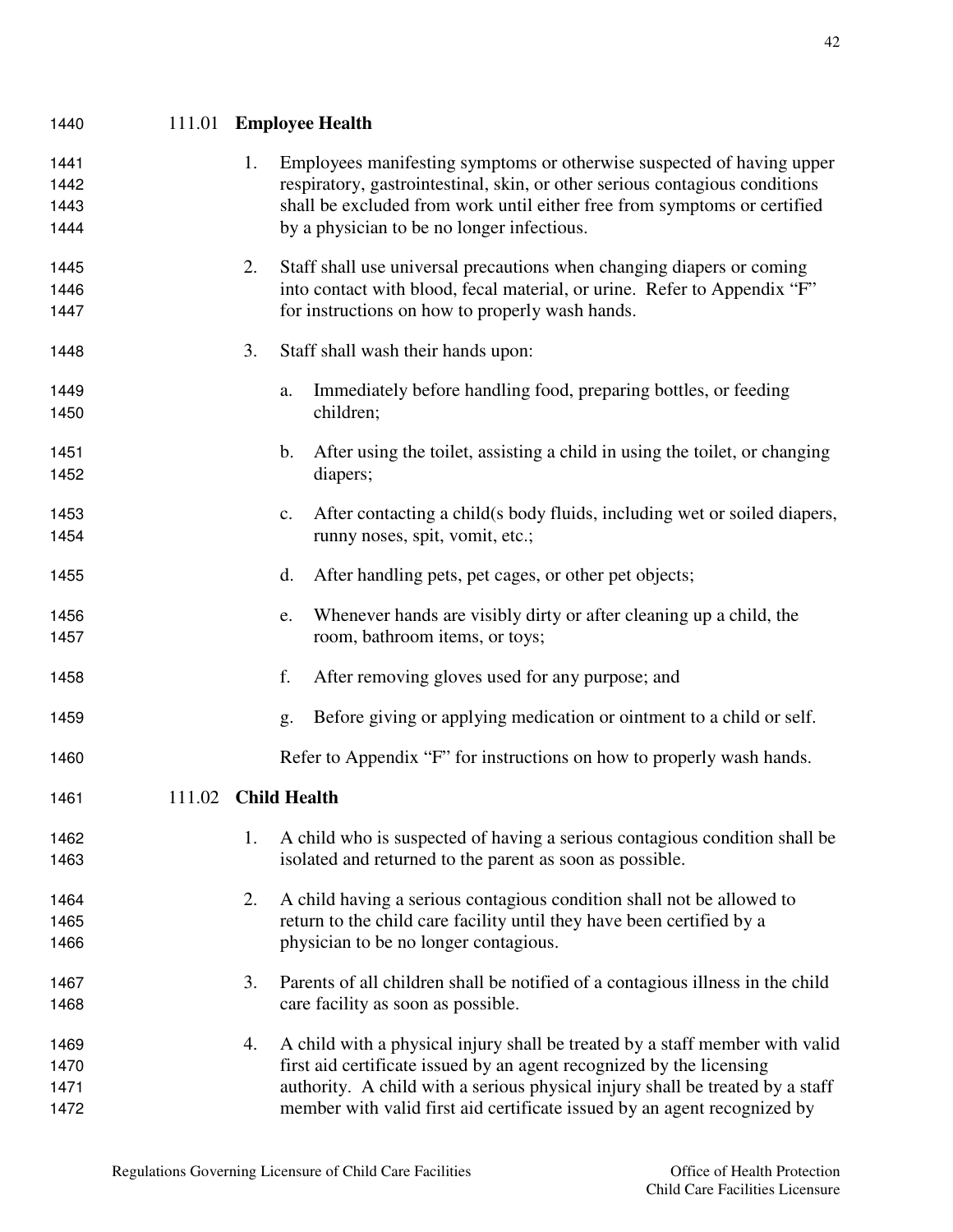### 111.01 Employee Health

1. Employees manifesting symptoms or otherwise suspected of having upper respiratory, gastrointestinal, skin, or other serious contagious conditions shall be excluded from work until either free from symptoms or certified by a physician to be no longer infectious.

2. Staff shall use universal precautions when changing diapers or coming into contact with blood, fecal material, or urine. Refer to Appendix "F" for instructions on how to properly wash hands.

3. Staff shall wash their hands upon:

   a. Immediately before handling food, preparing bottles, or feeding children;

   b. After using the toilet, assisting a child in using the toilet, or changing diapers;

   c. After contacting a child(s body fluids, including wet or soiled diapers, runny noses, spit, vomit, etc.;

   d. After handling pets, pet cages, or other pet objects;

   e. Whenever hands are visibly dirty or after cleaning up a child, the room, bathroom items, or toys;

   f. After removing gloves used for any purpose; and

   g. Before giving or applying medication or ointment to a child or self.

   Refer to Appendix "F" for instructions on how to properly wash hands.

### 111.02 Child Health

1. A child who is suspected of having a serious contagious condition shall be isolated and returned to the parent as soon as possible.

2. A child having a serious contagious condition shall not be allowed to return to the child care facility until they have been certified by a physician to be no longer contagious.

3. Parents of all children shall be notified of a contagious illness in the child care facility as soon as possible.

4. A child with a physical injury shall be treated by a staff member with valid first aid certificate issued by an agent recognized by the licensing authority. A child with a serious physical injury shall be treated by a staff member with valid first aid certificate issued by an agent recognized by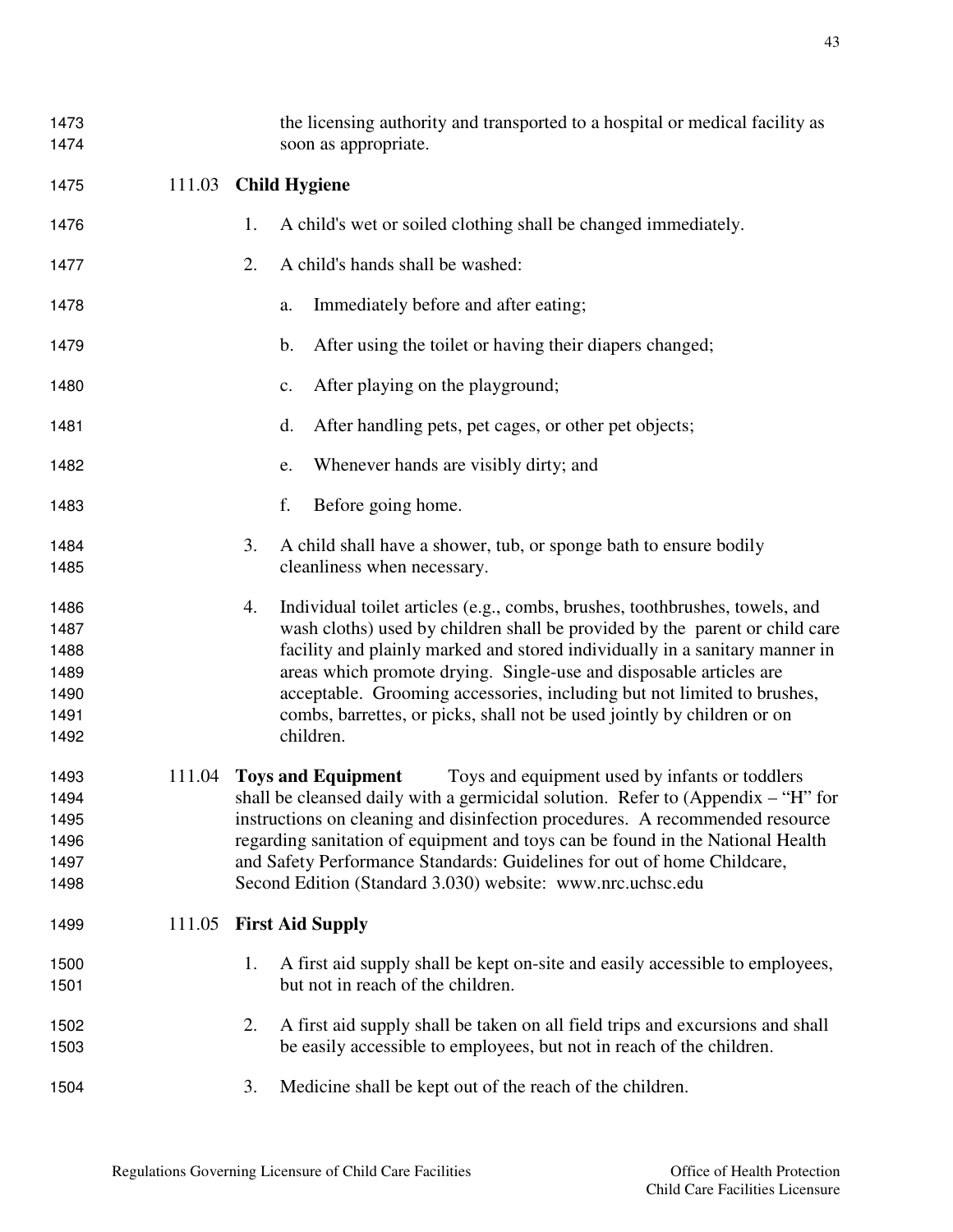the licensing authority and transported to a hospital or medical facility as soon as appropriate.

**111.03 Child Hygiene**

1. A child's wet or soiled clothing shall be changed immediately.

2. A child's hands shall be washed:

   a. Immediately before and after eating;

   b. After using the toilet or having their diapers changed;

   c. After playing on the playground;

   d. After handling pets, pet cages, or other pet objects;

   e. Whenever hands are visibly dirty; and

   f. Before going home.

3. A child shall have a shower, tub, or sponge bath to ensure bodily cleanliness when necessary.

4. Individual toilet articles (e.g., combs, brushes, toothbrushes, towels, and wash cloths) used by children shall be provided by the parent or child care facility and plainly marked and stored individually in a sanitary manner in areas which promote drying. Single-use and disposable articles are acceptable. Grooming accessories, including but not limited to brushes, combs, barrettes, or picks, shall not be used jointly by children or on children.

**111.04 Toys and Equipment** Toys and equipment used by infants or toddlers shall be cleansed daily with a germicidal solution. Refer to (Appendix – "H" for instructions on cleaning and disinfection procedures. A recommended resource regarding sanitation of equipment and toys can be found in the National Health and Safety Performance Standards: Guidelines for out of home Childcare, Second Edition (Standard 3.030) website: www.nrc.uchsc.edu

**111.05 First Aid Supply**

1. A first aid supply shall be kept on-site and easily accessible to employees, but not in reach of the children.

2. A first aid supply shall be taken on all field trips and excursions and shall be easily accessible to employees, but not in reach of the children.

3. Medicine shall be kept out of the reach of the children.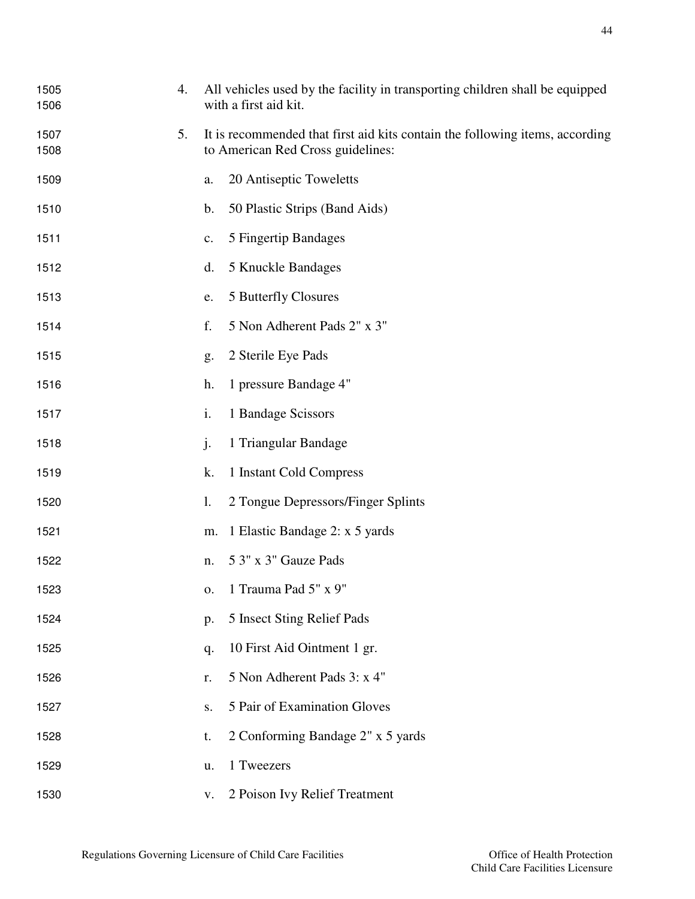4. All vehicles used by the facility in transporting children shall be equipped with a first aid kit.

5. It is recommended that first aid kits contain the following items, according to American Red Cross guidelines:

   a. 20 Antiseptic Towelets

   b. 50 Plastic Strips (Band Aids)

   c. 5 Fingertip Bandages

   d. 5 Knuckle Bandages

   e. 5 Butterfly Closures

   f. 5 Non Adherent Pads 2" x 3"

   g. 2 Sterile Eye Pads

   h. 1 pressure Bandage 4"

   i. 1 Bandage Scissors

   j. 1 Triangular Bandage

   k. 1 Instant Cold Compress

   l. 2 Tongue Depressors/Finger Splints

   m. 1 Elastic Bandage 2: x 5 yards

   n. 5 3" x 3" Gauze Pads

   o. 1 Trauma Pad 5" x 9"

   p. 5 Insect Sting Relief Pads

   q. 10 First Aid Ointment 1 gr.

   r. 5 Non Adherent Pads 3: x 4"

   s. 5 Pair of Examination Gloves

   t. 2 Conforming Bandage 2" x 5 yards

   u. 1 Tweezers

   v. 2 Poison Ivy Relief Treatment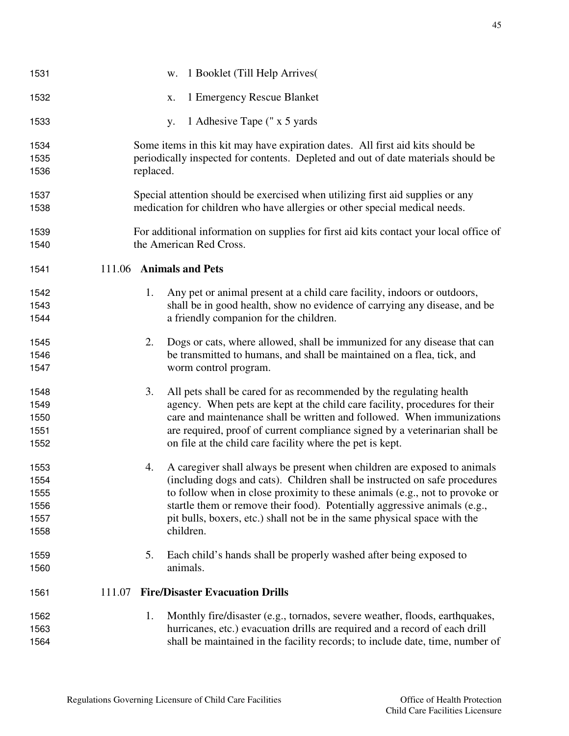w. 1 Booklet (Till Help Arrives(

x. 1 Emergency Rescue Blanket

y. 1 Adhesive Tape (" x 5 yards

Some items in this kit may have expiration dates. All first aid kits should be periodically inspected for contents. Depleted and out of date materials should be replaced.

Special attention should be exercised when utilizing first aid supplies or any medication for children who have allergies or other special medical needs.

For additional information on supplies for first aid kits contact your local office of the American Red Cross.

### 111.06 Animals and Pets

1. Any pet or animal present at a child care facility, indoors or outdoors, shall be in good health, show no evidence of carrying any disease, and be a friendly companion for the children.

2. Dogs or cats, where allowed, shall be immunized for any disease that can be transmitted to humans, and shall be maintained on a flea, tick, and worm control program.

3. All pets shall be cared for as recommended by the regulating health agency. When pets are kept at the child care facility, procedures for their care and maintenance shall be written and followed. When immunizations are required, proof of current compliance signed by a veterinarian shall be on file at the child care facility where the pet is kept.

4. A caregiver shall always be present when children are exposed to animals (including dogs and cats). Children shall be instructed on safe procedures to follow when in close proximity to these animals (e.g., not to provoke or startle them or remove their food). Potentially aggressive animals (e.g., pit bulls, boxers, etc.) shall not be in the same physical space with the children.

5. Each child's hands shall be properly washed after being exposed to animals.

### 111.07 Fire/Disaster Evacuation Drills

1. Monthly fire/disaster (e.g., tornados, severe weather, floods, earthquakes, hurricanes, etc.) evacuation drills are required and a record of each drill shall be maintained in the facility records; to include date, time, number of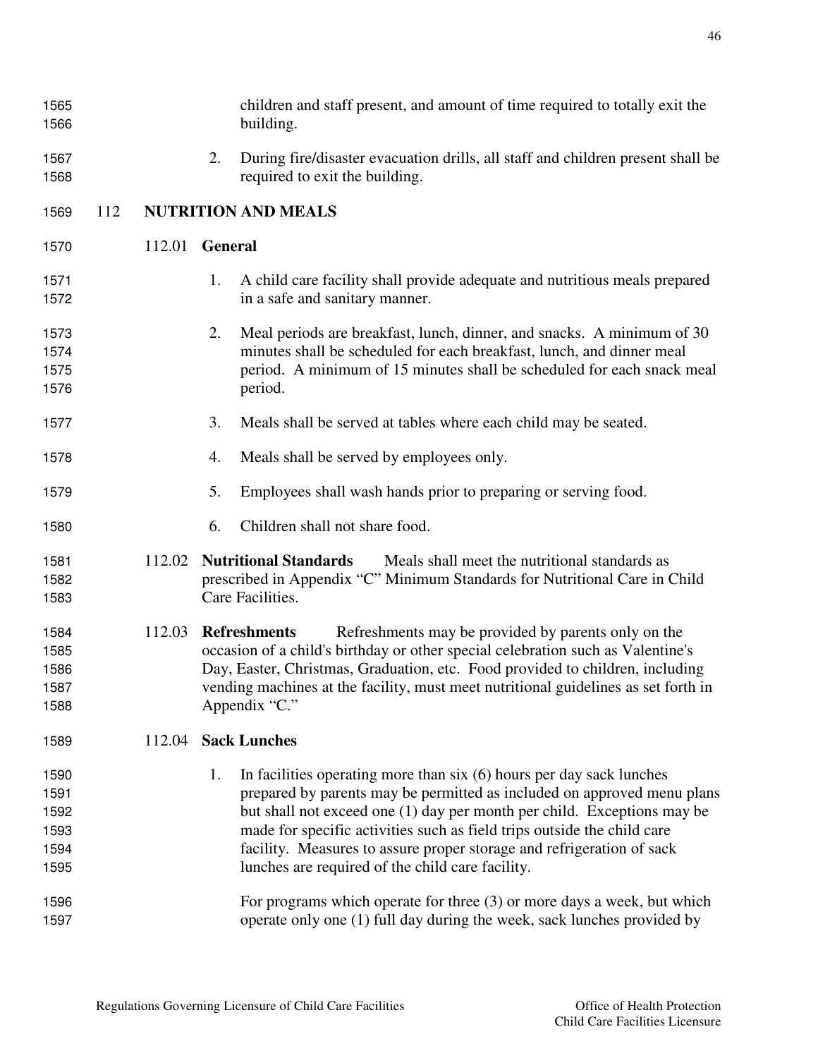children and staff present, and amount of time required to totally exit the building.

2. During fire/disaster evacuation drills, all staff and children present shall be required to exit the building.

## 112 NUTRITION AND MEALS

### 112.01 General

1. A child care facility shall provide adequate and nutritious meals prepared in a safe and sanitary manner.

2. Meal periods are breakfast, lunch, dinner, and snacks. A minimum of 30 minutes shall be scheduled for each breakfast, lunch, and dinner meal period. A minimum of 15 minutes shall be scheduled for each snack meal period.

3. Meals shall be served at tables where each child may be seated.

4. Meals shall be served by employees only.

5. Employees shall wash hands prior to preparing or serving food.

6. Children shall not share food.

**112.02 Nutritional Standards** Meals shall meet the nutritional standards as prescribed in Appendix "C" Minimum Standards for Nutritional Care in Child Care Facilities.

**112.03 Refreshments** Refreshments may be provided by parents only on the occasion of a child's birthday or other special celebration such as Valentine's Day, Easter, Christmas, Graduation, etc. Food provided to children, including vending machines at the facility, must meet nutritional guidelines as set forth in Appendix "C."

### 112.04 Sack Lunches

1. In facilities operating more than six (6) hours per day sack lunches prepared by parents may be permitted as included on approved menu plans but shall not exceed one (1) day per month per child. Exceptions may be made for specific activities such as field trips outside the child care facility. Measures to assure proper storage and refrigeration of sack lunches are required of the child care facility.

   For programs which operate for three (3) or more days a week, but which operate only one (1) full day during the week, sack lunches provided by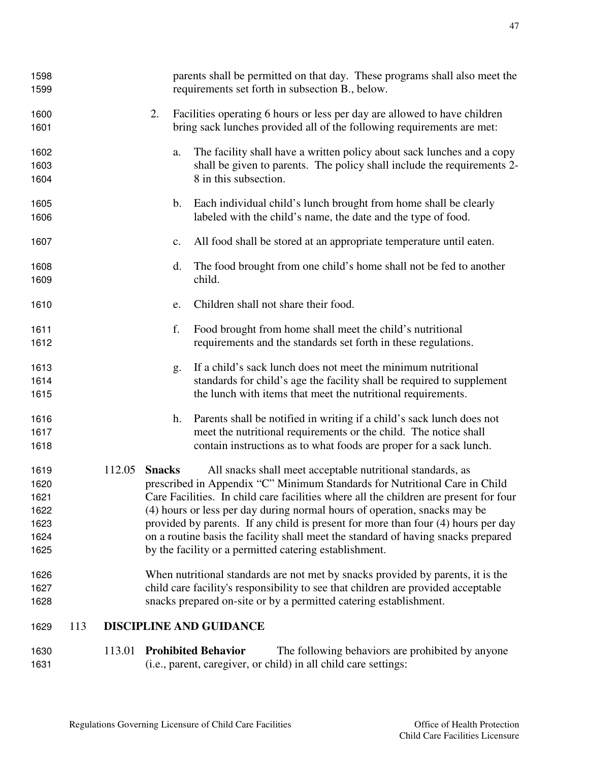parents shall be permitted on that day. These programs shall also meet the requirements set forth in subsection B., below.

2. Facilities operating 6 hours or less per day are allowed to have children bring sack lunches provided all of the following requirements are met:

   a. The facility shall have a written policy about sack lunches and a copy shall be given to parents. The policy shall include the requirements 2-8 in this subsection.

   b. Each individual child's lunch brought from home shall be clearly labeled with the child's name, the date and the type of food.

   c. All food shall be stored at an appropriate temperature until eaten.

   d. The food brought from one child's home shall not be fed to another child.

   e. Children shall not share their food.

   f. Food brought from home shall meet the child's nutritional requirements and the standards set forth in these regulations.

   g. If a child's sack lunch does not meet the minimum nutritional standards for child's age the facility shall be required to supplement the lunch with items that meet the nutritional requirements.

   h. Parents shall be notified in writing if a child's sack lunch does not meet the nutritional requirements or the child. The notice shall contain instructions as to what foods are proper for a sack lunch.

112.05 **Snacks** All snacks shall meet acceptable nutritional standards, as prescribed in Appendix "C" Minimum Standards for Nutritional Care in Child Care Facilities. In child care facilities where all the children are present for four (4) hours or less per day during normal hours of operation, snacks may be provided by parents. If any child is present for more than four (4) hours per day on a routine basis the facility shall meet the standard of having snacks prepared by the facility or a permitted catering establishment.

When nutritional standards are not met by snacks provided by parents, it is the child care facility's responsibility to see that children are provided acceptable snacks prepared on-site or by a permitted catering establishment.

## 113 DISCIPLINE AND GUIDANCE

113.01 **Prohibited Behavior** The following behaviors are prohibited by anyone (i.e., parent, caregiver, or child) in all child care settings: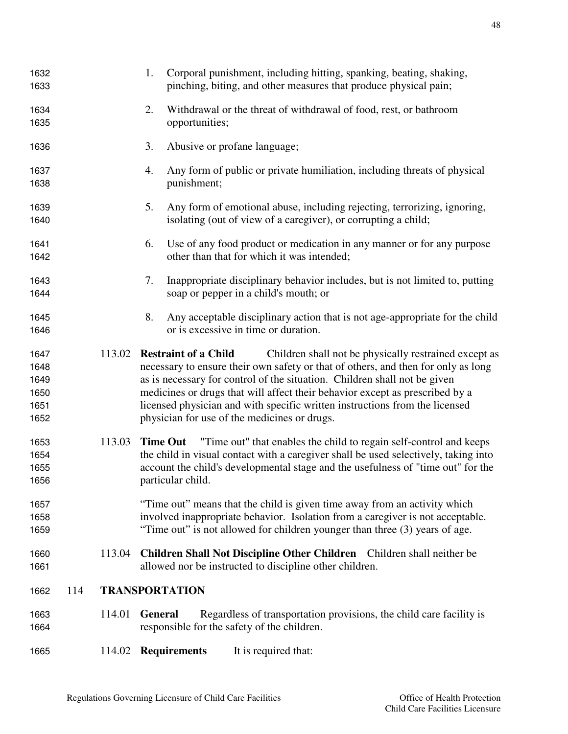1. Corporal punishment, including hitting, spanking, beating, shaking, pinching, biting, and other measures that produce physical pain;

2. Withdrawal or the threat of withdrawal of food, rest, or bathroom opportunities;

3. Abusive or profane language;

4. Any form of public or private humiliation, including threats of physical punishment;

5. Any form of emotional abuse, including rejecting, terrorizing, ignoring, isolating (out of view of a caregiver), or corrupting a child;

6. Use of any food product or medication in any manner or for any purpose other than that for which it was intended;

7. Inappropriate disciplinary behavior includes, but is not limited to, putting soap or pepper in a child's mouth; or

8. Any acceptable disciplinary action that is not age-appropriate for the child or is excessive in time or duration.

113.02 **Restraint of a Child** Children shall not be physically restrained except as necessary to ensure their own safety or that of others, and then for only as long as is necessary for control of the situation. Children shall not be given medicines or drugs that will affect their behavior except as prescribed by a licensed physician and with specific written instructions from the licensed physician for use of the medicines or drugs.

113.03 **Time Out** "Time out" that enables the child to regain self-control and keeps the child in visual contact with a caregiver shall be used selectively, taking into account the child's developmental stage and the usefulness of "time out" for the particular child.

"Time out" means that the child is given time away from an activity which involved inappropriate behavior. Isolation from a caregiver is not acceptable. "Time out" is not allowed for children younger than three (3) years of age.

113.04 **Children Shall Not Discipline Other Children** Children shall neither be allowed nor be instructed to discipline other children.

## 114 TRANSPORTATION

114.01 **General** Regardless of transportation provisions, the child care facility is responsible for the safety of the children.

114.02 **Requirements** It is required that: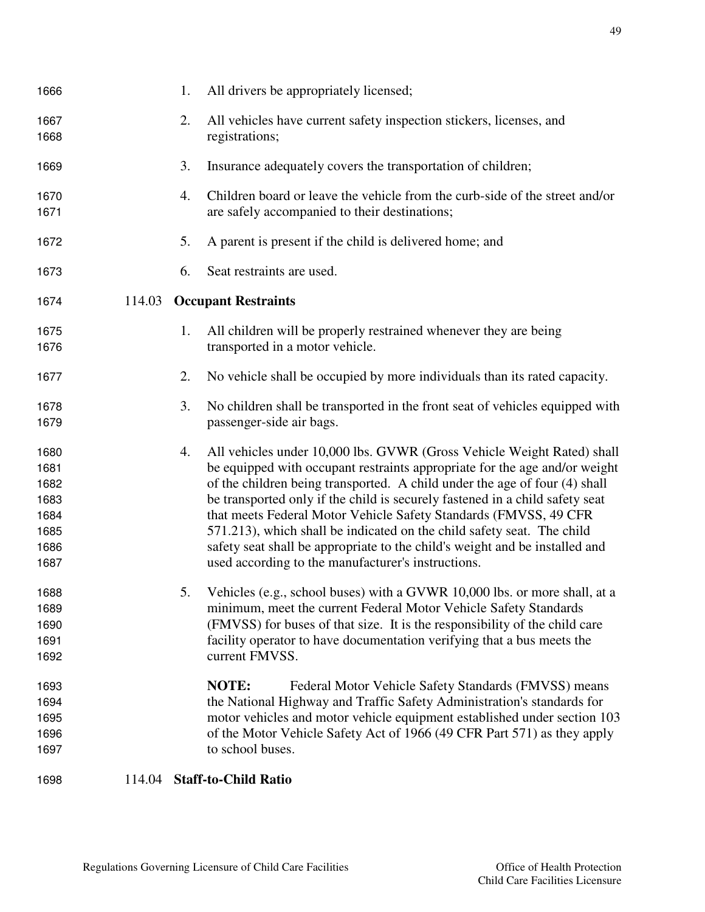1. All drivers be appropriately licensed;
2. All vehicles have current safety inspection stickers, licenses, and registrations;
3. Insurance adequately covers the transportation of children;
4. Children board or leave the vehicle from the curb-side of the street and/or are safely accompanied to their destinations;
5. A parent is present if the child is delivered home; and
6. Seat restraints are used.

### 114.03 Occupant Restraints

1. All children will be properly restrained whenever they are being transported in a motor vehicle.
2. No vehicle shall be occupied by more individuals than its rated capacity.
3. No children shall be transported in the front seat of vehicles equipped with passenger-side air bags.
4. All vehicles under 10,000 lbs. GVWR (Gross Vehicle Weight Rated) shall be equipped with occupant restraints appropriate for the age and/or weight of the children being transported. A child under the age of four (4) shall be transported only if the child is securely fastened in a child safety seat that meets Federal Motor Vehicle Safety Standards (FMVSS, 49 CFR 571.213), which shall be indicated on the child safety seat. The child safety seat shall be appropriate to the child's weight and be installed and used according to the manufacturer's instructions.
5. Vehicles (e.g., school buses) with a GVWR 10,000 lbs. or more shall, at a minimum, meet the current Federal Motor Vehicle Safety Standards (FMVSS) for buses of that size. It is the responsibility of the child care facility operator to have documentation verifying that a bus meets the current FMVSS.

   **NOTE:** Federal Motor Vehicle Safety Standards (FMVSS) means the National Highway and Traffic Safety Administration's standards for motor vehicles and motor vehicle equipment established under section 103 of the Motor Vehicle Safety Act of 1966 (49 CFR Part 571) as they apply to school buses.

### 114.04 Staff-to-Child Ratio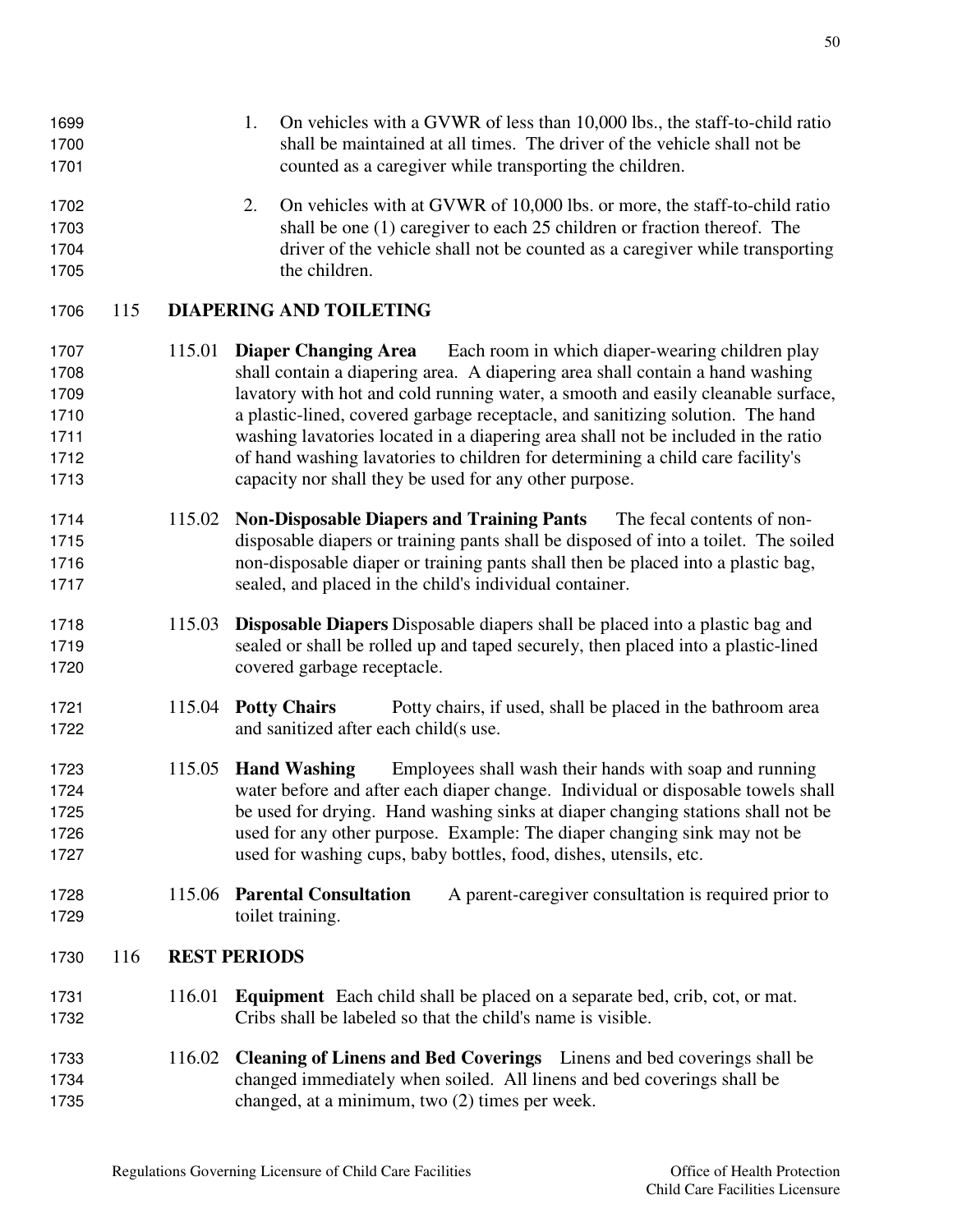1. On vehicles with a GVWR of less than 10,000 lbs., the staff-to-child ratio shall be maintained at all times. The driver of the vehicle shall not be counted as a caregiver while transporting the children.

2. On vehicles with at GVWR of 10,000 lbs. or more, the staff-to-child ratio shall be one (1) caregiver to each 25 children or fraction thereof. The driver of the vehicle shall not be counted as a caregiver while transporting the children.

## 115 DIAPERING AND TOILETING

115.01 **Diaper Changing Area** Each room in which diaper-wearing children play shall contain a diapering area. A diapering area shall contain a hand washing lavatory with hot and cold running water, a smooth and easily cleanable surface, a plastic-lined, covered garbage receptacle, and sanitizing solution. The hand washing lavatories located in a diapering area shall not be included in the ratio of hand washing lavatories to children for determining a child care facility's capacity nor shall they be used for any other purpose.

115.02 **Non-Disposable Diapers and Training Pants** The fecal contents of non-disposable diapers or training pants shall be disposed of into a toilet. The soiled non-disposable diaper or training pants shall then be placed into a plastic bag, sealed, and placed in the child's individual container.

115.03 **Disposable Diapers** Disposable diapers shall be placed into a plastic bag and sealed or shall be rolled up and taped securely, then placed into a plastic-lined covered garbage receptacle.

115.04 **Potty Chairs** Potty chairs, if used, shall be placed in the bathroom area and sanitized after each child(s use.

115.05 **Hand Washing** Employees shall wash their hands with soap and running water before and after each diaper change. Individual or disposable towels shall be used for drying. Hand washing sinks at diaper changing stations shall not be used for any other purpose. Example: The diaper changing sink may not be used for washing cups, baby bottles, food, dishes, utensils, etc.

115.06 **Parental Consultation** A parent-caregiver consultation is required prior to toilet training.

## 116 REST PERIODS

116.01 **Equipment** Each child shall be placed on a separate bed, crib, cot, or mat. Cribs shall be labeled so that the child's name is visible.

116.02 **Cleaning of Linens and Bed Coverings** Linens and bed coverings shall be changed immediately when soiled. All linens and bed coverings shall be changed, at a minimum, two (2) times per week.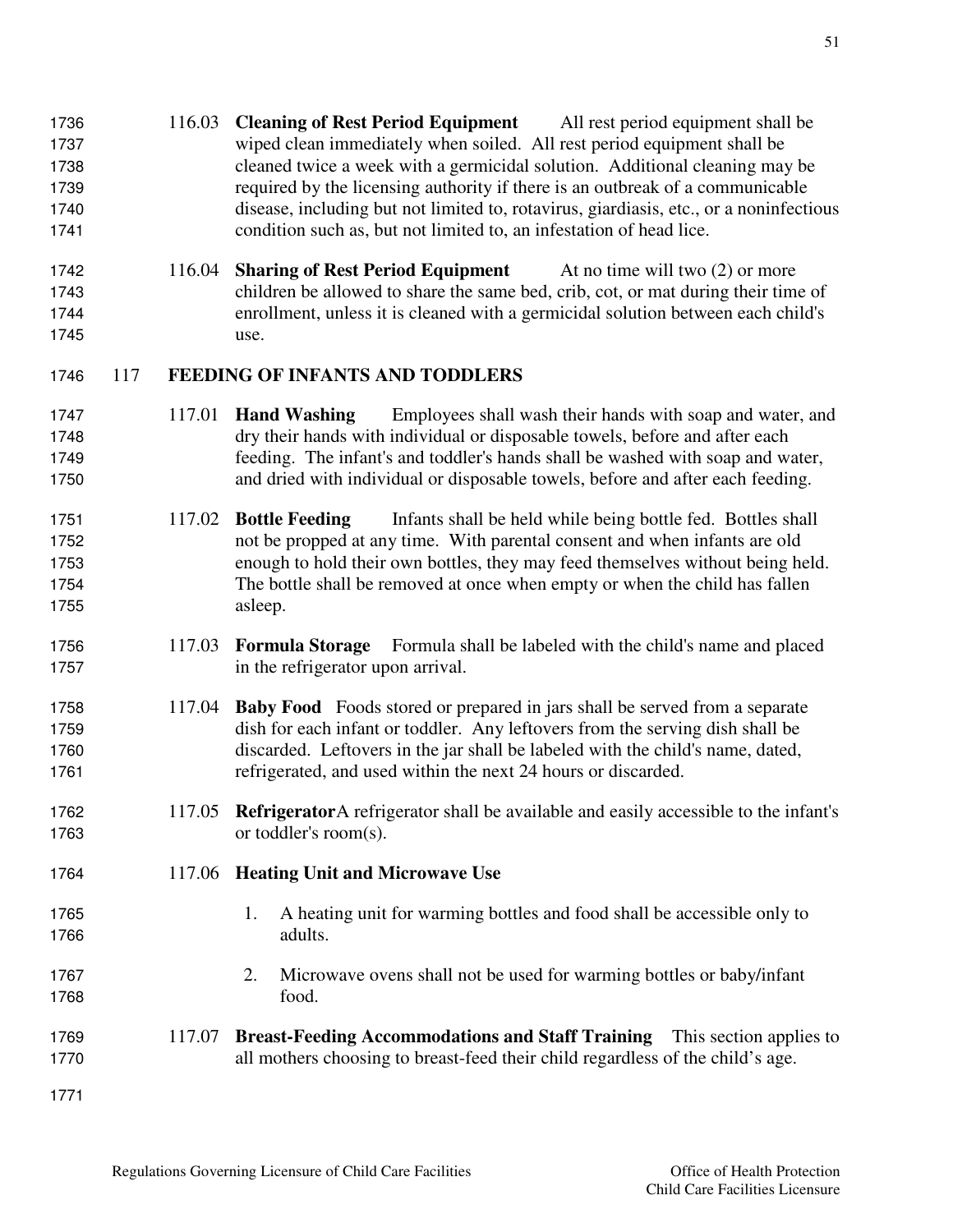116.03 **Cleaning of Rest Period Equipment** All rest period equipment shall be wiped clean immediately when soiled. All rest period equipment shall be cleaned twice a week with a germicidal solution. Additional cleaning may be required by the licensing authority if there is an outbreak of a communicable disease, including but not limited to, rotavirus, giardiasis, etc., or a noninfectious condition such as, but not limited to, an infestation of head lice.

116.04 **Sharing of Rest Period Equipment** At no time will two (2) or more children be allowed to share the same bed, crib, cot, or mat during their time of enrollment, unless it is cleaned with a germicidal solution between each child's use.

## 117 FEEDING OF INFANTS AND TODDLERS

117.01 **Hand Washing** Employees shall wash their hands with soap and water, and dry their hands with individual or disposable towels, before and after each feeding. The infant's and toddler's hands shall be washed with soap and water, and dried with individual or disposable towels, before and after each feeding.

117.02 **Bottle Feeding** Infants shall be held while being bottle fed. Bottles shall not be propped at any time. With parental consent and when infants are old enough to hold their own bottles, they may feed themselves without being held. The bottle shall be removed at once when empty or when the child has fallen asleep.

117.03 **Formula Storage** Formula shall be labeled with the child's name and placed in the refrigerator upon arrival.

117.04 **Baby Food** Foods stored or prepared in jars shall be served from a separate dish for each infant or toddler. Any leftovers from the serving dish shall be discarded. Leftovers in the jar shall be labeled with the child's name, dated, refrigerated, and used within the next 24 hours or discarded.

117.05 **Refrigerator** A refrigerator shall be available and easily accessible to the infant's or toddler's room(s).

117.06 **Heating Unit and Microwave Use**

1. A heating unit for warming bottles and food shall be accessible only to adults.
2. Microwave ovens shall not be used for warming bottles or baby/infant food.

117.07 **Breast-Feeding Accommodations and Staff Training** This section applies to all mothers choosing to breast-feed their child regardless of the child's age.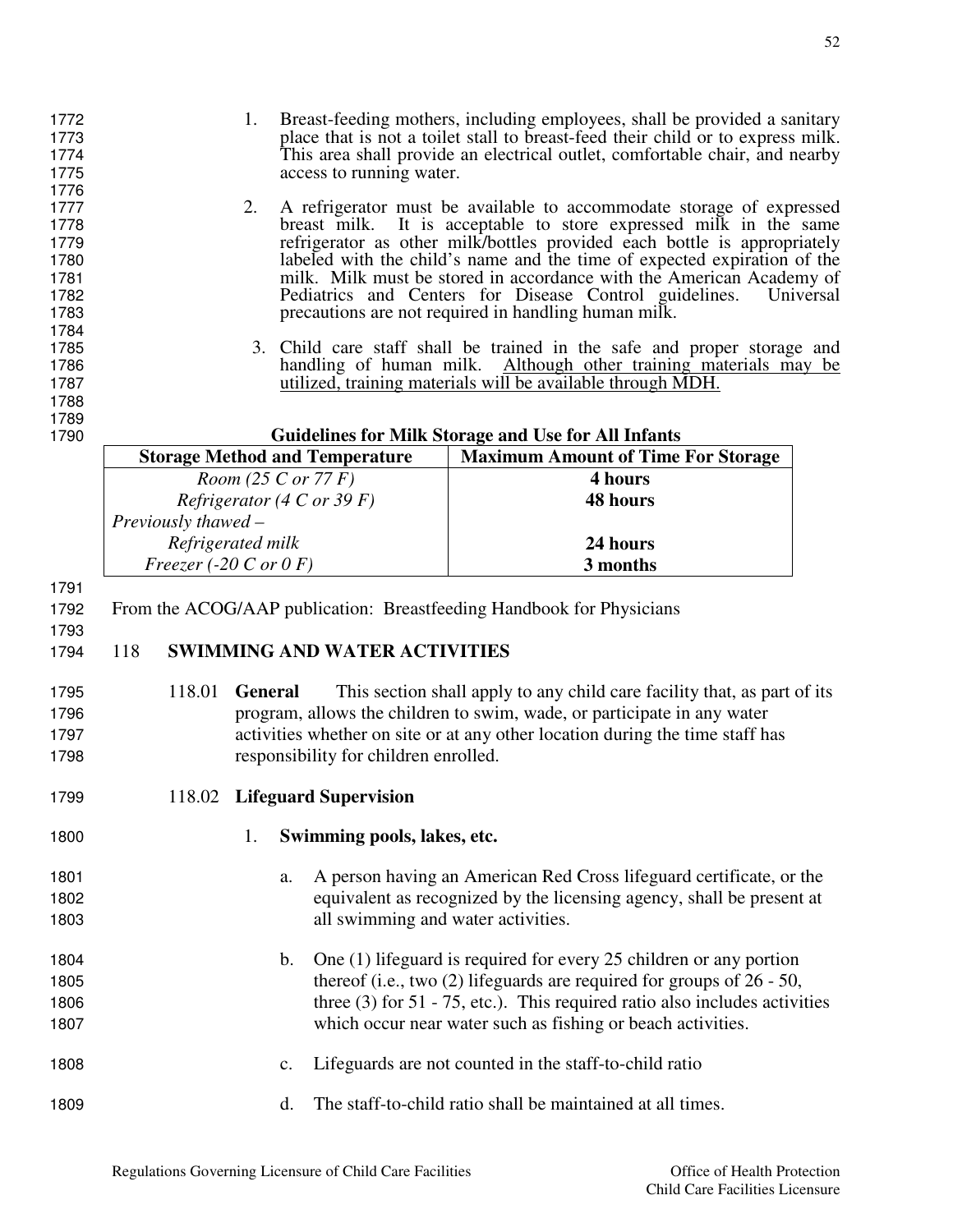1. Breast-feeding mothers, including employees, shall be provided a sanitary place that is not a toilet stall to breast-feed their child or to express milk. This area shall provide an electrical outlet, comfortable chair, and nearby access to running water.

2. A refrigerator must be available to accommodate storage of expressed breast milk. It is acceptable to store expressed milk in the same refrigerator as other milk/bottles provided each bottle is appropriately labeled with the child's name and the time of expected expiration of the milk. Milk must be stored in accordance with the American Academy of Pediatrics and Centers for Disease Control guidelines. Universal precautions are not required in handling human milk.

3. Child care staff shall be trained in the safe and proper storage and handling of human milk. Although other training materials may be utilized, training materials will be available through MDH.

**Guidelines for Milk Storage and Use for All Infants**

| Storage Method and Temperature | Maximum Amount of Time For Storage |
|---|---|
| *Room (25 C or 77 F)* | **4 hours** |
| *Refrigerator (4 C or 39 F)* | **48 hours** |
| *Previously thawed – Refrigerated milk* | **24 hours** |
| *Freezer (-20 C or 0 F)* | **3 months** |

From the ACOG/AAP publication: Breastfeeding Handbook for Physicians

## 118 SWIMMING AND WATER ACTIVITIES

118.01 **General** This section shall apply to any child care facility that, as part of its program, allows the children to swim, wade, or participate in any water activities whether on site or at any other location during the time staff has responsibility for children enrolled.

118.02 **Lifeguard Supervision**

1. **Swimming pools, lakes, etc.**

   a. A person having an American Red Cross lifeguard certificate, or the equivalent as recognized by the licensing agency, shall be present at all swimming and water activities.

   b. One (1) lifeguard is required for every 25 children or any portion thereof (i.e., two (2) lifeguards are required for groups of 26 - 50, three (3) for 51 - 75, etc.). This required ratio also includes activities which occur near water such as fishing or beach activities.

   c. Lifeguards are not counted in the staff-to-child ratio

   d. The staff-to-child ratio shall be maintained at all times.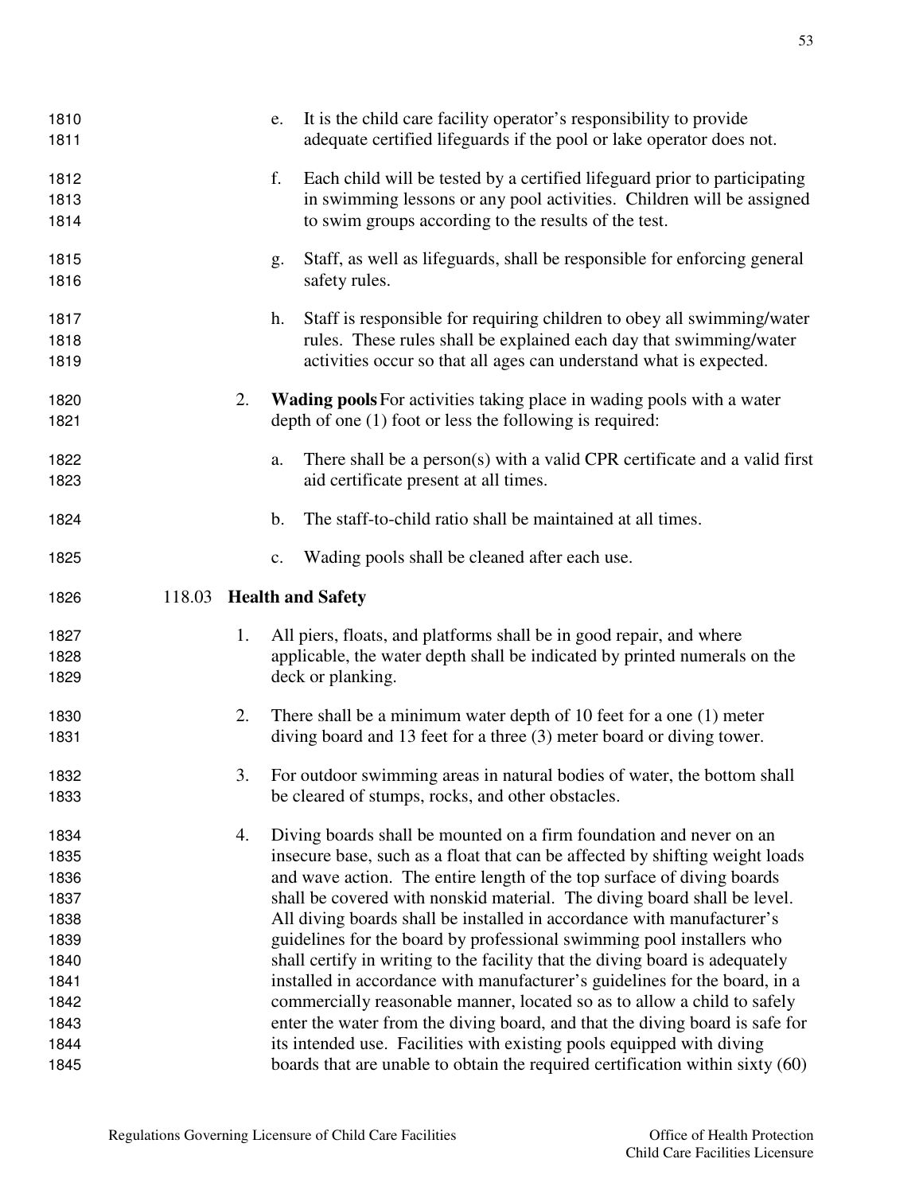e. It is the child care facility operator's responsibility to provide adequate certified lifeguards if the pool or lake operator does not.

f. Each child will be tested by a certified lifeguard prior to participating in swimming lessons or any pool activities. Children will be assigned to swim groups according to the results of the test.

g. Staff, as well as lifeguards, shall be responsible for enforcing general safety rules.

h. Staff is responsible for requiring children to obey all swimming/water rules. These rules shall be explained each day that swimming/water activities occur so that all ages can understand what is expected.

2. **Wading pools** For activities taking place in wading pools with a water depth of one (1) foot or less the following is required:

   a. There shall be a person(s) with a valid CPR certificate and a valid first aid certificate present at all times.

   b. The staff-to-child ratio shall be maintained at all times.

   c. Wading pools shall be cleaned after each use.

### 118.03 Health and Safety

1. All piers, floats, and platforms shall be in good repair, and where applicable, the water depth shall be indicated by printed numerals on the deck or planking.

2. There shall be a minimum water depth of 10 feet for a one (1) meter diving board and 13 feet for a three (3) meter board or diving tower.

3. For outdoor swimming areas in natural bodies of water, the bottom shall be cleared of stumps, rocks, and other obstacles.

4. Diving boards shall be mounted on a firm foundation and never on an insecure base, such as a float that can be affected by shifting weight loads and wave action. The entire length of the top surface of diving boards shall be covered with nonskid material. The diving board shall be level. All diving boards shall be installed in accordance with manufacturer's guidelines for the board by professional swimming pool installers who shall certify in writing to the facility that the diving board is adequately installed in accordance with manufacturer's guidelines for the board, in a commercially reasonable manner, located so as to allow a child to safely enter the water from the diving board, and that the diving board is safe for its intended use. Facilities with existing pools equipped with diving boards that are unable to obtain the required certification within sixty (60)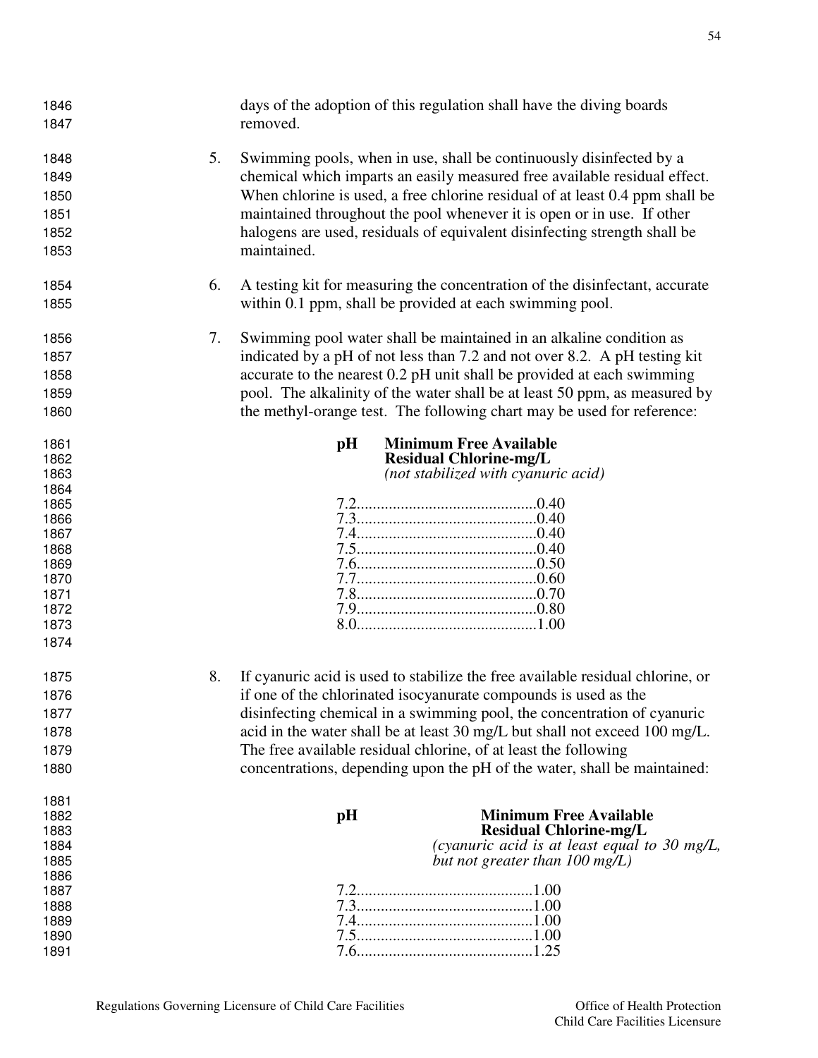days of the adoption of this regulation shall have the diving boards removed.

5. Swimming pools, when in use, shall be continuously disinfected by a chemical which imparts an easily measured free available residual effect. When chlorine is used, a free chlorine residual of at least 0.4 ppm shall be maintained throughout the pool whenever it is open or in use. If other halogens are used, residuals of equivalent disinfecting strength shall be maintained.

6. A testing kit for measuring the concentration of the disinfectant, accurate within 0.1 ppm, shall be provided at each swimming pool.

7. Swimming pool water shall be maintained in an alkaline condition as indicated by a pH of not less than 7.2 and not over 8.2. A pH testing kit accurate to the nearest 0.2 pH unit shall be provided at each swimming pool. The alkalinity of the water shall be at least 50 ppm, as measured by the methyl-orange test. The following chart may be used for reference:

| **pH** | **Minimum Free Available Residual Chlorine-mg/L** *(not stabilized with cyanuric acid)* |
|---|---|
| 7.2 | 0.40 |
| 7.3 | 0.40 |
| 7.4 | 0.40 |
| 7.5 | 0.40 |
| 7.6 | 0.50 |
| 7.7 | 0.60 |
| 7.8 | 0.70 |
| 7.9 | 0.80 |
| 8.0 | 1.00 |

8. If cyanuric acid is used to stabilize the free available residual chlorine, or if one of the chlorinated isocyanurate compounds is used as the disinfecting chemical in a swimming pool, the concentration of cyanuric acid in the water shall be at least 30 mg/L but shall not exceed 100 mg/L. The free available residual chlorine, of at least the following concentrations, depending upon the pH of the water, shall be maintained:

| **pH** | **Minimum Free Available Residual Chlorine-mg/L** *(cyanuric acid is at least equal to 30 mg/L, but not greater than 100 mg/L)* |
|---|---|
| 7.2 | 1.00 |
| 7.3 | 1.00 |
| 7.4 | 1.00 |
| 7.5 | 1.00 |
| 7.6 | 1.25 |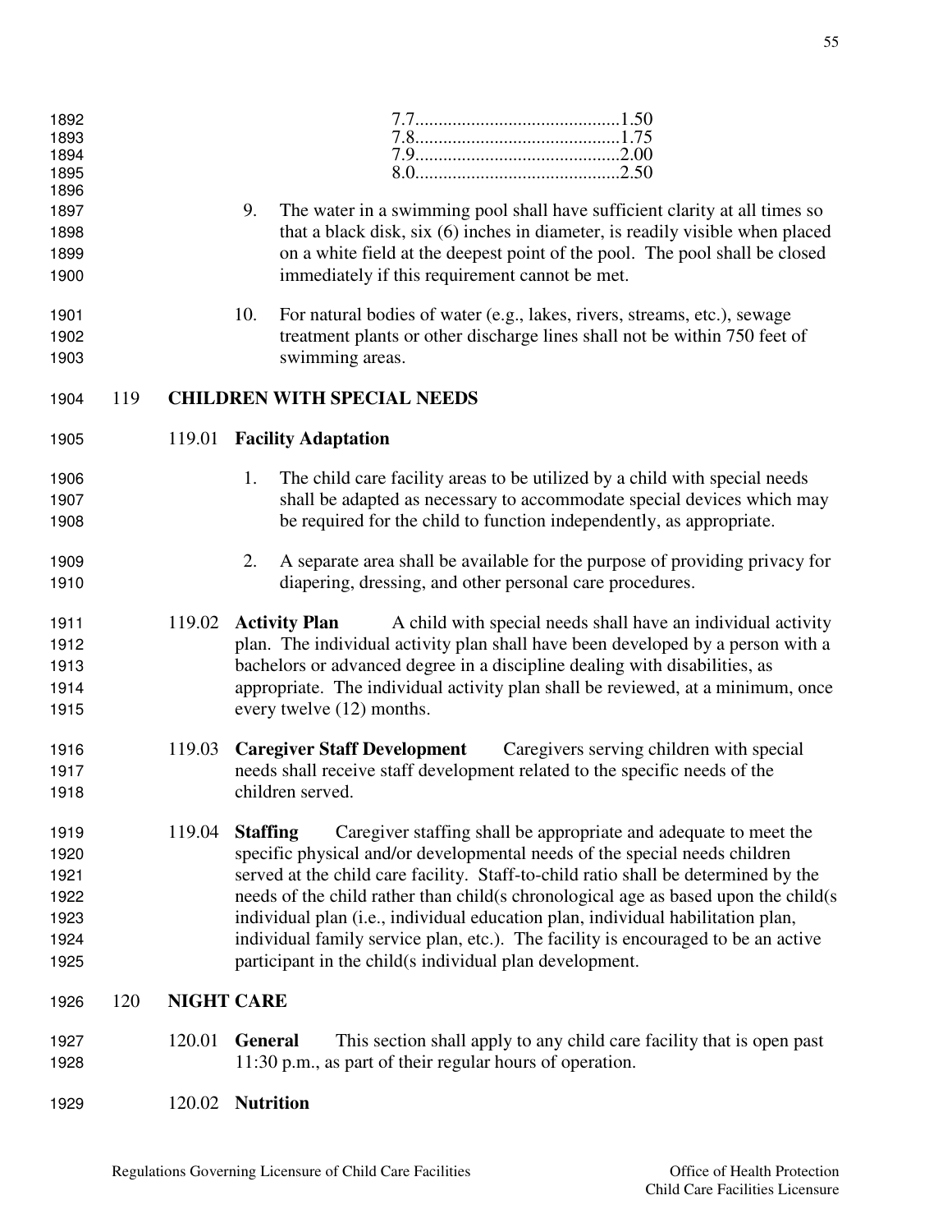7.7...........................................1.50
7.8...........................................1.75
7.9...........................................2.00
8.0...........................................2.50

9. The water in a swimming pool shall have sufficient clarity at all times so that a black disk, six (6) inches in diameter, is readily visible when placed on a white field at the deepest point of the pool. The pool shall be closed immediately if this requirement cannot be met.

10. For natural bodies of water (e.g., lakes, rivers, streams, etc.), sewage treatment plants or other discharge lines shall not be within 750 feet of swimming areas.

## 119 CHILDREN WITH SPECIAL NEEDS

### 119.01 Facility Adaptation

1. The child care facility areas to be utilized by a child with special needs shall be adapted as necessary to accommodate special devices which may be required for the child to function independently, as appropriate.

2. A separate area shall be available for the purpose of providing privacy for diapering, dressing, and other personal care procedures.

**119.02 Activity Plan** A child with special needs shall have an individual activity plan. The individual activity plan shall have been developed by a person with a bachelors or advanced degree in a discipline dealing with disabilities, as appropriate. The individual activity plan shall be reviewed, at a minimum, once every twelve (12) months.

**119.03 Caregiver Staff Development** Caregivers serving children with special needs shall receive staff development related to the specific needs of the children served.

**119.04 Staffing** Caregiver staffing shall be appropriate and adequate to meet the specific physical and/or developmental needs of the special needs children served at the child care facility. Staff-to-child ratio shall be determined by the needs of the child rather than child(s chronological age as based upon the child(s individual plan (i.e., individual education plan, individual habilitation plan, individual family service plan, etc.). The facility is encouraged to be an active participant in the child(s individual plan development.

## 120 NIGHT CARE

**120.01 General** This section shall apply to any child care facility that is open past 11:30 p.m., as part of their regular hours of operation.

### 120.02 Nutrition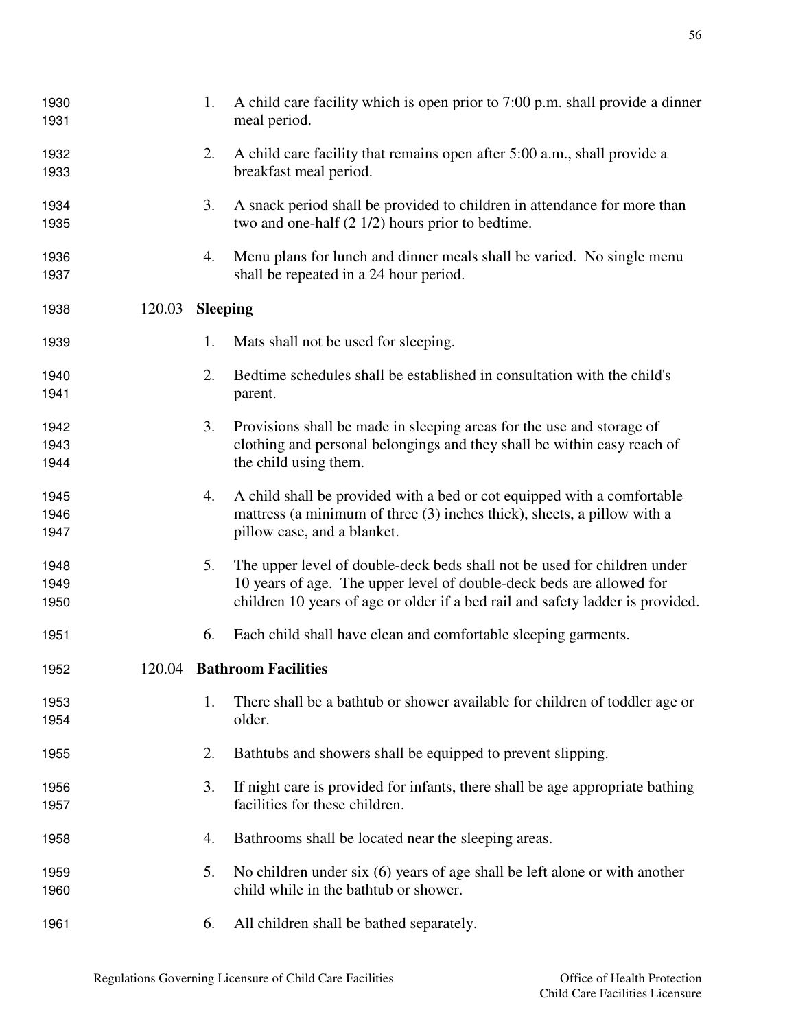1. A child care facility which is open prior to 7:00 p.m. shall provide a dinner meal period.

2. A child care facility that remains open after 5:00 a.m., shall provide a breakfast meal period.

3. A snack period shall be provided to children in attendance for more than two and one-half (2 1/2) hours prior to bedtime.

4. Menu plans for lunch and dinner meals shall be varied. No single menu shall be repeated in a 24 hour period.

### 120.03 Sleeping

1. Mats shall not be used for sleeping.

2. Bedtime schedules shall be established in consultation with the child's parent.

3. Provisions shall be made in sleeping areas for the use and storage of clothing and personal belongings and they shall be within easy reach of the child using them.

4. A child shall be provided with a bed or cot equipped with a comfortable mattress (a minimum of three (3) inches thick), sheets, a pillow with a pillow case, and a blanket.

5. The upper level of double-deck beds shall not be used for children under 10 years of age. The upper level of double-deck beds are allowed for children 10 years of age or older if a bed rail and safety ladder is provided.

6. Each child shall have clean and comfortable sleeping garments.

### 120.04 Bathroom Facilities

1. There shall be a bathtub or shower available for children of toddler age or older.

2. Bathtubs and showers shall be equipped to prevent slipping.

3. If night care is provided for infants, there shall be age appropriate bathing facilities for these children.

4. Bathrooms shall be located near the sleeping areas.

5. No children under six (6) years of age shall be left alone or with another child while in the bathtub or shower.

6. All children shall be bathed separately.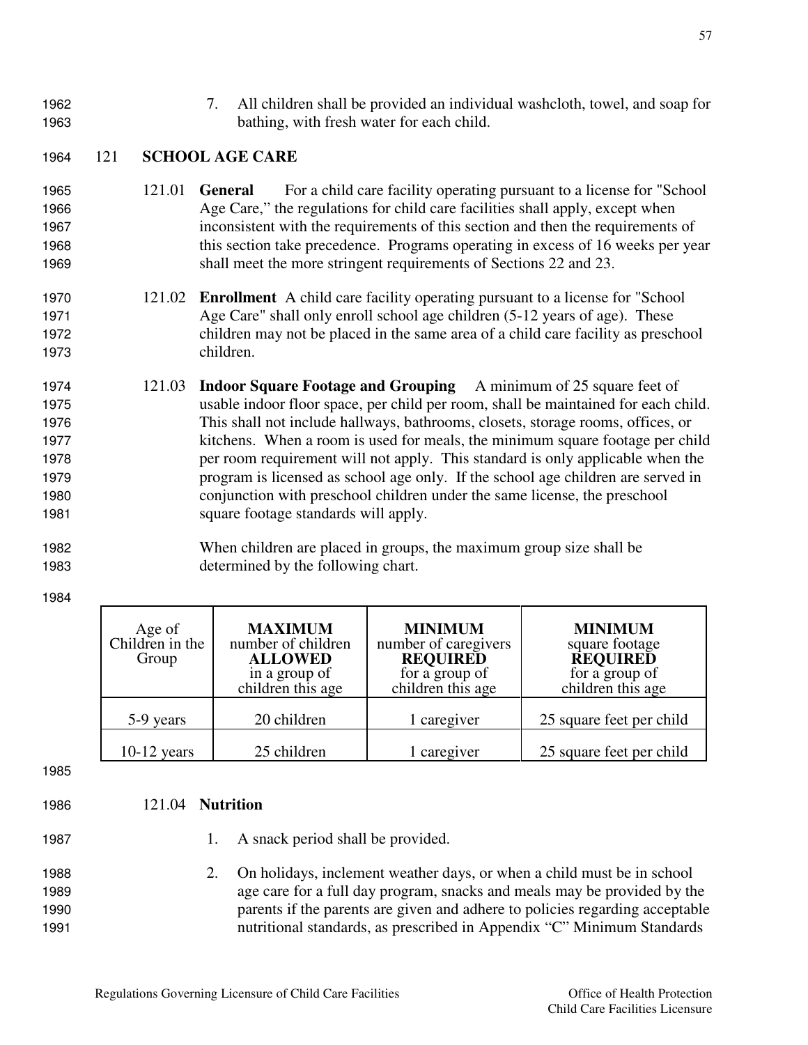7. All children shall be provided an individual washcloth, towel, and soap for bathing, with fresh water for each child.

## 121 SCHOOL AGE CARE

121.01 **General** For a child care facility operating pursuant to a license for "School Age Care," the regulations for child care facilities shall apply, except when inconsistent with the requirements of this section and then the requirements of this section take precedence. Programs operating in excess of 16 weeks per year shall meet the more stringent requirements of Sections 22 and 23.

121.02 **Enrollment** A child care facility operating pursuant to a license for "School Age Care" shall only enroll school age children (5-12 years of age). These children may not be placed in the same area of a child care facility as preschool children.

121.03 **Indoor Square Footage and Grouping** A minimum of 25 square feet of usable indoor floor space, per child per room, shall be maintained for each child. This shall not include hallways, bathrooms, closets, storage rooms, offices, or kitchens. When a room is used for meals, the minimum square footage per child per room requirement will not apply. This standard is only applicable when the program is licensed as school age only. If the school age children are served in conjunction with preschool children under the same license, the preschool square footage standards will apply.

When children are placed in groups, the maximum group size shall be determined by the following chart.

| Age of Children in the Group | **MAXIMUM** number of children **ALLOWED** in a group of children this age | **MINIMUM** number of caregivers **REQUIRED** for a group of children this age | **MINIMUM** square footage **REQUIRED** for a group of children this age |
|---|---|---|---|
| 5-9 years | 20 children | 1 caregiver | 25 square feet per child |
| 10-12 years | 25 children | 1 caregiver | 25 square feet per child |

121.04 **Nutrition**

1. A snack period shall be provided.

2. On holidays, inclement weather days, or when a child must be in school age care for a full day program, snacks and meals may be provided by the parents if the parents are given and adhere to policies regarding acceptable nutritional standards, as prescribed in Appendix "C" Minimum Standards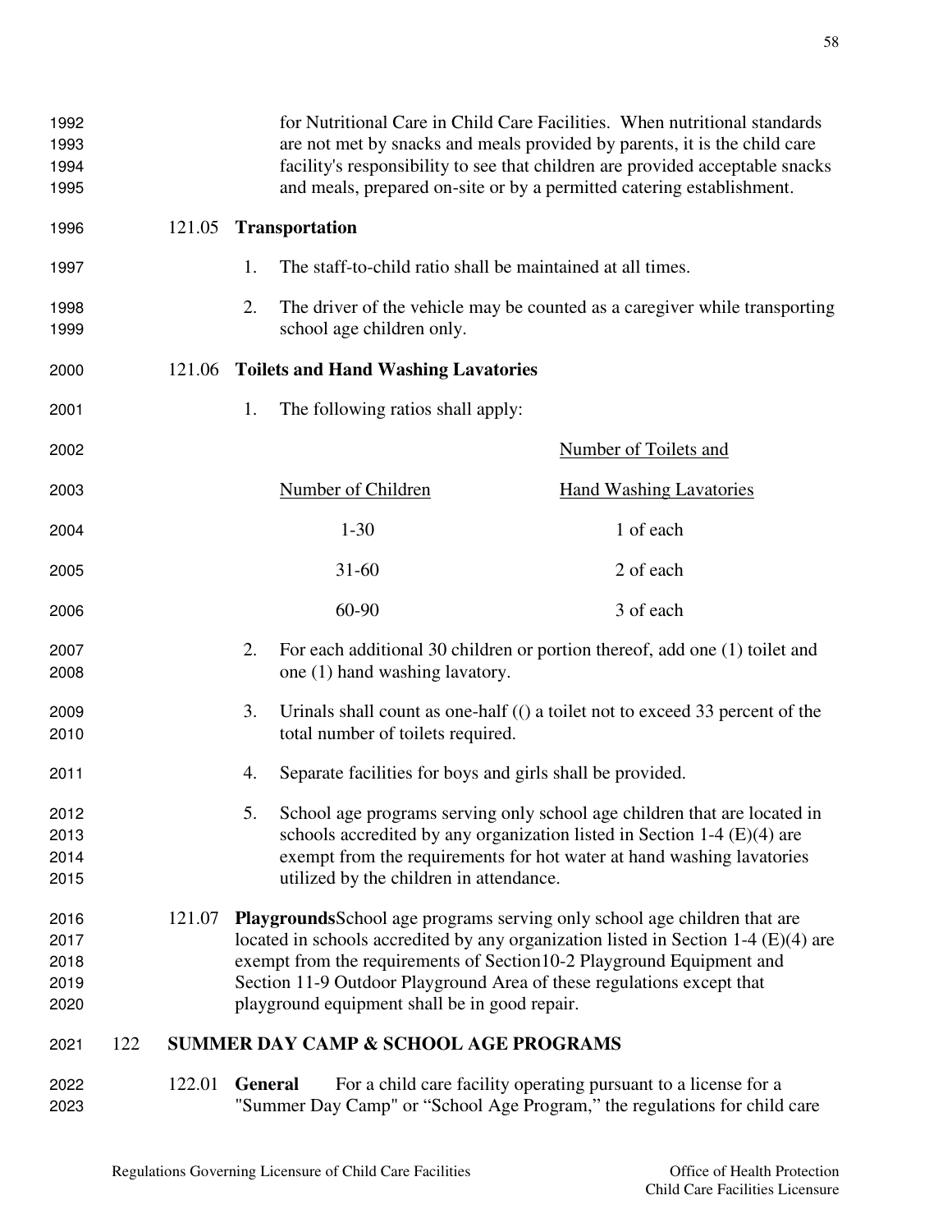for Nutritional Care in Child Care Facilities. When nutritional standards are not met by snacks and meals provided by parents, it is the child care facility's responsibility to see that children are provided acceptable snacks and meals, prepared on-site or by a permitted catering establishment.

121.05 **Transportation**

1. The staff-to-child ratio shall be maintained at all times.

2. The driver of the vehicle may be counted as a caregiver while transporting school age children only.

121.06 **Toilets and Hand Washing Lavatories**

1. The following ratios shall apply:

| Number of Children | Number of Toilets and Hand Washing Lavatories |
|---|---|
| 1-30 | 1 of each |
| 31-60 | 2 of each |
| 60-90 | 3 of each |

2. For each additional 30 children or portion thereof, add one (1) toilet and one (1) hand washing lavatory.

3. Urinals shall count as one-half (() a toilet not to exceed 33 percent of the total number of toilets required.

4. Separate facilities for boys and girls shall be provided.

5. School age programs serving only school age children that are located in schools accredited by any organization listed in Section 1-4 (E)(4) are exempt from the requirements for hot water at hand washing lavatories utilized by the children in attendance.

121.07 **Playgrounds**School age programs serving only school age children that are located in schools accredited by any organization listed in Section 1-4 (E)(4) are exempt from the requirements of Section10-2 Playground Equipment and Section 11-9 Outdoor Playground Area of these regulations except that playground equipment shall be in good repair.

## 122 SUMMER DAY CAMP & SCHOOL AGE PROGRAMS

122.01 **General** For a child care facility operating pursuant to a license for a "Summer Day Camp" or "School Age Program," the regulations for child care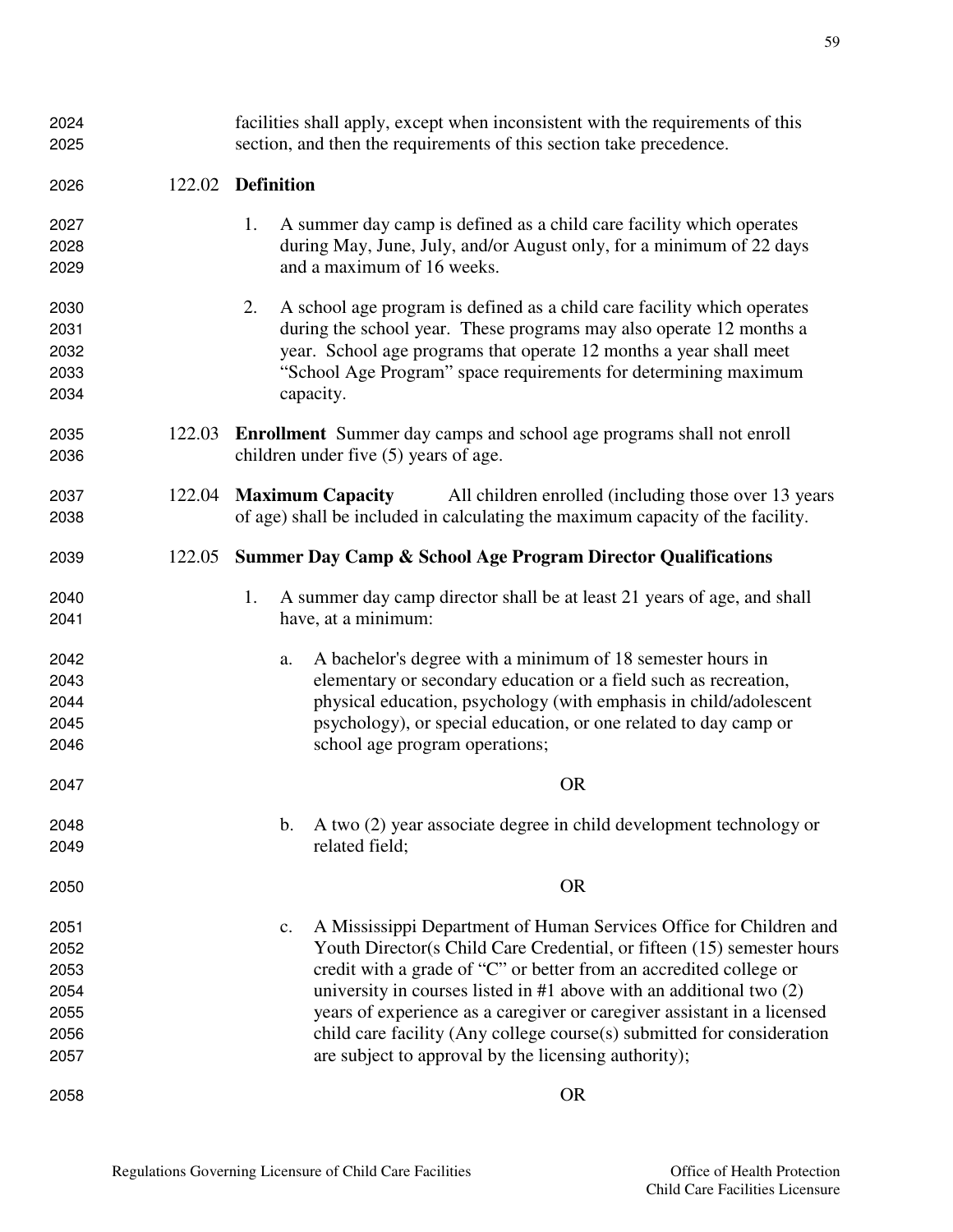facilities shall apply, except when inconsistent with the requirements of this section, and then the requirements of this section take precedence.

122.02 **Definition**

1. A summer day camp is defined as a child care facility which operates during May, June, July, and/or August only, for a minimum of 22 days and a maximum of 16 weeks.

2. A school age program is defined as a child care facility which operates during the school year. These programs may also operate 12 months a year. School age programs that operate 12 months a year shall meet "School Age Program" space requirements for determining maximum capacity.

122.03 **Enrollment** Summer day camps and school age programs shall not enroll children under five (5) years of age.

122.04 **Maximum Capacity** All children enrolled (including those over 13 years of age) shall be included in calculating the maximum capacity of the facility.

122.05 **Summer Day Camp & School Age Program Director Qualifications**

1. A summer day camp director shall be at least 21 years of age, and shall have, at a minimum:

   a. A bachelor's degree with a minimum of 18 semester hours in elementary or secondary education or a field such as recreation, physical education, psychology (with emphasis in child/adolescent psychology), or special education, or one related to day camp or school age program operations;

   OR

   b. A two (2) year associate degree in child development technology or related field;

   OR

   c. A Mississippi Department of Human Services Office for Children and Youth Director(s Child Care Credential, or fifteen (15) semester hours credit with a grade of "C" or better from an accredited college or university in courses listed in #1 above with an additional two (2) years of experience as a caregiver or caregiver assistant in a licensed child care facility (Any college course(s) submitted for consideration are subject to approval by the licensing authority);

   OR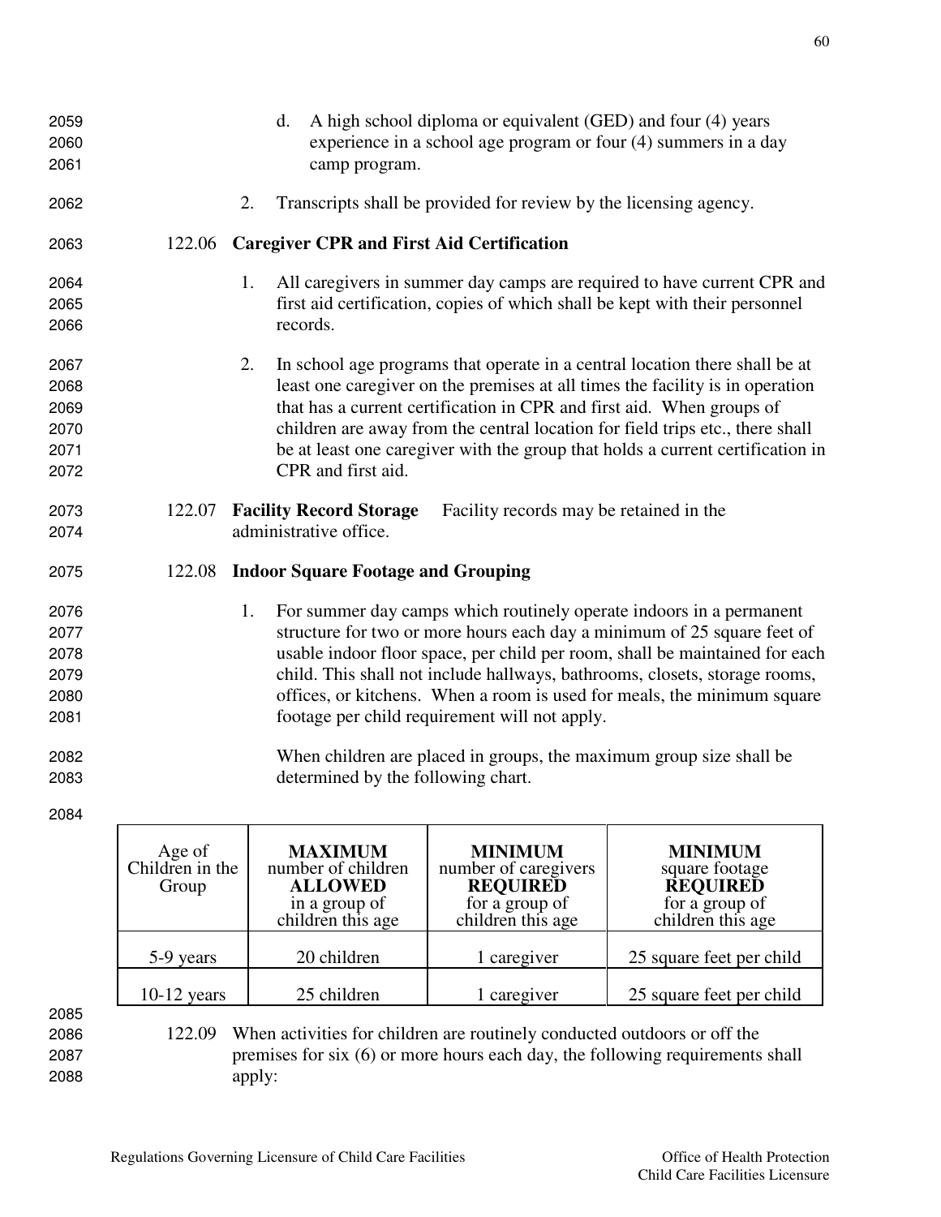d. A high school diploma or equivalent (GED) and four (4) years experience in a school age program or four (4) summers in a day camp program.

2. Transcripts shall be provided for review by the licensing agency.

122.06 **Caregiver CPR and First Aid Certification**

1. All caregivers in summer day camps are required to have current CPR and first aid certification, copies of which shall be kept with their personnel records.

2. In school age programs that operate in a central location there shall be at least one caregiver on the premises at all times the facility is in operation that has a current certification in CPR and first aid. When groups of children are away from the central location for field trips etc., there shall be at least one caregiver with the group that holds a current certification in CPR and first aid.

122.07 **Facility Record Storage** Facility records may be retained in the administrative office.

122.08 **Indoor Square Footage and Grouping**

1. For summer day camps which routinely operate indoors in a permanent structure for two or more hours each day a minimum of 25 square feet of usable indoor floor space, per child per room, shall be maintained for each child. This shall not include hallways, bathrooms, closets, storage rooms, offices, or kitchens. When a room is used for meals, the minimum square footage per child requirement will not apply.

When children are placed in groups, the maximum group size shall be determined by the following chart.

| Age of Children in the Group | **MAXIMUM** number of children **ALLOWED** in a group of children this age | **MINIMUM** number of caregivers **REQUIRED** for a group of children this age | **MINIMUM** square footage **REQUIRED** for a group of children this age |
|---|---|---|---|
| 5-9 years | 20 children | 1 caregiver | 25 square feet per child |
| 10-12 years | 25 children | 1 caregiver | 25 square feet per child |

122.09 When activities for children are routinely conducted outdoors or off the premises for six (6) or more hours each day, the following requirements shall apply: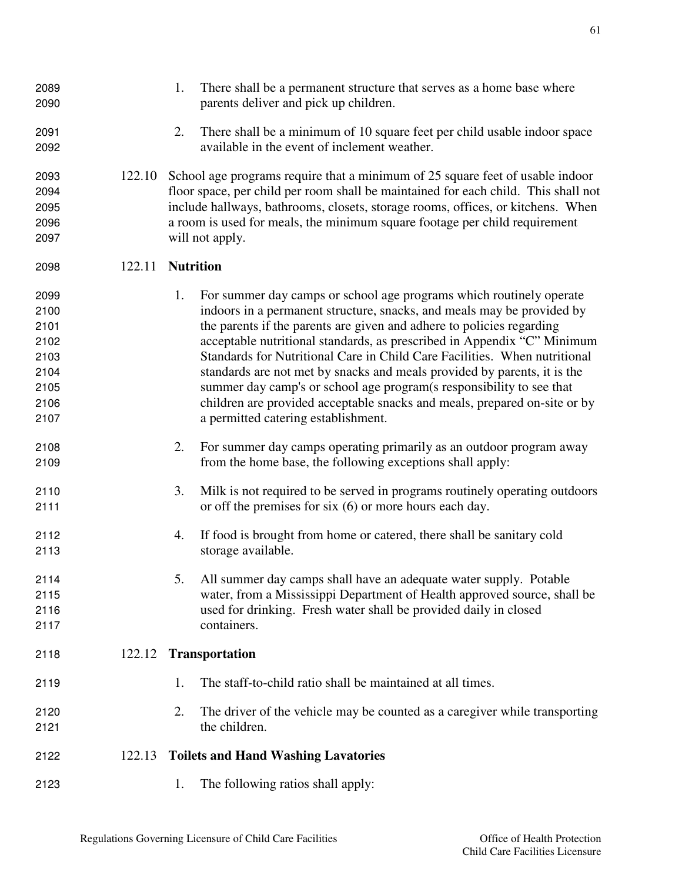1. There shall be a permanent structure that serves as a home base where parents deliver and pick up children.

2. There shall be a minimum of 10 square feet per child usable indoor space available in the event of inclement weather.

122.10 School age programs require that a minimum of 25 square feet of usable indoor floor space, per child per room shall be maintained for each child. This shall not include hallways, bathrooms, closets, storage rooms, offices, or kitchens. When a room is used for meals, the minimum square footage per child requirement will not apply.

122.11 **Nutrition**

1. For summer day camps or school age programs which routinely operate indoors in a permanent structure, snacks, and meals may be provided by the parents if the parents are given and adhere to policies regarding acceptable nutritional standards, as prescribed in Appendix "C" Minimum Standards for Nutritional Care in Child Care Facilities. When nutritional standards are not met by snacks and meals provided by parents, it is the summer day camp's or school age program(s responsibility to see that children are provided acceptable snacks and meals, prepared on-site or by a permitted catering establishment.

2. For summer day camps operating primarily as an outdoor program away from the home base, the following exceptions shall apply:

3. Milk is not required to be served in programs routinely operating outdoors or off the premises for six (6) or more hours each day.

4. If food is brought from home or catered, there shall be sanitary cold storage available.

5. All summer day camps shall have an adequate water supply. Potable water, from a Mississippi Department of Health approved source, shall be used for drinking. Fresh water shall be provided daily in closed containers.

122.12 **Transportation**

1. The staff-to-child ratio shall be maintained at all times.

2. The driver of the vehicle may be counted as a caregiver while transporting the children.

122.13 **Toilets and Hand Washing Lavatories**

1. The following ratios shall apply: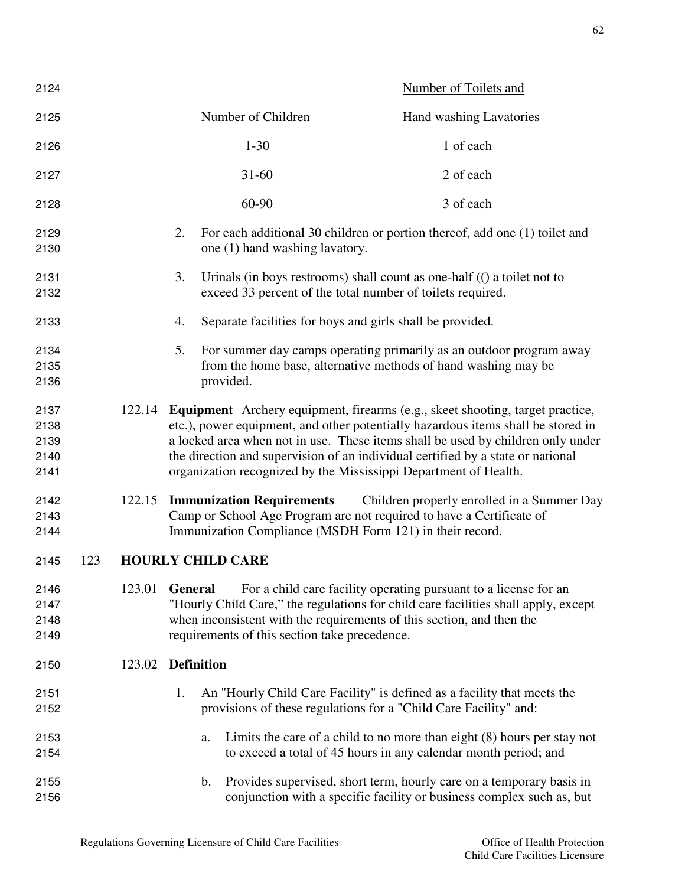| Number of Children | Number of Toilets and Hand washing Lavatories |
|---|---|
| 1-30 | 1 of each |
| 31-60 | 2 of each |
| 60-90 | 3 of each |

2. For each additional 30 children or portion thereof, add one (1) toilet and one (1) hand washing lavatory.

3. Urinals (in boys restrooms) shall count as one-half (() a toilet not to exceed 33 percent of the total number of toilets required.

4. Separate facilities for boys and girls shall be provided.

5. For summer day camps operating primarily as an outdoor program away from the home base, alternative methods of hand washing may be provided.

122.14 **Equipment** Archery equipment, firearms (e.g., skeet shooting, target practice, etc.), power equipment, and other potentially hazardous items shall be stored in a locked area when not in use. These items shall be used by children only under the direction and supervision of an individual certified by a state or national organization recognized by the Mississippi Department of Health.

122.15 **Immunization Requirements** Children properly enrolled in a Summer Day Camp or School Age Program are not required to have a Certificate of Immunization Compliance (MSDH Form 121) in their record.

## 123 HOURLY CHILD CARE

123.01 **General** For a child care facility operating pursuant to a license for an "Hourly Child Care," the regulations for child care facilities shall apply, except when inconsistent with the requirements of this section, and then the requirements of this section take precedence.

123.02 **Definition**

1. An "Hourly Child Care Facility" is defined as a facility that meets the provisions of these regulations for a "Child Care Facility" and:

   a. Limits the care of a child to no more than eight (8) hours per stay not to exceed a total of 45 hours in any calendar month period; and

   b. Provides supervised, short term, hourly care on a temporary basis in conjunction with a specific facility or business complex such as, but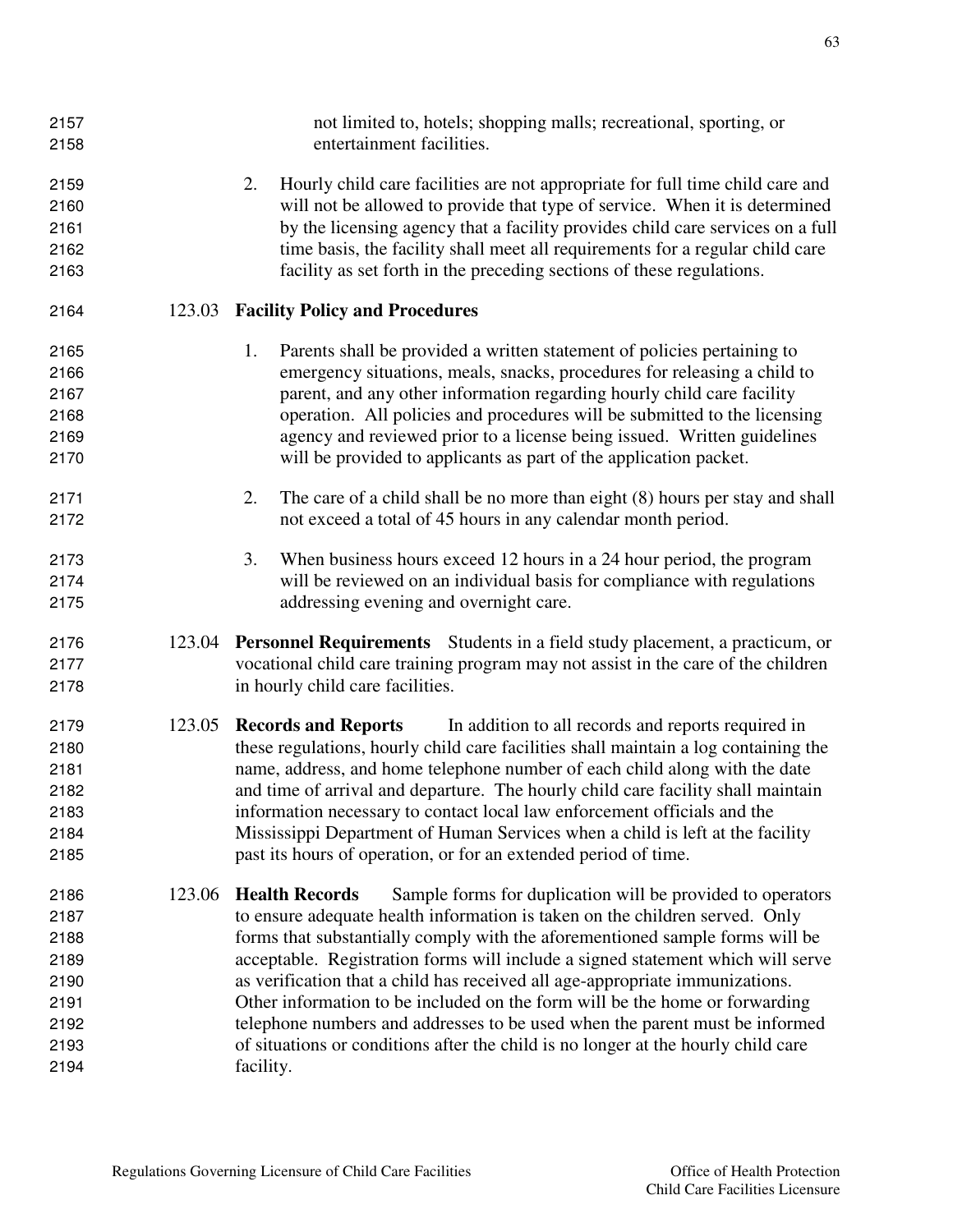not limited to, hotels; shopping malls; recreational, sporting, or entertainment facilities.

2. Hourly child care facilities are not appropriate for full time child care and will not be allowed to provide that type of service. When it is determined by the licensing agency that a facility provides child care services on a full time basis, the facility shall meet all requirements for a regular child care facility as set forth in the preceding sections of these regulations.

123.03 **Facility Policy and Procedures**

1. Parents shall be provided a written statement of policies pertaining to emergency situations, meals, snacks, procedures for releasing a child to parent, and any other information regarding hourly child care facility operation. All policies and procedures will be submitted to the licensing agency and reviewed prior to a license being issued. Written guidelines will be provided to applicants as part of the application packet.

2. The care of a child shall be no more than eight (8) hours per stay and shall not exceed a total of 45 hours in any calendar month period.

3. When business hours exceed 12 hours in a 24 hour period, the program will be reviewed on an individual basis for compliance with regulations addressing evening and overnight care.

123.04 **Personnel Requirements** Students in a field study placement, a practicum, or vocational child care training program may not assist in the care of the children in hourly child care facilities.

123.05 **Records and Reports** In addition to all records and reports required in these regulations, hourly child care facilities shall maintain a log containing the name, address, and home telephone number of each child along with the date and time of arrival and departure. The hourly child care facility shall maintain information necessary to contact local law enforcement officials and the Mississippi Department of Human Services when a child is left at the facility past its hours of operation, or for an extended period of time.

123.06 **Health Records** Sample forms for duplication will be provided to operators to ensure adequate health information is taken on the children served. Only forms that substantially comply with the aforementioned sample forms will be acceptable. Registration forms will include a signed statement which will serve as verification that a child has received all age-appropriate immunizations. Other information to be included on the form will be the home or forwarding telephone numbers and addresses to be used when the parent must be informed of situations or conditions after the child is no longer at the hourly child care facility.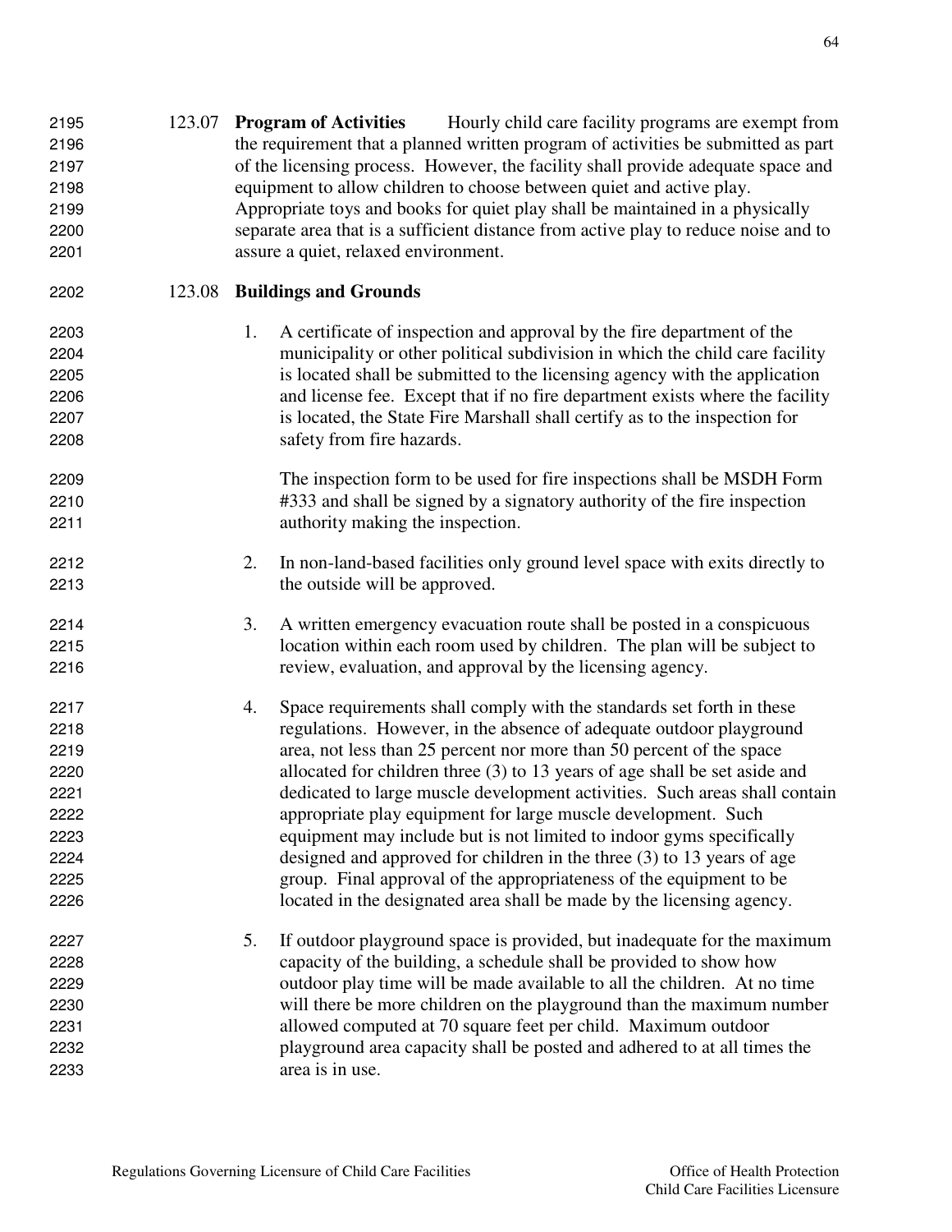123.07 **Program of Activities** Hourly child care facility programs are exempt from the requirement that a planned written program of activities be submitted as part of the licensing process. However, the facility shall provide adequate space and equipment to allow children to choose between quiet and active play. Appropriate toys and books for quiet play shall be maintained in a physically separate area that is a sufficient distance from active play to reduce noise and to assure a quiet, relaxed environment.

123.08 **Buildings and Grounds**

1. A certificate of inspection and approval by the fire department of the municipality or other political subdivision in which the child care facility is located shall be submitted to the licensing agency with the application and license fee. Except that if no fire department exists where the facility is located, the State Fire Marshall shall certify as to the inspection for safety from fire hazards.

   The inspection form to be used for fire inspections shall be MSDH Form #333 and shall be signed by a signatory authority of the fire inspection authority making the inspection.

2. In non-land-based facilities only ground level space with exits directly to the outside will be approved.

3. A written emergency evacuation route shall be posted in a conspicuous location within each room used by children. The plan will be subject to review, evaluation, and approval by the licensing agency.

4. Space requirements shall comply with the standards set forth in these regulations. However, in the absence of adequate outdoor playground area, not less than 25 percent nor more than 50 percent of the space allocated for children three (3) to 13 years of age shall be set aside and dedicated to large muscle development activities. Such areas shall contain appropriate play equipment for large muscle development. Such equipment may include but is not limited to indoor gyms specifically designed and approved for children in the three (3) to 13 years of age group. Final approval of the appropriateness of the equipment to be located in the designated area shall be made by the licensing agency.

5. If outdoor playground space is provided, but inadequate for the maximum capacity of the building, a schedule shall be provided to show how outdoor play time will be made available to all the children. At no time will there be more children on the playground than the maximum number allowed computed at 70 square feet per child. Maximum outdoor playground area capacity shall be posted and adhered to at all times the area is in use.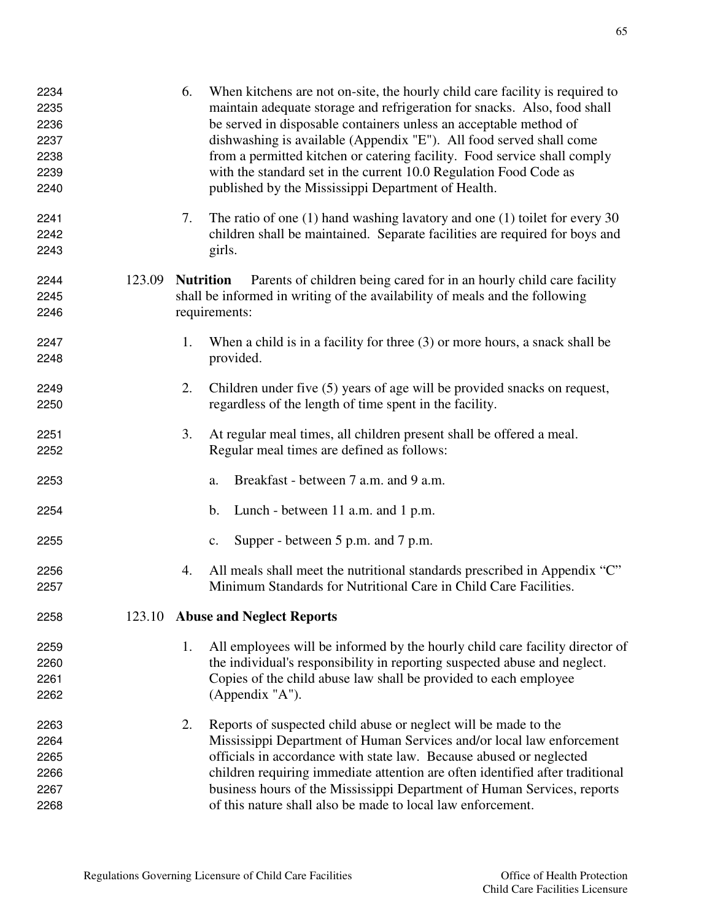6. When kitchens are not on-site, the hourly child care facility is required to maintain adequate storage and refrigeration for snacks. Also, food shall be served in disposable containers unless an acceptable method of dishwashing is available (Appendix "E"). All food served shall come from a permitted kitchen or catering facility. Food service shall comply with the standard set in the current 10.0 Regulation Food Code as published by the Mississippi Department of Health.

7. The ratio of one (1) hand washing lavatory and one (1) toilet for every 30 children shall be maintained. Separate facilities are required for boys and girls.

123.09 **Nutrition** Parents of children being cared for in an hourly child care facility shall be informed in writing of the availability of meals and the following requirements:

1. When a child is in a facility for three (3) or more hours, a snack shall be provided.

2. Children under five (5) years of age will be provided snacks on request, regardless of the length of time spent in the facility.

3. At regular meal times, all children present shall be offered a meal. Regular meal times are defined as follows:

   a. Breakfast - between 7 a.m. and 9 a.m.

   b. Lunch - between 11 a.m. and 1 p.m.

   c. Supper - between 5 p.m. and 7 p.m.

4. All meals shall meet the nutritional standards prescribed in Appendix "C" Minimum Standards for Nutritional Care in Child Care Facilities.

123.10 **Abuse and Neglect Reports**

1. All employees will be informed by the hourly child care facility director of the individual's responsibility in reporting suspected abuse and neglect. Copies of the child abuse law shall be provided to each employee (Appendix "A").

2. Reports of suspected child abuse or neglect will be made to the Mississippi Department of Human Services and/or local law enforcement officials in accordance with state law. Because abused or neglected children requiring immediate attention are often identified after traditional business hours of the Mississippi Department of Human Services, reports of this nature shall also be made to local law enforcement.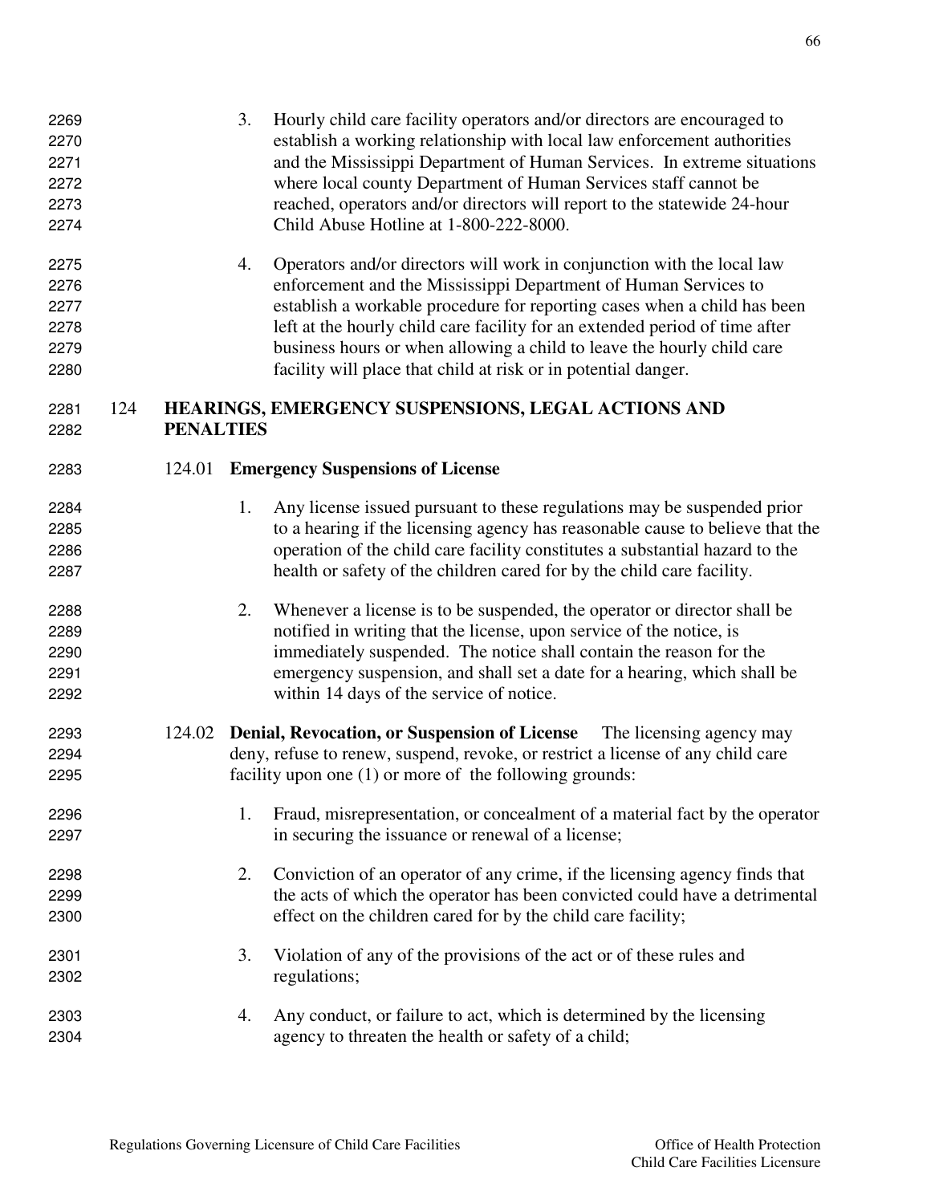3. Hourly child care facility operators and/or directors are encouraged to establish a working relationship with local law enforcement authorities and the Mississippi Department of Human Services. In extreme situations where local county Department of Human Services staff cannot be reached, operators and/or directors will report to the statewide 24-hour Child Abuse Hotline at 1-800-222-8000.

4. Operators and/or directors will work in conjunction with the local law enforcement and the Mississippi Department of Human Services to establish a workable procedure for reporting cases when a child has been left at the hourly child care facility for an extended period of time after business hours or when allowing a child to leave the hourly child care facility will place that child at risk or in potential danger.

## 124 HEARINGS, EMERGENCY SUSPENSIONS, LEGAL ACTIONS AND PENALTIES

### 124.01 Emergency Suspensions of License

1. Any license issued pursuant to these regulations may be suspended prior to a hearing if the licensing agency has reasonable cause to believe that the operation of the child care facility constitutes a substantial hazard to the health or safety of the children cared for by the child care facility.

2. Whenever a license is to be suspended, the operator or director shall be notified in writing that the license, upon service of the notice, is immediately suspended. The notice shall contain the reason for the emergency suspension, and shall set a date for a hearing, which shall be within 14 days of the service of notice.

### 124.02 Denial, Revocation, or Suspension of License

The licensing agency may deny, refuse to renew, suspend, revoke, or restrict a license of any child care facility upon one (1) or more of the following grounds:

1. Fraud, misrepresentation, or concealment of a material fact by the operator in securing the issuance or renewal of a license;

2. Conviction of an operator of any crime, if the licensing agency finds that the acts of which the operator has been convicted could have a detrimental effect on the children cared for by the child care facility;

3. Violation of any of the provisions of the act or of these rules and regulations;

4. Any conduct, or failure to act, which is determined by the licensing agency to threaten the health or safety of a child;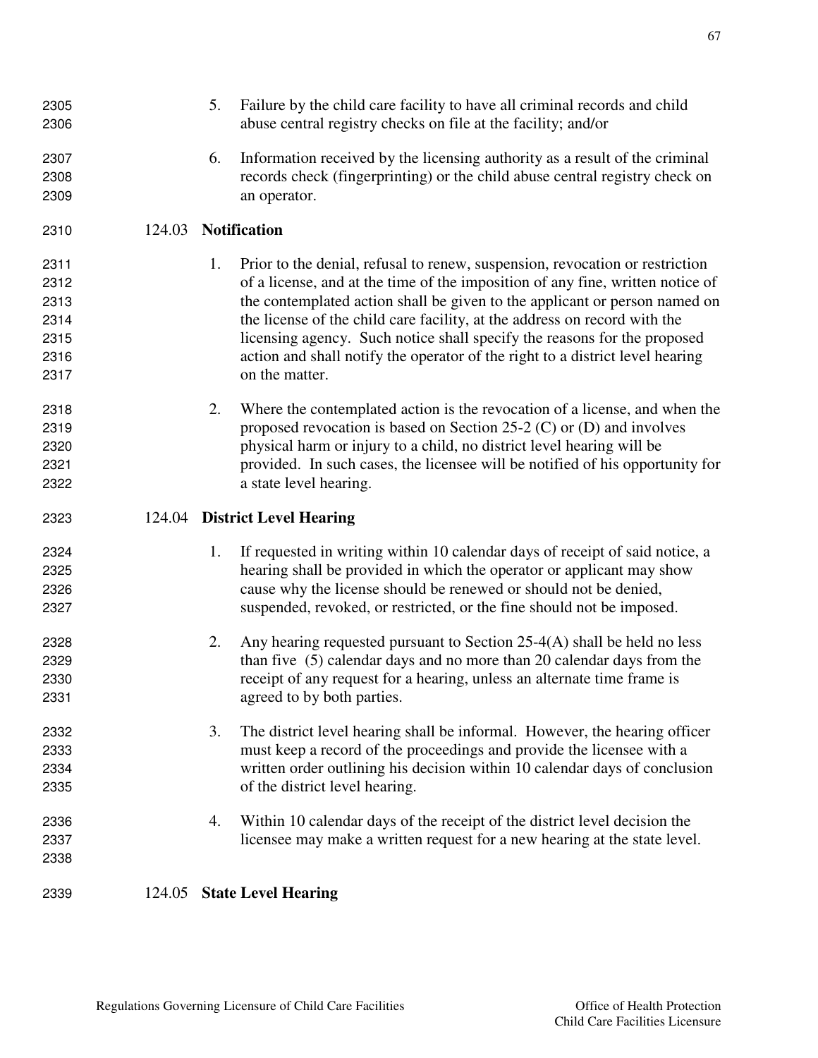5. Failure by the child care facility to have all criminal records and child abuse central registry checks on file at the facility; and/or

6. Information received by the licensing authority as a result of the criminal records check (fingerprinting) or the child abuse central registry check on an operator.

### 124.03 Notification

1. Prior to the denial, refusal to renew, suspension, revocation or restriction of a license, and at the time of the imposition of any fine, written notice of the contemplated action shall be given to the applicant or person named on the license of the child care facility, at the address on record with the licensing agency. Such notice shall specify the reasons for the proposed action and shall notify the operator of the right to a district level hearing on the matter.

2. Where the contemplated action is the revocation of a license, and when the proposed revocation is based on Section 25-2 (C) or (D) and involves physical harm or injury to a child, no district level hearing will be provided. In such cases, the licensee will be notified of his opportunity for a state level hearing.

### 124.04 District Level Hearing

1. If requested in writing within 10 calendar days of receipt of said notice, a hearing shall be provided in which the operator or applicant may show cause why the license should be renewed or should not be denied, suspended, revoked, or restricted, or the fine should not be imposed.

2. Any hearing requested pursuant to Section 25-4(A) shall be held no less than five (5) calendar days and no more than 20 calendar days from the receipt of any request for a hearing, unless an alternate time frame is agreed to by both parties.

3. The district level hearing shall be informal. However, the hearing officer must keep a record of the proceedings and provide the licensee with a written order outlining his decision within 10 calendar days of conclusion of the district level hearing.

4. Within 10 calendar days of the receipt of the district level decision the licensee may make a written request for a new hearing at the state level.

### 124.05 State Level Hearing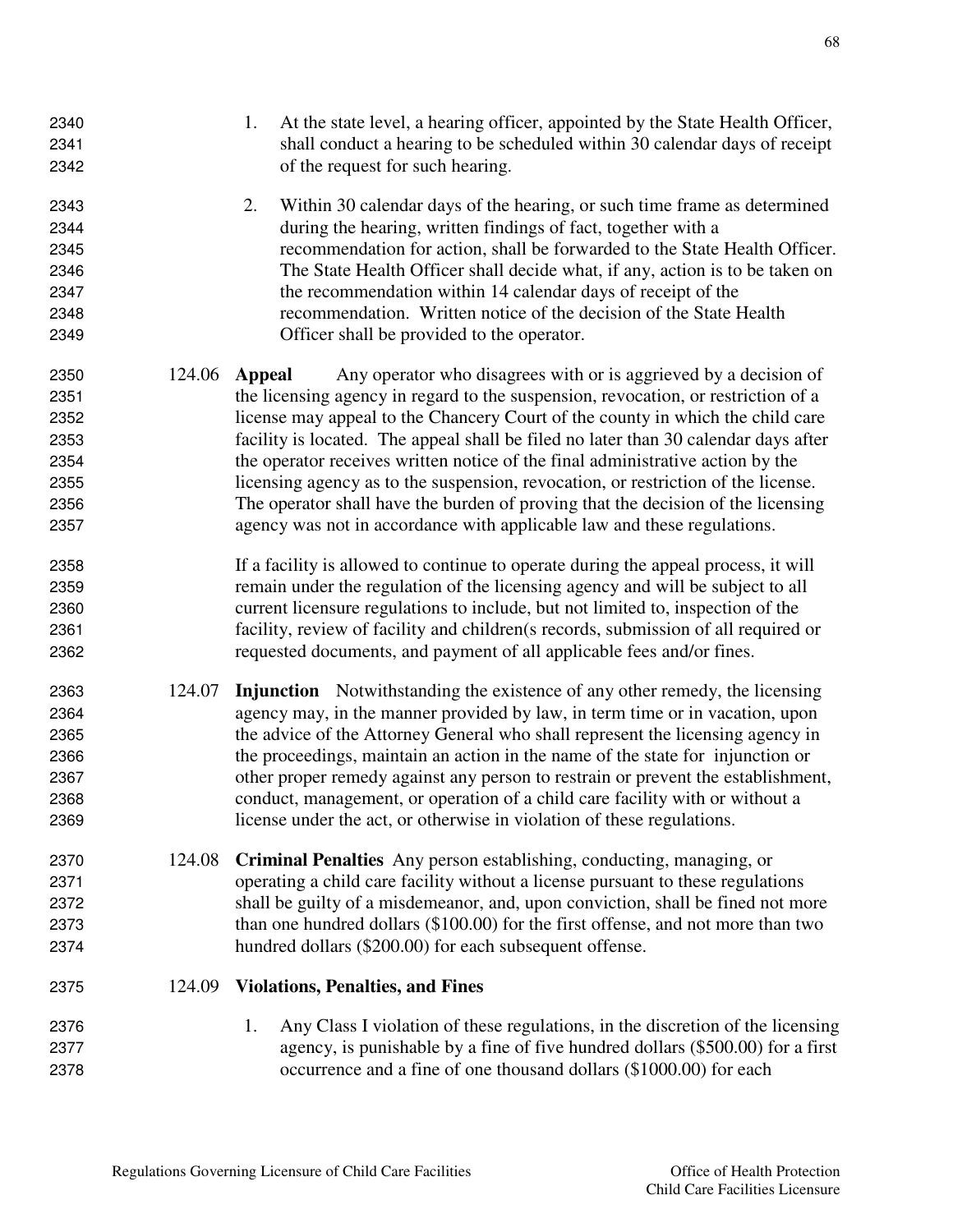1. At the state level, a hearing officer, appointed by the State Health Officer, shall conduct a hearing to be scheduled within 30 calendar days of receipt of the request for such hearing.

2. Within 30 calendar days of the hearing, or such time frame as determined during the hearing, written findings of fact, together with a recommendation for action, shall be forwarded to the State Health Officer. The State Health Officer shall decide what, if any, action is to be taken on the recommendation within 14 calendar days of receipt of the recommendation. Written notice of the decision of the State Health Officer shall be provided to the operator.

124.06 **Appeal** Any operator who disagrees with or is aggrieved by a decision of the licensing agency in regard to the suspension, revocation, or restriction of a license may appeal to the Chancery Court of the county in which the child care facility is located. The appeal shall be filed no later than 30 calendar days after the operator receives written notice of the final administrative action by the licensing agency as to the suspension, revocation, or restriction of the license. The operator shall have the burden of proving that the decision of the licensing agency was not in accordance with applicable law and these regulations.

If a facility is allowed to continue to operate during the appeal process, it will remain under the regulation of the licensing agency and will be subject to all current licensure regulations to include, but not limited to, inspection of the facility, review of facility and children(s records, submission of all required or requested documents, and payment of all applicable fees and/or fines.

124.07 **Injunction** Notwithstanding the existence of any other remedy, the licensing agency may, in the manner provided by law, in term time or in vacation, upon the advice of the Attorney General who shall represent the licensing agency in the proceedings, maintain an action in the name of the state for injunction or other proper remedy against any person to restrain or prevent the establishment, conduct, management, or operation of a child care facility with or without a license under the act, or otherwise in violation of these regulations.

124.08 **Criminal Penalties** Any person establishing, conducting, managing, or operating a child care facility without a license pursuant to these regulations shall be guilty of a misdemeanor, and, upon conviction, shall be fined not more than one hundred dollars ($100.00) for the first offense, and not more than two hundred dollars ($200.00) for each subsequent offense.

124.09 **Violations, Penalties, and Fines**

1. Any Class I violation of these regulations, in the discretion of the licensing agency, is punishable by a fine of five hundred dollars ($500.00) for a first occurrence and a fine of one thousand dollars ($1000.00) for each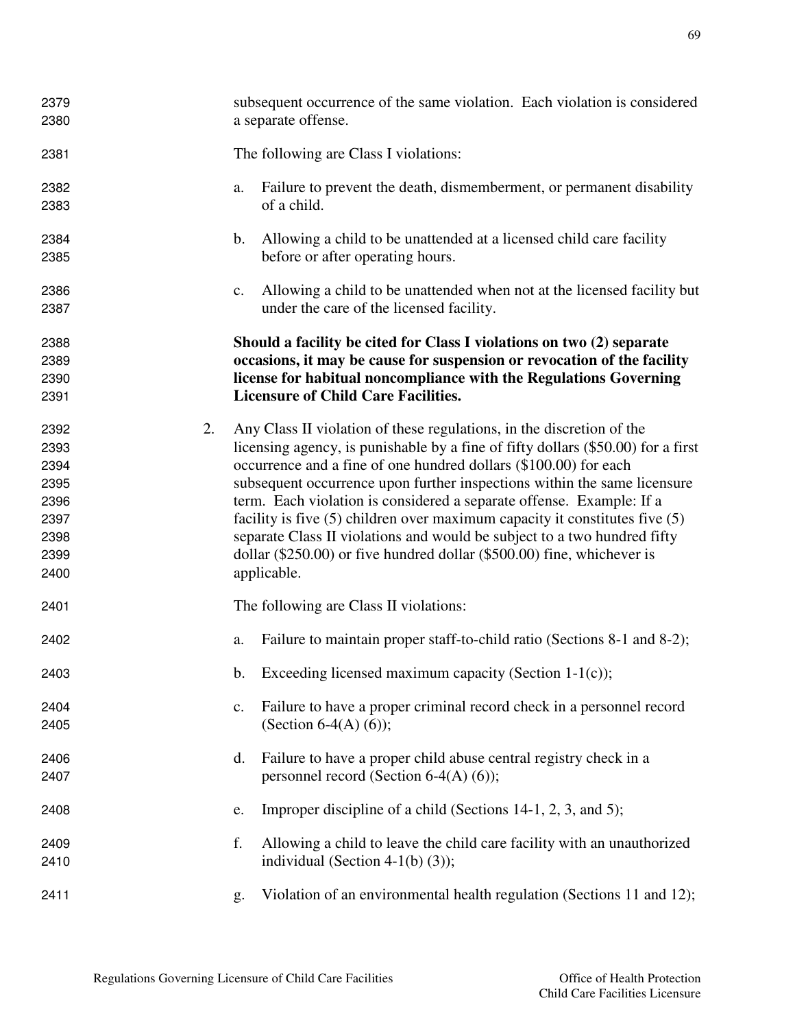subsequent occurrence of the same violation. Each violation is considered a separate offense.

The following are Class I violations:

a. Failure to prevent the death, dismemberment, or permanent disability of a child.

b. Allowing a child to be unattended at a licensed child care facility before or after operating hours.

c. Allowing a child to be unattended when not at the licensed facility but under the care of the licensed facility.

**Should a facility be cited for Class I violations on two (2) separate occasions, it may be cause for suspension or revocation of the facility license for habitual noncompliance with the Regulations Governing Licensure of Child Care Facilities.**

2. Any Class II violation of these regulations, in the discretion of the licensing agency, is punishable by a fine of fifty dollars ($50.00) for a first occurrence and a fine of one hundred dollars ($100.00) for each subsequent occurrence upon further inspections within the same licensure term. Each violation is considered a separate offense. Example: If a facility is five (5) children over maximum capacity it constitutes five (5) separate Class II violations and would be subject to a two hundred fifty dollar ($250.00) or five hundred dollar ($500.00) fine, whichever is applicable.

   The following are Class II violations:

   a. Failure to maintain proper staff-to-child ratio (Sections 8-1 and 8-2);

   b. Exceeding licensed maximum capacity (Section 1-1(c));

   c. Failure to have a proper criminal record check in a personnel record (Section 6-4(A) (6));

   d. Failure to have a proper child abuse central registry check in a personnel record (Section 6-4(A) (6));

   e. Improper discipline of a child (Sections 14-1, 2, 3, and 5);

   f. Allowing a child to leave the child care facility with an unauthorized individual (Section 4-1(b) (3));

   g. Violation of an environmental health regulation (Sections 11 and 12);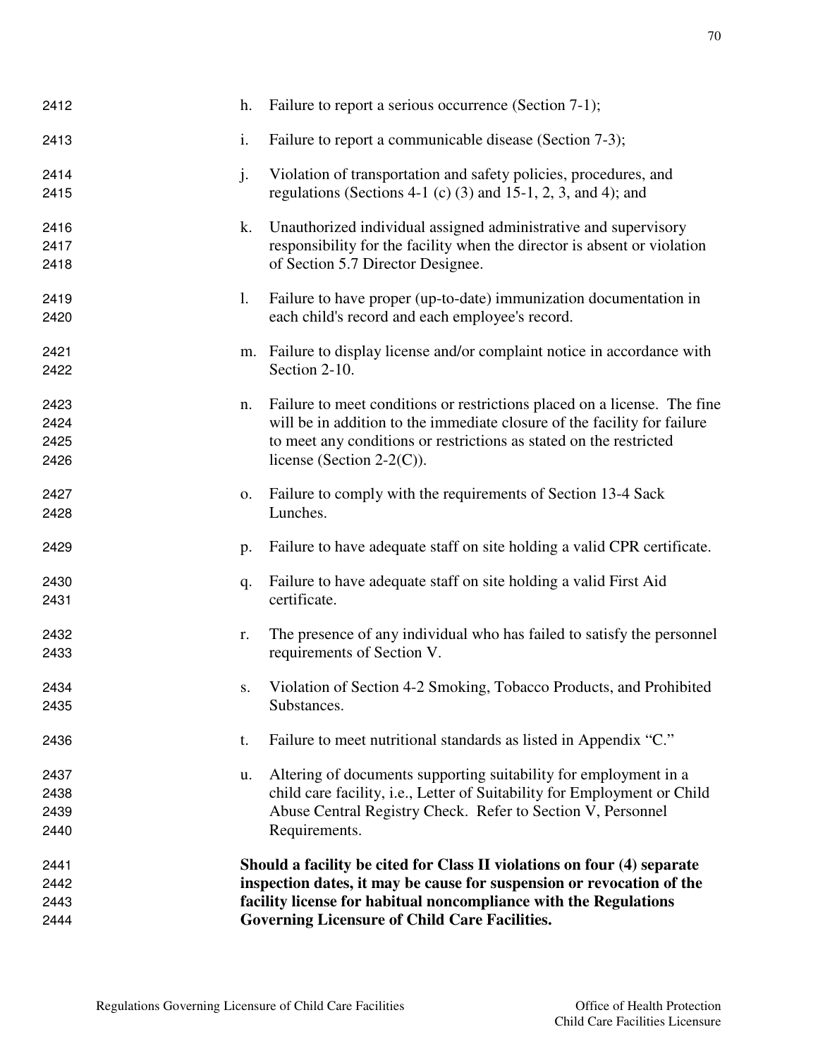h. Failure to report a serious occurrence (Section 7-1);

i. Failure to report a communicable disease (Section 7-3);

j. Violation of transportation and safety policies, procedures, and regulations (Sections 4-1 (c) (3) and 15-1, 2, 3, and 4); and

k. Unauthorized individual assigned administrative and supervisory responsibility for the facility when the director is absent or violation of Section 5.7 Director Designee.

l. Failure to have proper (up-to-date) immunization documentation in each child's record and each employee's record.

m. Failure to display license and/or complaint notice in accordance with Section 2-10.

n. Failure to meet conditions or restrictions placed on a license. The fine will be in addition to the immediate closure of the facility for failure to meet any conditions or restrictions as stated on the restricted license (Section 2-2(C)).

o. Failure to comply with the requirements of Section 13-4 Sack Lunches.

p. Failure to have adequate staff on site holding a valid CPR certificate.

q. Failure to have adequate staff on site holding a valid First Aid certificate.

r. The presence of any individual who has failed to satisfy the personnel requirements of Section V.

s. Violation of Section 4-2 Smoking, Tobacco Products, and Prohibited Substances.

t. Failure to meet nutritional standards as listed in Appendix "C."

u. Altering of documents supporting suitability for employment in a child care facility, i.e., Letter of Suitability for Employment or Child Abuse Central Registry Check. Refer to Section V, Personnel Requirements.

**Should a facility be cited for Class II violations on four (4) separate inspection dates, it may be cause for suspension or revocation of the facility license for habitual noncompliance with the Regulations Governing Licensure of Child Care Facilities.**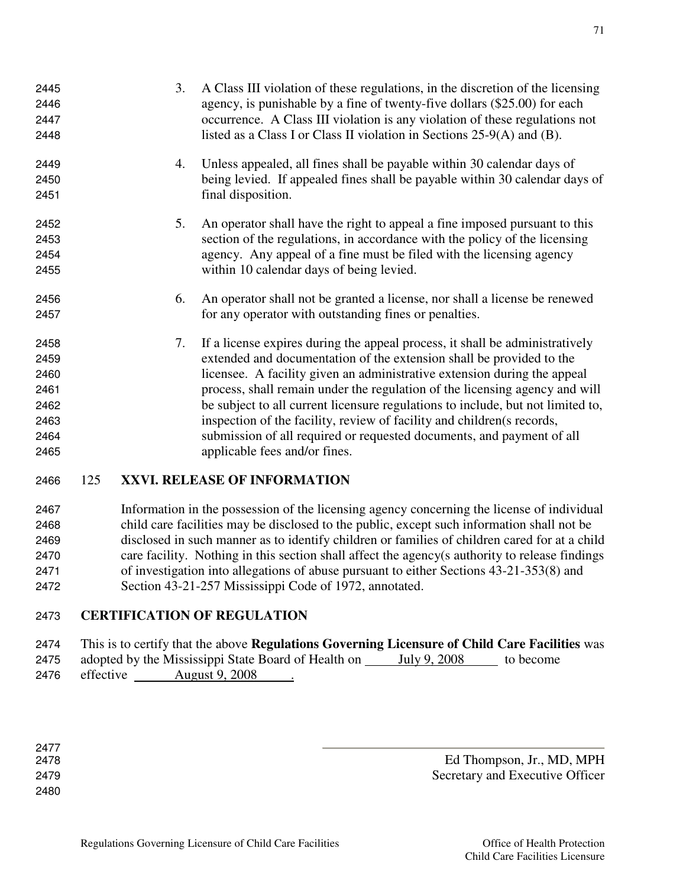3. A Class III violation of these regulations, in the discretion of the licensing agency, is punishable by a fine of twenty-five dollars ($25.00) for each occurrence. A Class III violation is any violation of these regulations not listed as a Class I or Class II violation in Sections 25-9(A) and (B).

4. Unless appealed, all fines shall be payable within 30 calendar days of being levied. If appealed fines shall be payable within 30 calendar days of final disposition.

5. An operator shall have the right to appeal a fine imposed pursuant to this section of the regulations, in accordance with the policy of the licensing agency. Any appeal of a fine must be filed with the licensing agency within 10 calendar days of being levied.

6. An operator shall not be granted a license, nor shall a license be renewed for any operator with outstanding fines or penalties.

7. If a license expires during the appeal process, it shall be administratively extended and documentation of the extension shall be provided to the licensee. A facility given an administrative extension during the appeal process, shall remain under the regulation of the licensing agency and will be subject to all current licensure regulations to include, but not limited to, inspection of the facility, review of facility and children(s records, submission of all required or requested documents, and payment of all applicable fees and/or fines.

## 125 XXVI. RELEASE OF INFORMATION

Information in the possession of the licensing agency concerning the license of individual child care facilities may be disclosed to the public, except such information shall not be disclosed in such manner as to identify children or families of children cared for at a child care facility. Nothing in this section shall affect the agency(s authority to release findings of investigation into allegations of abuse pursuant to either Sections 43-21-353(8) and Section 43-21-257 Mississippi Code of 1972, annotated.

## CERTIFICATION OF REGULATION

This is to certify that the above **Regulations Governing Licensure of Child Care Facilities** was adopted by the Mississippi State Board of Health on July 9, 2008 to become effective August 9, 2008.

Ed Thompson, Jr., MD, MPH
Secretary and Executive Officer